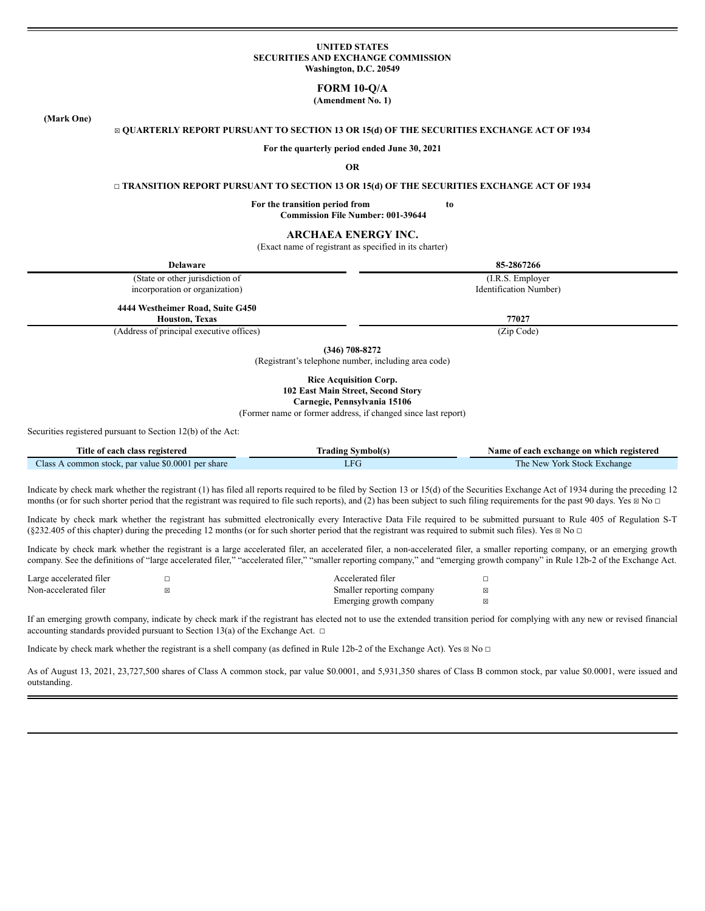**UNITED STATES**
**SECURITIES AND EXCHANGE COMMISSION**
**Washington, D.C. 20549**

# FORM 10-Q/A

**(Amendment No. 1)**

**(Mark One)**

☒ **QUARTERLY REPORT PURSUANT TO SECTION 13 OR 15(d) OF THE SECURITIES EXCHANGE ACT OF 1934**

**For the quarterly period ended June 30, 2021**

**OR**

☐ **TRANSITION REPORT PURSUANT TO SECTION 13 OR 15(d) OF THE SECURITIES EXCHANGE ACT OF 1934**

**For the transition period from to**
**Commission File Number: 001-39644**

## ARCHAEA ENERGY INC.

(Exact name of registrant as specified in its charter)

| **Delaware** | **85-2867266** |
|---|---|
| (State or other jurisdiction of incorporation or organization) | (I.R.S. Employer Identification Number) |
| **4444 Westheimer Road, Suite G450 Houston, Texas** | **77027** |
| (Address of principal executive offices) | (Zip Code) |

**(346) 708-8272**
(Registrant's telephone number, including area code)

**Rice Acquisition Corp.**
**102 East Main Street, Second Story**
**Carnegie, Pennsylvania 15106**
(Former name or former address, if changed since last report)

Securities registered pursuant to Section 12(b) of the Act:

| Title of each class registered | Trading Symbol(s) | Name of each exchange on which registered |
|---|---|---|
| Class A common stock, par value $0.0001 per share | LFG | The New York Stock Exchange |

Indicate by check mark whether the registrant (1) has filed all reports required to be filed by Section 13 or 15(d) of the Securities Exchange Act of 1934 during the preceding 12 months (or for such shorter period that the registrant was required to file such reports), and (2) has been subject to such filing requirements for the past 90 days. Yes ☒ No ☐

Indicate by check mark whether the registrant has submitted electronically every Interactive Data File required to be submitted pursuant to Rule 405 of Regulation S-T (§232.405 of this chapter) during the preceding 12 months (or for such shorter period that the registrant was required to submit such files). Yes ☒ No ☐

Indicate by check mark whether the registrant is a large accelerated filer, an accelerated filer, a non-accelerated filer, a smaller reporting company, or an emerging growth company. See the definitions of "large accelerated filer," "accelerated filer," "smaller reporting company," and "emerging growth company" in Rule 12b-2 of the Exchange Act.

| | | | |
|---|---|---|---|
| Large accelerated filer | ☐ | Accelerated filer | ☐ |
| Non-accelerated filer | ☒ | Smaller reporting company | ☒ |
| | | Emerging growth company | ☒ |

If an emerging growth company, indicate by check mark if the registrant has elected not to use the extended transition period for complying with any new or revised financial accounting standards provided pursuant to Section 13(a) of the Exchange Act. ☐

Indicate by check mark whether the registrant is a shell company (as defined in Rule 12b-2 of the Exchange Act). Yes ☒ No ☐

As of August 13, 2021, 23,727,500 shares of Class A common stock, par value $0.0001, and 5,931,350 shares of Class B common stock, par value $0.0001, were issued and outstanding.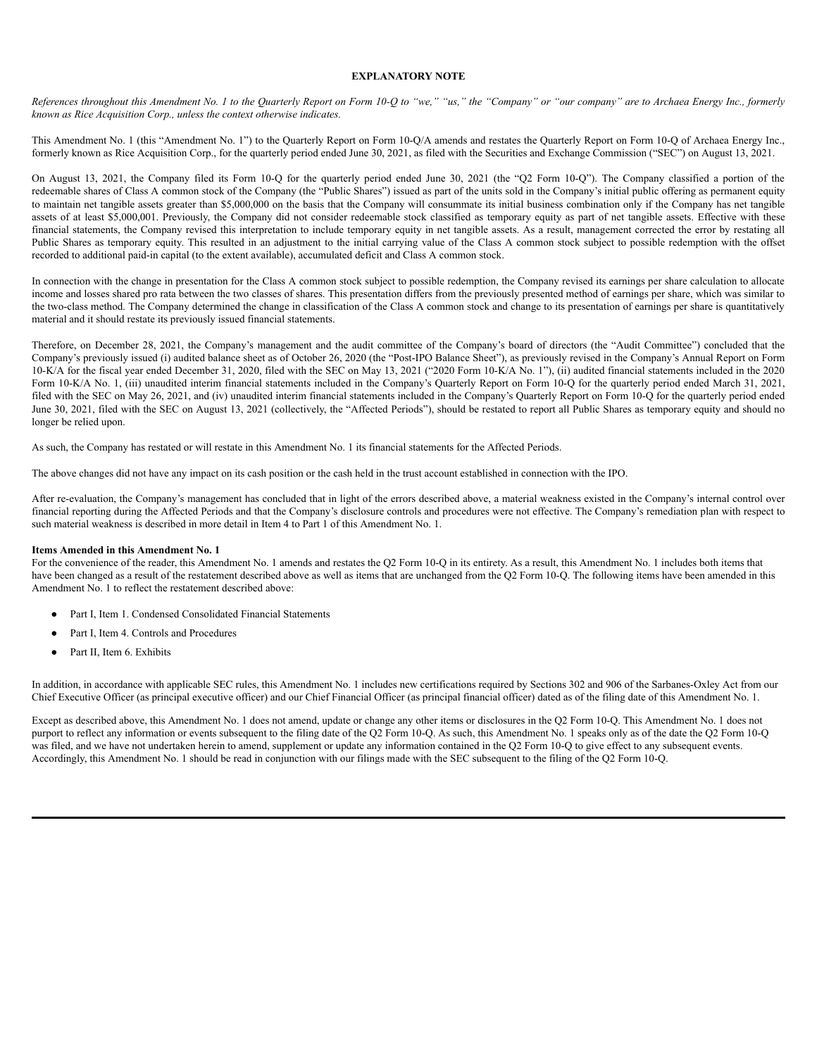## EXPLANATORY NOTE

*References throughout this Amendment No. 1 to the Quarterly Report on Form 10-Q to "we," "us," the "Company" or "our company" are to Archaea Energy Inc., formerly known as Rice Acquisition Corp., unless the context otherwise indicates.*

This Amendment No. 1 (this "Amendment No. 1") to the Quarterly Report on Form 10-Q/A amends and restates the Quarterly Report on Form 10-Q of Archaea Energy Inc., formerly known as Rice Acquisition Corp., for the quarterly period ended June 30, 2021, as filed with the Securities and Exchange Commission ("SEC") on August 13, 2021.

On August 13, 2021, the Company filed its Form 10-Q for the quarterly period ended June 30, 2021 (the "Q2 Form 10-Q"). The Company classified a portion of the redeemable shares of Class A common stock of the Company (the "Public Shares") issued as part of the units sold in the Company's initial public offering as permanent equity to maintain net tangible assets greater than $5,000,000 on the basis that the Company will consummate its initial business combination only if the Company has net tangible assets of at least $5,000,001. Previously, the Company did not consider redeemable stock classified as temporary equity as part of net tangible assets. Effective with these financial statements, the Company revised this interpretation to include temporary equity in net tangible assets. As a result, management corrected the error by restating all Public Shares as temporary equity. This resulted in an adjustment to the initial carrying value of the Class A common stock subject to possible redemption with the offset recorded to additional paid-in capital (to the extent available), accumulated deficit and Class A common stock.

In connection with the change in presentation for the Class A common stock subject to possible redemption, the Company revised its earnings per share calculation to allocate income and losses shared pro rata between the two classes of shares. This presentation differs from the previously presented method of earnings per share, which was similar to the two-class method. The Company determined the change in classification of the Class A common stock and change to its presentation of earnings per share is quantitatively material and it should restate its previously issued financial statements.

Therefore, on December 28, 2021, the Company's management and the audit committee of the Company's board of directors (the "Audit Committee") concluded that the Company's previously issued (i) audited balance sheet as of October 26, 2020 (the "Post-IPO Balance Sheet"), as previously revised in the Company's Annual Report on Form 10-K/A for the fiscal year ended December 31, 2020, filed with the SEC on May 13, 2021 ("2020 Form 10-K/A No. 1"), (ii) audited financial statements included in the 2020 Form 10-K/A No. 1, (iii) unaudited interim financial statements included in the Company's Quarterly Report on Form 10-Q for the quarterly period ended March 31, 2021, filed with the SEC on May 26, 2021, and (iv) unaudited interim financial statements included in the Company's Quarterly Report on Form 10-Q for the quarterly period ended June 30, 2021, filed with the SEC on August 13, 2021 (collectively, the "Affected Periods"), should be restated to report all Public Shares as temporary equity and should no longer be relied upon.

As such, the Company has restated or will restate in this Amendment No. 1 its financial statements for the Affected Periods.

The above changes did not have any impact on its cash position or the cash held in the trust account established in connection with the IPO.

After re-evaluation, the Company's management has concluded that in light of the errors described above, a material weakness existed in the Company's internal control over financial reporting during the Affected Periods and that the Company's disclosure controls and procedures were not effective. The Company's remediation plan with respect to such material weakness is described in more detail in Item 4 to Part 1 of this Amendment No. 1.

**Items Amended in this Amendment No. 1**

For the convenience of the reader, this Amendment No. 1 amends and restates the Q2 Form 10-Q in its entirety. As a result, this Amendment No. 1 includes both items that have been changed as a result of the restatement described above as well as items that are unchanged from the Q2 Form 10-Q. The following items have been amended in this Amendment No. 1 to reflect the restatement described above:

- Part I, Item 1. Condensed Consolidated Financial Statements
- Part I, Item 4. Controls and Procedures
- Part II, Item 6. Exhibits

In addition, in accordance with applicable SEC rules, this Amendment No. 1 includes new certifications required by Sections 302 and 906 of the Sarbanes-Oxley Act from our Chief Executive Officer (as principal executive officer) and our Chief Financial Officer (as principal financial officer) dated as of the filing date of this Amendment No. 1.

Except as described above, this Amendment No. 1 does not amend, update or change any other items or disclosures in the Q2 Form 10-Q. This Amendment No. 1 does not purport to reflect any information or events subsequent to the filing date of the Q2 Form 10-Q. As such, this Amendment No. 1 speaks only as of the date the Q2 Form 10-Q was filed, and we have not undertaken herein to amend, supplement or update any information contained in the Q2 Form 10-Q to give effect to any subsequent events. Accordingly, this Amendment No. 1 should be read in conjunction with our filings made with the SEC subsequent to the filing of the Q2 Form 10-Q.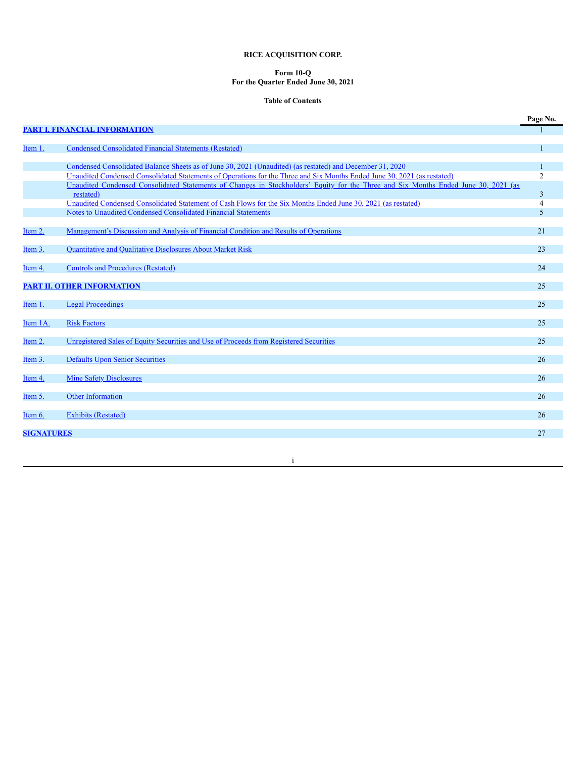**RICE ACQUISITION CORP.**

**Form 10-Q**
**For the Quarter Ended June 30, 2021**

**Table of Contents**

| | | Page No. |
|---|---|---|
| **PART I. FINANCIAL INFORMATION** | | 1 |
| Item 1. | Condensed Consolidated Financial Statements (Restated) | 1 |
| | Condensed Consolidated Balance Sheets as of June 30, 2021 (Unaudited) (as restated) and December 31, 2020 | 1 |
| | Unaudited Condensed Consolidated Statements of Operations for the Three and Six Months Ended June 30, 2021 (as restated) | 2 |
| | Unaudited Condensed Consolidated Statements of Changes in Stockholders' Equity for the Three and Six Months Ended June 30, 2021 (as restated) | 3 |
| | Unaudited Condensed Consolidated Statement of Cash Flows for the Six Months Ended June 30, 2021 (as restated) | 4 |
| | Notes to Unaudited Condensed Consolidated Financial Statements | 5 |
| Item 2. | Management's Discussion and Analysis of Financial Condition and Results of Operations | 21 |
| Item 3. | Quantitative and Qualitative Disclosures About Market Risk | 23 |
| Item 4. | Controls and Procedures (Restated) | 24 |
| **PART II. OTHER INFORMATION** | | 25 |
| Item 1. | Legal Proceedings | 25 |
| Item 1A. | Risk Factors | 25 |
| Item 2. | Unregistered Sales of Equity Securities and Use of Proceeds from Registered Securities | 25 |
| Item 3. | Defaults Upon Senior Securities | 26 |
| Item 4. | Mine Safety Disclosures | 26 |
| Item 5. | Other Information | 26 |
| Item 6. | Exhibits (Restated) | 26 |
| **SIGNATURES** | | 27 |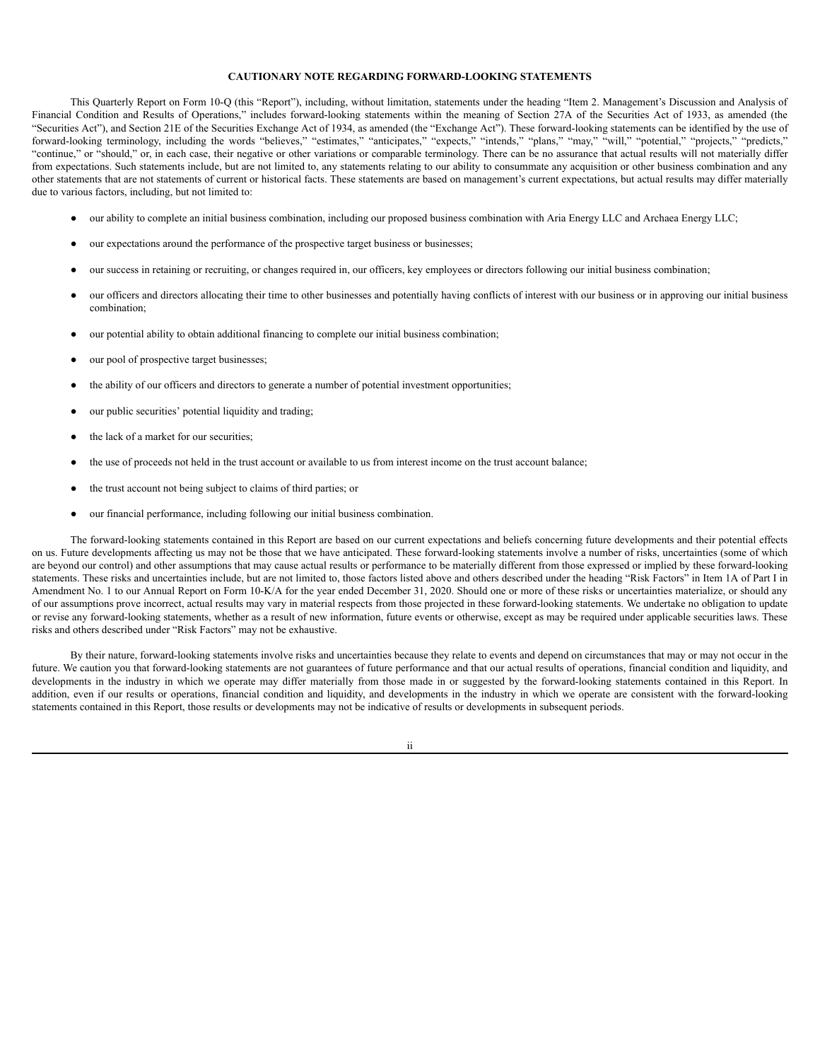## CAUTIONARY NOTE REGARDING FORWARD-LOOKING STATEMENTS

This Quarterly Report on Form 10-Q (this "Report"), including, without limitation, statements under the heading "Item 2. Management's Discussion and Analysis of Financial Condition and Results of Operations," includes forward-looking statements within the meaning of Section 27A of the Securities Act of 1933, as amended (the "Securities Act"), and Section 21E of the Securities Exchange Act of 1934, as amended (the "Exchange Act"). These forward-looking statements can be identified by the use of forward-looking terminology, including the words "believes," "estimates," "anticipates," "expects," "intends," "plans," "may," "will," "potential," "projects," "predicts," "continue," or "should," or, in each case, their negative or other variations or comparable terminology. There can be no assurance that actual results will not materially differ from expectations. Such statements include, but are not limited to, any statements relating to our ability to consummate any acquisition or other business combination and any other statements that are not statements of current or historical facts. These statements are based on management's current expectations, but actual results may differ materially due to various factors, including, but not limited to:

- our ability to complete an initial business combination, including our proposed business combination with Aria Energy LLC and Archaea Energy LLC;
- our expectations around the performance of the prospective target business or businesses;
- our success in retaining or recruiting, or changes required in, our officers, key employees or directors following our initial business combination;
- our officers and directors allocating their time to other businesses and potentially having conflicts of interest with our business or in approving our initial business combination;
- our potential ability to obtain additional financing to complete our initial business combination;
- our pool of prospective target businesses;
- the ability of our officers and directors to generate a number of potential investment opportunities;
- our public securities' potential liquidity and trading;
- the lack of a market for our securities;
- the use of proceeds not held in the trust account or available to us from interest income on the trust account balance;
- the trust account not being subject to claims of third parties; or
- our financial performance, including following our initial business combination.

The forward-looking statements contained in this Report are based on our current expectations and beliefs concerning future developments and their potential effects on us. Future developments affecting us may not be those that we have anticipated. These forward-looking statements involve a number of risks, uncertainties (some of which are beyond our control) and other assumptions that may cause actual results or performance to be materially different from those expressed or implied by these forward-looking statements. These risks and uncertainties include, but are not limited to, those factors listed above and others described under the heading "Risk Factors" in Item 1A of Part I in Amendment No. 1 to our Annual Report on Form 10-K/A for the year ended December 31, 2020. Should one or more of these risks or uncertainties materialize, or should any of our assumptions prove incorrect, actual results may vary in material respects from those projected in these forward-looking statements. We undertake no obligation to update or revise any forward-looking statements, whether as a result of new information, future events or otherwise, except as may be required under applicable securities laws. These risks and others described under "Risk Factors" may not be exhaustive.

By their nature, forward-looking statements involve risks and uncertainties because they relate to events and depend on circumstances that may or may not occur in the future. We caution you that forward-looking statements are not guarantees of future performance and that our actual results of operations, financial condition and liquidity, and developments in the industry in which we operate may differ materially from those made in or suggested by the forward-looking statements contained in this Report. In addition, even if our results or operations, financial condition and liquidity, and developments in the industry in which we operate are consistent with the forward-looking statements contained in this Report, those results or developments may not be indicative of results or developments in subsequent periods.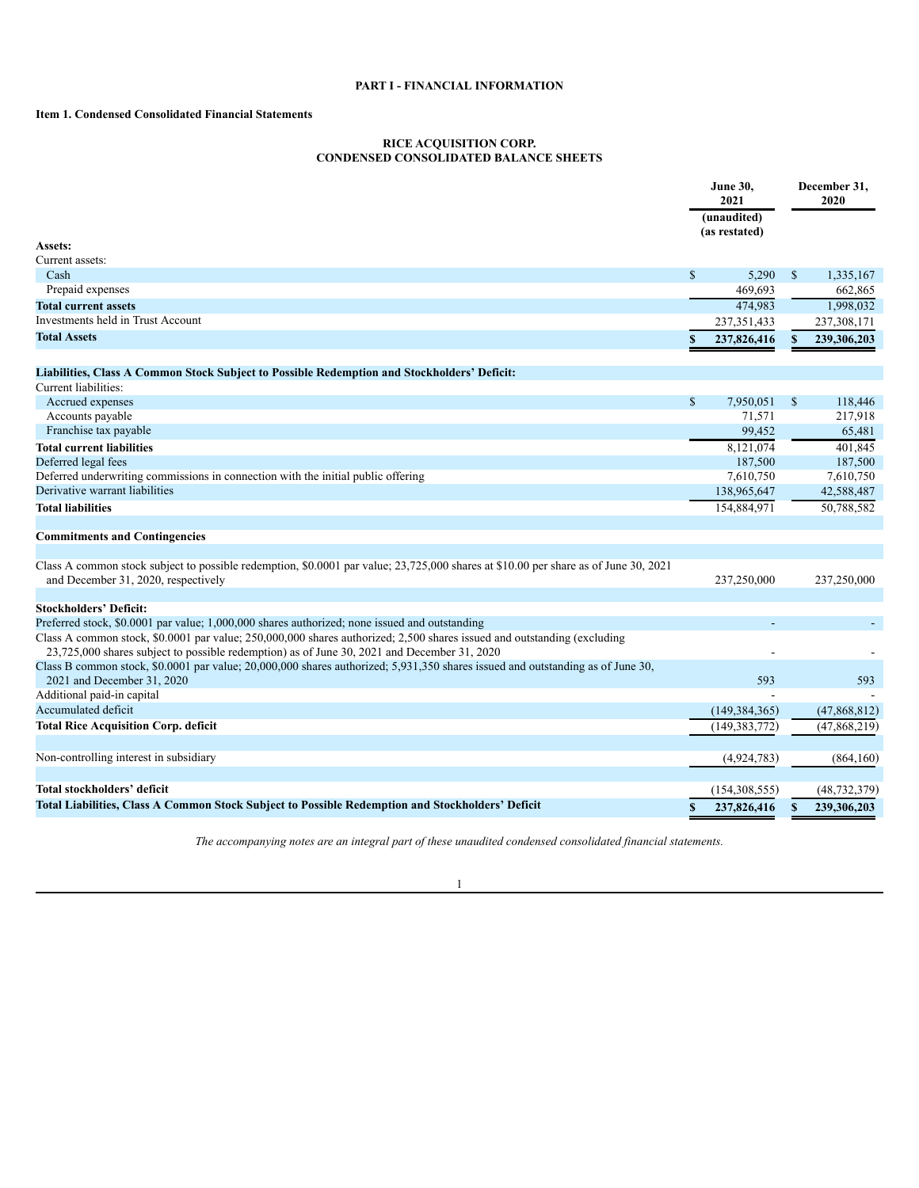## PART I - FINANCIAL INFORMATION

### Item 1. Condensed Consolidated Financial Statements

**RICE ACQUISITION CORP.**
**CONDENSED CONSOLIDATED BALANCE SHEETS**

| | June 30, 2021 (unaudited) (as restated) | December 31, 2020 |
|---|---|---|
| **Assets:** | | |
| Current assets: | | |
| Cash | $ 5,290 | $ 1,335,167 |
| Prepaid expenses | 469,693 | 662,865 |
| **Total current assets** | 474,983 | 1,998,032 |
| Investments held in Trust Account | 237,351,433 | 237,308,171 |
| **Total Assets** | **$ 237,826,416** | **$ 239,306,203** |
| | | |
| **Liabilities, Class A Common Stock Subject to Possible Redemption and Stockholders' Deficit:** | | |
| Current liabilities: | | |
| Accrued expenses | $ 7,950,051 | $ 118,446 |
| Accounts payable | 71,571 | 217,918 |
| Franchise tax payable | 99,452 | 65,481 |
| **Total current liabilities** | 8,121,074 | 401,845 |
| Deferred legal fees | 187,500 | 187,500 |
| Deferred underwriting commissions in connection with the initial public offering | 7,610,750 | 7,610,750 |
| Derivative warrant liabilities | 138,965,647 | 42,588,487 |
| **Total liabilities** | 154,884,971 | 50,788,582 |
| | | |
| **Commitments and Contingencies** | | |
| | | |
| Class A common stock subject to possible redemption, $0.0001 par value; 23,725,000 shares at $10.00 per share as of June 30, 2021 and December 31, 2020, respectively | 237,250,000 | 237,250,000 |
| | | |
| **Stockholders' Deficit:** | | |
| Preferred stock, $0.0001 par value; 1,000,000 shares authorized; none issued and outstanding | - | - |
| Class A common stock, $0.0001 par value; 250,000,000 shares authorized; 2,500 shares issued and outstanding (excluding 23,725,000 shares subject to possible redemption) as of June 30, 2021 and December 31, 2020 | - | - |
| Class B common stock, $0.0001 par value; 20,000,000 shares authorized; 5,931,350 shares issued and outstanding as of June 30, 2021 and December 31, 2020 | 593 | 593 |
| Additional paid-in capital | - | - |
| Accumulated deficit | (149,384,365) | (47,868,812) |
| **Total Rice Acquisition Corp. deficit** | (149,383,772) | (47,868,219) |
| | | |
| Non-controlling interest in subsidiary | (4,924,783) | (864,160) |
| | | |
| **Total stockholders' deficit** | (154,308,555) | (48,732,379) |
| **Total Liabilities, Class A Common Stock Subject to Possible Redemption and Stockholders' Deficit** | **$ 237,826,416** | **$ 239,306,203** |

*The accompanying notes are an integral part of these unaudited condensed consolidated financial statements.*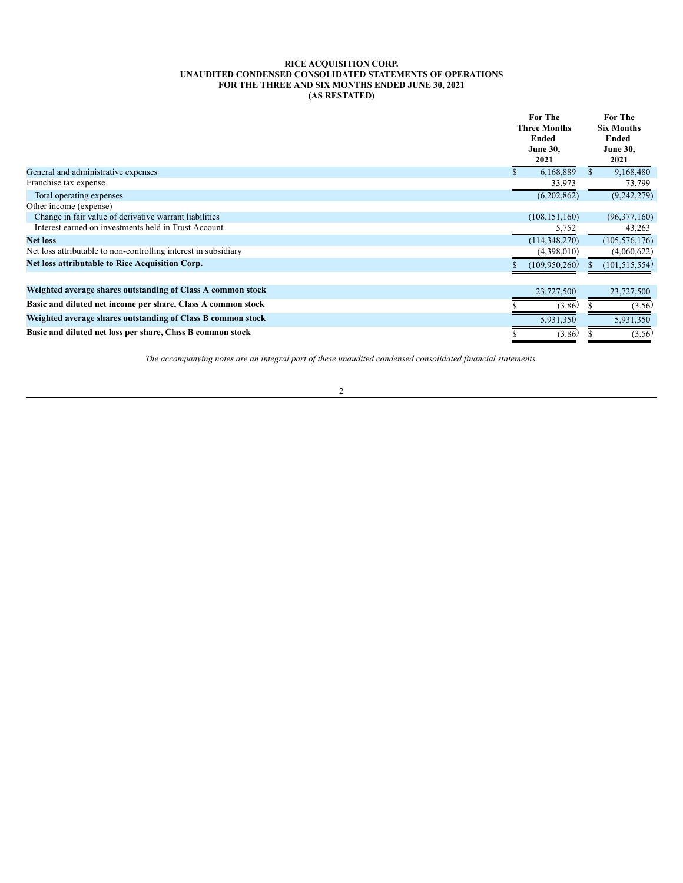**RICE ACQUISITION CORP.**
**UNAUDITED CONDENSED CONSOLIDATED STATEMENTS OF OPERATIONS**
**FOR THE THREE AND SIX MONTHS ENDED JUNE 30, 2021**
**(AS RESTATED)**

| | For The Three Months Ended June 30, 2021 | For The Six Months Ended June 30, 2021 |
|---|---|---|
| General and administrative expenses | $ 6,168,889 | $ 9,168,480 |
| Franchise tax expense | 33,973 | 73,799 |
| Total operating expenses | (6,202,862) | (9,242,279) |
| Other income (expense) | | |
| Change in fair value of derivative warrant liabilities | (108,151,160) | (96,377,160) |
| Interest earned on investments held in Trust Account | 5,752 | 43,263 |
| **Net loss** | (114,348,270) | (105,576,176) |
| Net loss attributable to non-controlling interest in subsidiary | (4,398,010) | (4,060,622) |
| **Net loss attributable to Rice Acquisition Corp.** | $ (109,950,260) | $ (101,515,554) |
| | | |
| **Weighted average shares outstanding of Class A common stock** | 23,727,500 | 23,727,500 |
| **Basic and diluted net income per share, Class A common stock** | $ (3.86) | $ (3.56) |
| **Weighted average shares outstanding of Class B common stock** | 5,931,350 | 5,931,350 |
| **Basic and diluted net loss per share, Class B common stock** | $ (3.86) | $ (3.56) |

*The accompanying notes are an integral part of these unaudited condensed consolidated financial statements.*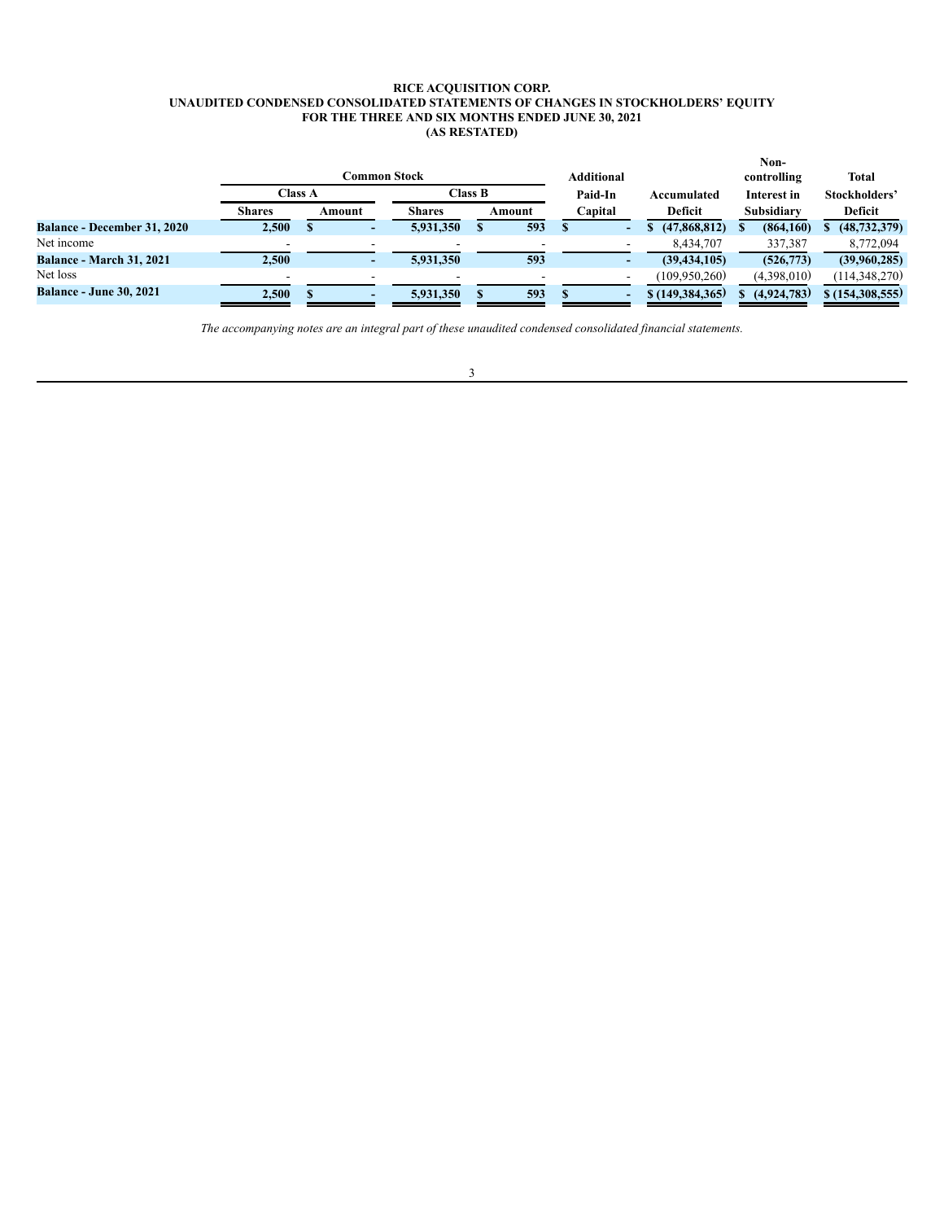**RICE ACQUISITION CORP.**
**UNAUDITED CONDENSED CONSOLIDATED STATEMENTS OF CHANGES IN STOCKHOLDERS' EQUITY**
**FOR THE THREE AND SIX MONTHS ENDED JUNE 30, 2021**
**(AS RESTATED)**

| | Common Stock | | | | Additional | | Non-controlling | Total |
|---|---|---|---|---|---|---|---|---|
| | Class A | | Class B | | Paid-In | Accumulated | Interest in | Stockholders' |
| | Shares | Amount | Shares | Amount | Capital | Deficit | Subsidiary | Deficit |
| **Balance - December 31, 2020** | **2,500** | **$ -** | **5,931,350** | **$ 593** | **$ -** | **$ (47,868,812)** | **$ (864,160)** | **$ (48,732,379)** |
| Net income | - | - | - | - | - | 8,434,707 | 337,387 | 8,772,094 |
| **Balance - March 31, 2021** | **2,500** | **-** | **5,931,350** | **593** | **-** | **(39,434,105)** | **(526,773)** | **(39,960,285)** |
| Net loss | - | - | - | - | - | (109,950,260) | (4,398,010) | (114,348,270) |
| **Balance - June 30, 2021** | **2,500** | **$ -** | **5,931,350** | **$ 593** | **$ -** | **$ (149,384,365)** | **$ (4,924,783)** | **$ (154,308,555)** |

*The accompanying notes are an integral part of these unaudited condensed consolidated financial statements.*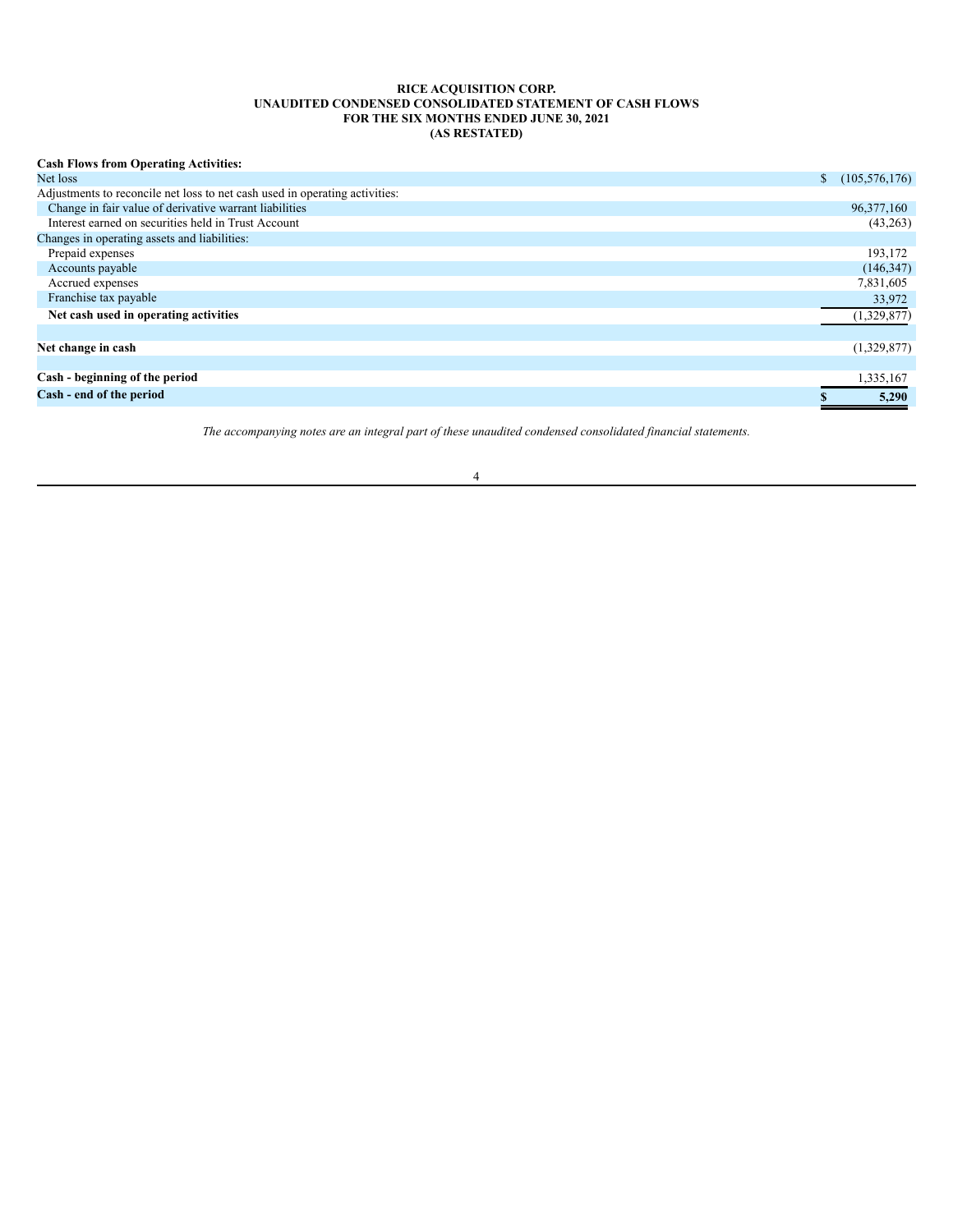**RICE ACQUISITION CORP.**
**UNAUDITED CONDENSED CONSOLIDATED STATEMENT OF CASH FLOWS**
**FOR THE SIX MONTHS ENDED JUNE 30, 2021**
**(AS RESTATED)**

| | |
|---|---|
| **Cash Flows from Operating Activities:** | |
| Net loss | $ (105,576,176) |
| Adjustments to reconcile net loss to net cash used in operating activities: | |
| Change in fair value of derivative warrant liabilities | 96,377,160 |
| Interest earned on securities held in Trust Account | (43,263) |
| Changes in operating assets and liabilities: | |
| Prepaid expenses | 193,172 |
| Accounts payable | (146,347) |
| Accrued expenses | 7,831,605 |
| Franchise tax payable | 33,972 |
| **Net cash used in operating activities** | (1,329,877) |
| | |
| **Net change in cash** | (1,329,877) |
| | |
| **Cash - beginning of the period** | 1,335,167 |
| **Cash - end of the period** | **$ 5,290** |

*The accompanying notes are an integral part of these unaudited condensed consolidated financial statements.*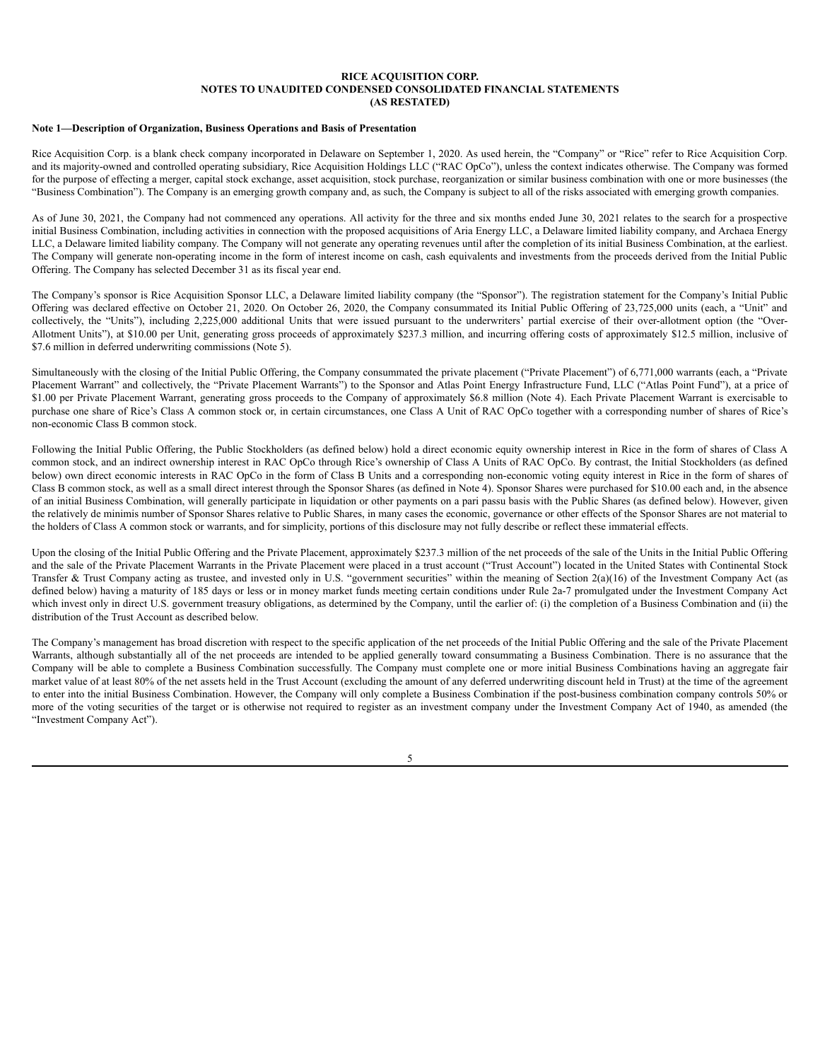**RICE ACQUISITION CORP.**
**NOTES TO UNAUDITED CONDENSED CONSOLIDATED FINANCIAL STATEMENTS**
**(AS RESTATED)**

**Note 1—Description of Organization, Business Operations and Basis of Presentation**

Rice Acquisition Corp. is a blank check company incorporated in Delaware on September 1, 2020. As used herein, the "Company" or "Rice" refer to Rice Acquisition Corp. and its majority-owned and controlled operating subsidiary, Rice Acquisition Holdings LLC ("RAC OpCo"), unless the context indicates otherwise. The Company was formed for the purpose of effecting a merger, capital stock exchange, asset acquisition, stock purchase, reorganization or similar business combination with one or more businesses (the "Business Combination"). The Company is an emerging growth company and, as such, the Company is subject to all of the risks associated with emerging growth companies.

As of June 30, 2021, the Company had not commenced any operations. All activity for the three and six months ended June 30, 2021 relates to the search for a prospective initial Business Combination, including activities in connection with the proposed acquisitions of Aria Energy LLC, a Delaware limited liability company, and Archaea Energy LLC, a Delaware limited liability company. The Company will not generate any operating revenues until after the completion of its initial Business Combination, at the earliest. The Company will generate non-operating income in the form of interest income on cash, cash equivalents and investments from the proceeds derived from the Initial Public Offering. The Company has selected December 31 as its fiscal year end.

The Company's sponsor is Rice Acquisition Sponsor LLC, a Delaware limited liability company (the "Sponsor"). The registration statement for the Company's Initial Public Offering was declared effective on October 21, 2020. On October 26, 2020, the Company consummated its Initial Public Offering of 23,725,000 units (each, a "Unit" and collectively, the "Units"), including 2,225,000 additional Units that were issued pursuant to the underwriters' partial exercise of their over-allotment option (the "Over-Allotment Units"), at $10.00 per Unit, generating gross proceeds of approximately $237.3 million, and incurring offering costs of approximately $12.5 million, inclusive of $7.6 million in deferred underwriting commissions (Note 5).

Simultaneously with the closing of the Initial Public Offering, the Company consummated the private placement ("Private Placement") of 6,771,000 warrants (each, a "Private Placement Warrant" and collectively, the "Private Placement Warrants") to the Sponsor and Atlas Point Energy Infrastructure Fund, LLC ("Atlas Point Fund"), at a price of $1.00 per Private Placement Warrant, generating gross proceeds to the Company of approximately $6.8 million (Note 4). Each Private Placement Warrant is exercisable to purchase one share of Rice's Class A common stock or, in certain circumstances, one Class A Unit of RAC OpCo together with a corresponding number of shares of Rice's non-economic Class B common stock.

Following the Initial Public Offering, the Public Stockholders (as defined below) hold a direct economic equity ownership interest in Rice in the form of shares of Class A common stock, and an indirect ownership interest in RAC OpCo through Rice's ownership of Class A Units of RAC OpCo. By contrast, the Initial Stockholders (as defined below) own direct economic interests in RAC OpCo in the form of Class B Units and a corresponding non-economic voting equity interest in Rice in the form of shares of Class B common stock, as well as a small direct interest through the Sponsor Shares (as defined in Note 4). Sponsor Shares were purchased for $10.00 each and, in the absence of an initial Business Combination, will generally participate in liquidation or other payments on a pari passu basis with the Public Shares (as defined below). However, given the relatively de minimis number of Sponsor Shares relative to Public Shares, in many cases the economic, governance or other effects of the Sponsor Shares are not material to the holders of Class A common stock or warrants, and for simplicity, portions of this disclosure may not fully describe or reflect these immaterial effects.

Upon the closing of the Initial Public Offering and the Private Placement, approximately $237.3 million of the net proceeds of the sale of the Units in the Initial Public Offering and the sale of the Private Placement Warrants in the Private Placement were placed in a trust account ("Trust Account") located in the United States with Continental Stock Transfer & Trust Company acting as trustee, and invested only in U.S. "government securities" within the meaning of Section 2(a)(16) of the Investment Company Act (as defined below) having a maturity of 185 days or less or in money market funds meeting certain conditions under Rule 2a-7 promulgated under the Investment Company Act which invest only in direct U.S. government treasury obligations, as determined by the Company, until the earlier of: (i) the completion of a Business Combination and (ii) the distribution of the Trust Account as described below.

The Company's management has broad discretion with respect to the specific application of the net proceeds of the Initial Public Offering and the sale of the Private Placement Warrants, although substantially all of the net proceeds are intended to be applied generally toward consummating a Business Combination. There is no assurance that the Company will be able to complete a Business Combination successfully. The Company must complete one or more initial Business Combinations having an aggregate fair market value of at least 80% of the net assets held in the Trust Account (excluding the amount of any deferred underwriting discount held in Trust) at the time of the agreement to enter into the initial Business Combination. However, the Company will only complete a Business Combination if the post-business combination company controls 50% or more of the voting securities of the target or is otherwise not required to register as an investment company under the Investment Company Act of 1940, as amended (the "Investment Company Act").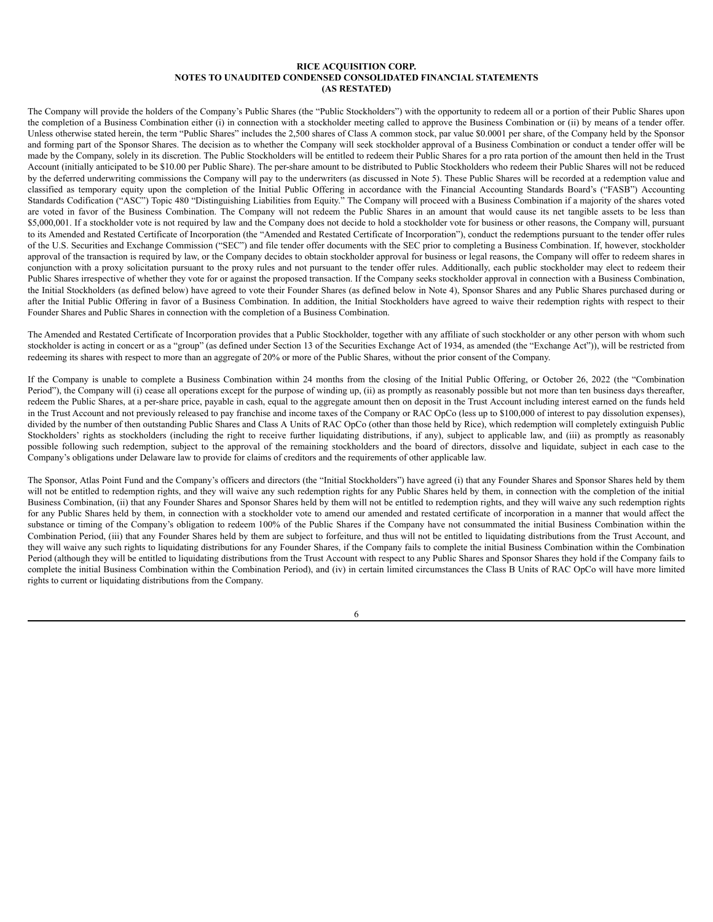**RICE ACQUISITION CORP.**
**NOTES TO UNAUDITED CONDENSED CONSOLIDATED FINANCIAL STATEMENTS**
**(AS RESTATED)**

The Company will provide the holders of the Company's Public Shares (the "Public Stockholders") with the opportunity to redeem all or a portion of their Public Shares upon the completion of a Business Combination either (i) in connection with a stockholder meeting called to approve the Business Combination or (ii) by means of a tender offer. Unless otherwise stated herein, the term "Public Shares" includes the 2,500 shares of Class A common stock, par value $0.0001 per share, of the Company held by the Sponsor and forming part of the Sponsor Shares. The decision as to whether the Company will seek stockholder approval of a Business Combination or conduct a tender offer will be made by the Company, solely in its discretion. The Public Stockholders will be entitled to redeem their Public Shares for a pro rata portion of the amount then held in the Trust Account (initially anticipated to be $10.00 per Public Share). The per-share amount to be distributed to Public Stockholders who redeem their Public Shares will not be reduced by the deferred underwriting commissions the Company will pay to the underwriters (as discussed in Note 5). These Public Shares will be recorded at a redemption value and classified as temporary equity upon the completion of the Initial Public Offering in accordance with the Financial Accounting Standards Board's ("FASB") Accounting Standards Codification ("ASC") Topic 480 "Distinguishing Liabilities from Equity." The Company will proceed with a Business Combination if a majority of the shares voted are voted in favor of the Business Combination. The Company will not redeem the Public Shares in an amount that would cause its net tangible assets to be less than $5,000,001. If a stockholder vote is not required by law and the Company does not decide to hold a stockholder vote for business or other reasons, the Company will, pursuant to its Amended and Restated Certificate of Incorporation (the "Amended and Restated Certificate of Incorporation"), conduct the redemptions pursuant to the tender offer rules of the U.S. Securities and Exchange Commission ("SEC") and file tender offer documents with the SEC prior to completing a Business Combination. If, however, stockholder approval of the transaction is required by law, or the Company decides to obtain stockholder approval for business or legal reasons, the Company will offer to redeem shares in conjunction with a proxy solicitation pursuant to the proxy rules and not pursuant to the tender offer rules. Additionally, each public stockholder may elect to redeem their Public Shares irrespective of whether they vote for or against the proposed transaction. If the Company seeks stockholder approval in connection with a Business Combination, the Initial Stockholders (as defined below) have agreed to vote their Founder Shares (as defined below in Note 4), Sponsor Shares and any Public Shares purchased during or after the Initial Public Offering in favor of a Business Combination. In addition, the Initial Stockholders have agreed to waive their redemption rights with respect to their Founder Shares and Public Shares in connection with the completion of a Business Combination.

The Amended and Restated Certificate of Incorporation provides that a Public Stockholder, together with any affiliate of such stockholder or any other person with whom such stockholder is acting in concert or as a "group" (as defined under Section 13 of the Securities Exchange Act of 1934, as amended (the "Exchange Act")), will be restricted from redeeming its shares with respect to more than an aggregate of 20% or more of the Public Shares, without the prior consent of the Company.

If the Company is unable to complete a Business Combination within 24 months from the closing of the Initial Public Offering, or October 26, 2022 (the "Combination Period"), the Company will (i) cease all operations except for the purpose of winding up, (ii) as promptly as reasonably possible but not more than ten business days thereafter, redeem the Public Shares, at a per-share price, payable in cash, equal to the aggregate amount then on deposit in the Trust Account including interest earned on the funds held in the Trust Account and not previously released to pay franchise and income taxes of the Company or RAC OpCo (less up to $100,000 of interest to pay dissolution expenses), divided by the number of then outstanding Public Shares and Class A Units of RAC OpCo (other than those held by Rice), which redemption will completely extinguish Public Stockholders' rights as stockholders (including the right to receive further liquidating distributions, if any), subject to applicable law, and (iii) as promptly as reasonably possible following such redemption, subject to the approval of the remaining stockholders and the board of directors, dissolve and liquidate, subject in each case to the Company's obligations under Delaware law to provide for claims of creditors and the requirements of other applicable law.

The Sponsor, Atlas Point Fund and the Company's officers and directors (the "Initial Stockholders") have agreed (i) that any Founder Shares and Sponsor Shares held by them will not be entitled to redemption rights, and they will waive any such redemption rights for any Public Shares held by them, in connection with the completion of the initial Business Combination, (ii) that any Founder Shares and Sponsor Shares held by them will not be entitled to redemption rights, and they will waive any such redemption rights for any Public Shares held by them, in connection with a stockholder vote to amend our amended and restated certificate of incorporation in a manner that would affect the substance or timing of the Company's obligation to redeem 100% of the Public Shares if the Company have not consummated the initial Business Combination within the Combination Period, (iii) that any Founder Shares held by them are subject to forfeiture, and thus will not be entitled to liquidating distributions from the Trust Account, and they will waive any such rights to liquidating distributions for any Founder Shares, if the Company fails to complete the initial Business Combination within the Combination Period (although they will be entitled to liquidating distributions from the Trust Account with respect to any Public Shares and Sponsor Shares they hold if the Company fails to complete the initial Business Combination within the Combination Period), and (iv) in certain limited circumstances the Class B Units of RAC OpCo will have more limited rights to current or liquidating distributions from the Company.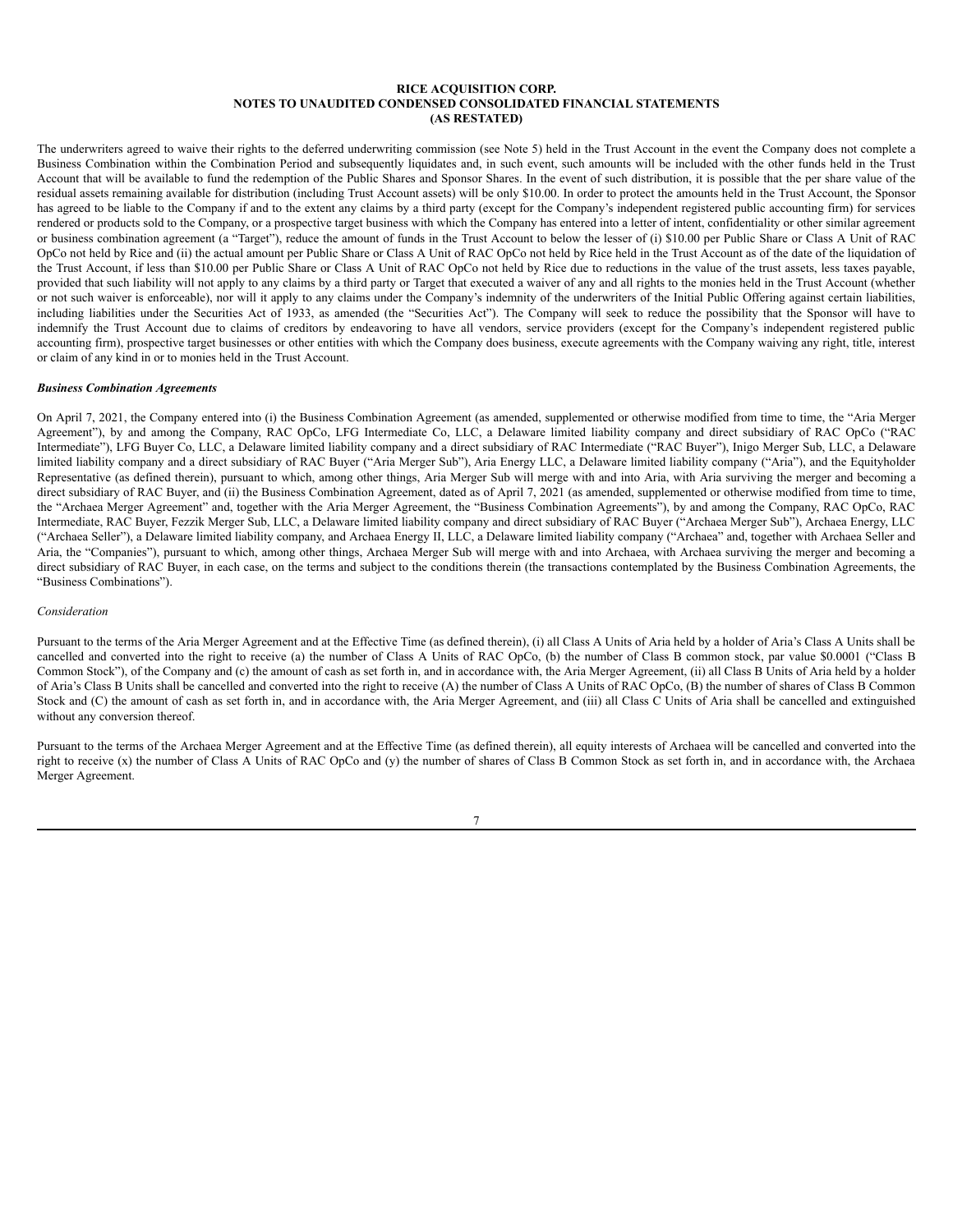**RICE ACQUISITION CORP.**
**NOTES TO UNAUDITED CONDENSED CONSOLIDATED FINANCIAL STATEMENTS**
**(AS RESTATED)**

The underwriters agreed to waive their rights to the deferred underwriting commission (see Note 5) held in the Trust Account in the event the Company does not complete a Business Combination within the Combination Period and subsequently liquidates and, in such event, such amounts will be included with the other funds held in the Trust Account that will be available to fund the redemption of the Public Shares and Sponsor Shares. In the event of such distribution, it is possible that the per share value of the residual assets remaining available for distribution (including Trust Account assets) will be only $10.00. In order to protect the amounts held in the Trust Account, the Sponsor has agreed to be liable to the Company if and to the extent any claims by a third party (except for the Company's independent registered public accounting firm) for services rendered or products sold to the Company, or a prospective target business with which the Company has entered into a letter of intent, confidentiality or other similar agreement or business combination agreement (a "Target"), reduce the amount of funds in the Trust Account to below the lesser of (i) $10.00 per Public Share or Class A Unit of RAC OpCo not held by Rice and (ii) the actual amount per Public Share or Class A Unit of RAC OpCo not held by Rice held in the Trust Account as of the date of the liquidation of the Trust Account, if less than $10.00 per Public Share or Class A Unit of RAC OpCo not held by Rice due to reductions in the value of the trust assets, less taxes payable, provided that such liability will not apply to any claims by a third party or Target that executed a waiver of any and all rights to the monies held in the Trust Account (whether or not such waiver is enforceable), nor will it apply to any claims under the Company's indemnity of the underwriters of the Initial Public Offering against certain liabilities, including liabilities under the Securities Act of 1933, as amended (the "Securities Act"). The Company will seek to reduce the possibility that the Sponsor will have to indemnify the Trust Account due to claims of creditors by endeavoring to have all vendors, service providers (except for the Company's independent registered public accounting firm), prospective target businesses or other entities with which the Company does business, execute agreements with the Company waiving any right, title, interest or claim of any kind in or to monies held in the Trust Account.

***Business Combination Agreements***

On April 7, 2021, the Company entered into (i) the Business Combination Agreement (as amended, supplemented or otherwise modified from time to time, the "Aria Merger Agreement"), by and among the Company, RAC OpCo, LFG Intermediate Co, LLC, a Delaware limited liability company and direct subsidiary of RAC OpCo ("RAC Intermediate"), LFG Buyer Co, LLC, a Delaware limited liability company and a direct subsidiary of RAC Intermediate ("RAC Buyer"), Inigo Merger Sub, LLC, a Delaware limited liability company and a direct subsidiary of RAC Buyer ("Aria Merger Sub"), Aria Energy LLC, a Delaware limited liability company ("Aria"), and the Equityholder Representative (as defined therein), pursuant to which, among other things, Aria Merger Sub will merge with and into Aria, with Aria surviving the merger and becoming a direct subsidiary of RAC Buyer, and (ii) the Business Combination Agreement, dated as of April 7, 2021 (as amended, supplemented or otherwise modified from time to time, the "Archaea Merger Agreement" and, together with the Aria Merger Agreement, the "Business Combination Agreements"), by and among the Company, RAC OpCo, RAC Intermediate, RAC Buyer, Fezzik Merger Sub, LLC, a Delaware limited liability company and direct subsidiary of RAC Buyer ("Archaea Merger Sub"), Archaea Energy, LLC ("Archaea Seller"), a Delaware limited liability company, and Archaea Energy II, LLC, a Delaware limited liability company ("Archaea" and, together with Archaea Seller and Aria, the "Companies"), pursuant to which, among other things, Archaea Merger Sub will merge with and into Archaea, with Archaea surviving the merger and becoming a direct subsidiary of RAC Buyer, in each case, on the terms and subject to the conditions therein (the transactions contemplated by the Business Combination Agreements, the "Business Combinations").

*Consideration*

Pursuant to the terms of the Aria Merger Agreement and at the Effective Time (as defined therein), (i) all Class A Units of Aria held by a holder of Aria's Class A Units shall be cancelled and converted into the right to receive (a) the number of Class A Units of RAC OpCo, (b) the number of Class B common stock, par value $0.0001 ("Class B Common Stock"), of the Company and (c) the amount of cash as set forth in, and in accordance with, the Aria Merger Agreement, (ii) all Class B Units of Aria held by a holder of Aria's Class B Units shall be cancelled and converted into the right to receive (A) the number of Class A Units of RAC OpCo, (B) the number of shares of Class B Common Stock and (C) the amount of cash as set forth in, and in accordance with, the Aria Merger Agreement, and (iii) all Class C Units of Aria shall be cancelled and extinguished without any conversion thereof.

Pursuant to the terms of the Archaea Merger Agreement and at the Effective Time (as defined therein), all equity interests of Archaea will be cancelled and converted into the right to receive (x) the number of Class A Units of RAC OpCo and (y) the number of shares of Class B Common Stock as set forth in, and in accordance with, the Archaea Merger Agreement.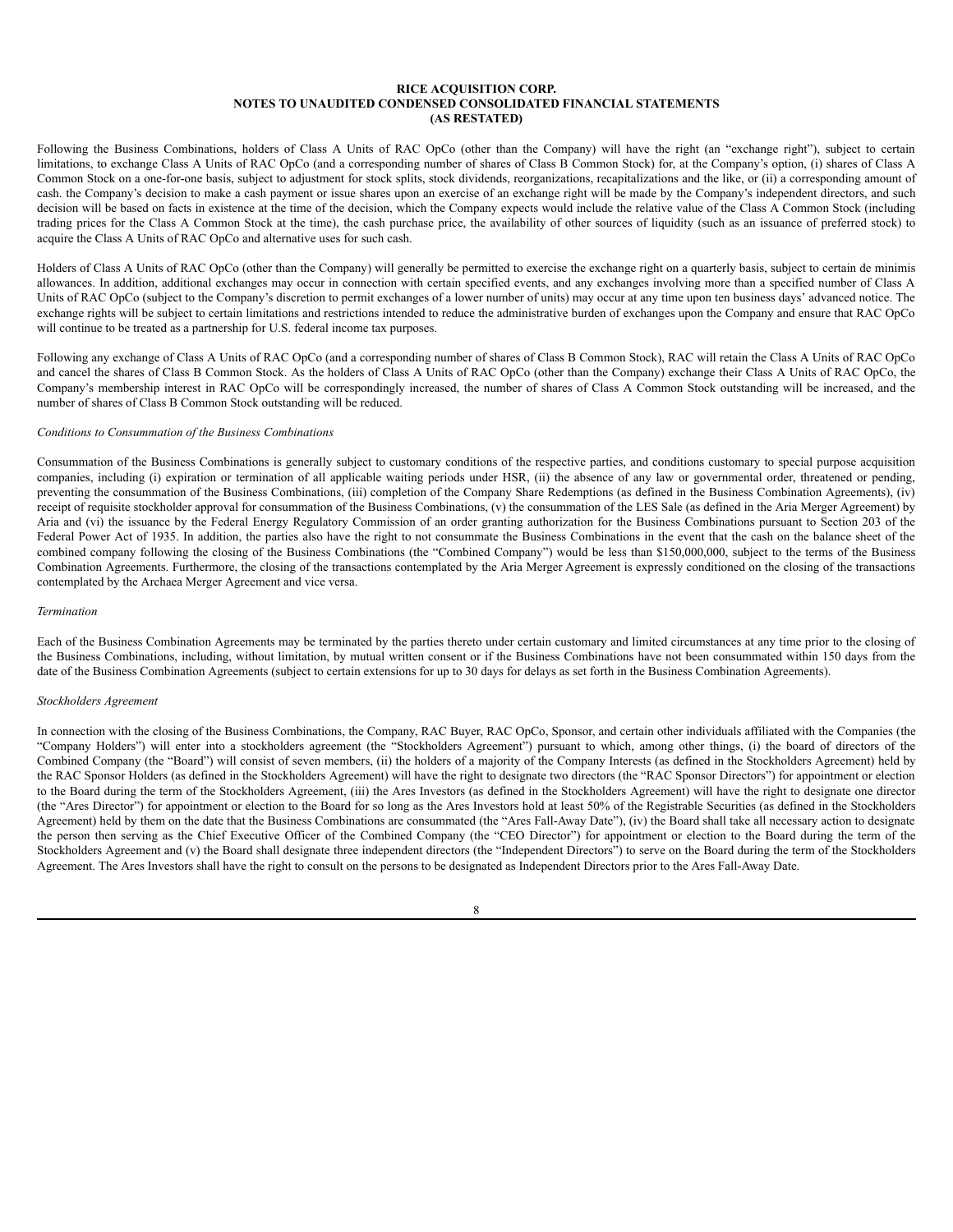Following the Business Combinations, holders of Class A Units of RAC OpCo (other than the Company) will have the right (an "exchange right"), subject to certain limitations, to exchange Class A Units of RAC OpCo (and a corresponding number of shares of Class B Common Stock) for, at the Company's option, (i) shares of Class A Common Stock on a one-for-one basis, subject to adjustment for stock splits, stock dividends, reorganizations, recapitalizations and the like, or (ii) a corresponding amount of cash. the Company's decision to make a cash payment or issue shares upon an exercise of an exchange right will be made by the Company's independent directors, and such decision will be based on facts in existence at the time of the decision, which the Company expects would include the relative value of the Class A Common Stock (including trading prices for the Class A Common Stock at the time), the cash purchase price, the availability of other sources of liquidity (such as an issuance of preferred stock) to acquire the Class A Units of RAC OpCo and alternative uses for such cash.

Holders of Class A Units of RAC OpCo (other than the Company) will generally be permitted to exercise the exchange right on a quarterly basis, subject to certain de minimis allowances. In addition, additional exchanges may occur in connection with certain specified events, and any exchanges involving more than a specified number of Class A Units of RAC OpCo (subject to the Company's discretion to permit exchanges of a lower number of units) may occur at any time upon ten business days' advanced notice. The exchange rights will be subject to certain limitations and restrictions intended to reduce the administrative burden of exchanges upon the Company and ensure that RAC OpCo will continue to be treated as a partnership for U.S. federal income tax purposes.

Following any exchange of Class A Units of RAC OpCo (and a corresponding number of shares of Class B Common Stock), RAC will retain the Class A Units of RAC OpCo and cancel the shares of Class B Common Stock. As the holders of Class A Units of RAC OpCo (other than the Company) exchange their Class A Units of RAC OpCo, the Company's membership interest in RAC OpCo will be correspondingly increased, the number of shares of Class A Common Stock outstanding will be increased, and the number of shares of Class B Common Stock outstanding will be reduced.

*Conditions to Consummation of the Business Combinations*

Consummation of the Business Combinations is generally subject to customary conditions of the respective parties, and conditions customary to special purpose acquisition companies, including (i) expiration or termination of all applicable waiting periods under HSR, (ii) the absence of any law or governmental order, threatened or pending, preventing the consummation of the Business Combinations, (iii) completion of the Company Share Redemptions (as defined in the Business Combination Agreements), (iv) receipt of requisite stockholder approval for consummation of the Business Combinations, (v) the consummation of the LES Sale (as defined in the Aria Merger Agreement) by Aria and (vi) the issuance by the Federal Energy Regulatory Commission of an order granting authorization for the Business Combinations pursuant to Section 203 of the Federal Power Act of 1935. In addition, the parties also have the right to not consummate the Business Combinations in the event that the cash on the balance sheet of the combined company following the closing of the Business Combinations (the "Combined Company") would be less than $150,000,000, subject to the terms of the Business Combination Agreements. Furthermore, the closing of the transactions contemplated by the Aria Merger Agreement is expressly conditioned on the closing of the transactions contemplated by the Archaea Merger Agreement and vice versa.

*Termination*

Each of the Business Combination Agreements may be terminated by the parties thereto under certain customary and limited circumstances at any time prior to the closing of the Business Combinations, including, without limitation, by mutual written consent or if the Business Combinations have not been consummated within 150 days from the date of the Business Combination Agreements (subject to certain extensions for up to 30 days for delays as set forth in the Business Combination Agreements).

*Stockholders Agreement*

In connection with the closing of the Business Combinations, the Company, RAC Buyer, RAC OpCo, Sponsor, and certain other individuals affiliated with the Companies (the "Company Holders") will enter into a stockholders agreement (the "Stockholders Agreement") pursuant to which, among other things, (i) the board of directors of the Combined Company (the "Board") will consist of seven members, (ii) the holders of a majority of the Company Interests (as defined in the Stockholders Agreement) held by the RAC Sponsor Holders (as defined in the Stockholders Agreement) will have the right to designate two directors (the "RAC Sponsor Directors") for appointment or election to the Board during the term of the Stockholders Agreement, (iii) the Ares Investors (as defined in the Stockholders Agreement) will have the right to designate one director (the "Ares Director") for appointment or election to the Board for so long as the Ares Investors hold at least 50% of the Registrable Securities (as defined in the Stockholders Agreement) held by them on the date that the Business Combinations are consummated (the "Ares Fall-Away Date"), (iv) the Board shall take all necessary action to designate the person then serving as the Chief Executive Officer of the Combined Company (the "CEO Director") for appointment or election to the Board during the term of the Stockholders Agreement and (v) the Board shall designate three independent directors (the "Independent Directors") to serve on the Board during the term of the Stockholders Agreement. The Ares Investors shall have the right to consult on the persons to be designated as Independent Directors prior to the Ares Fall-Away Date.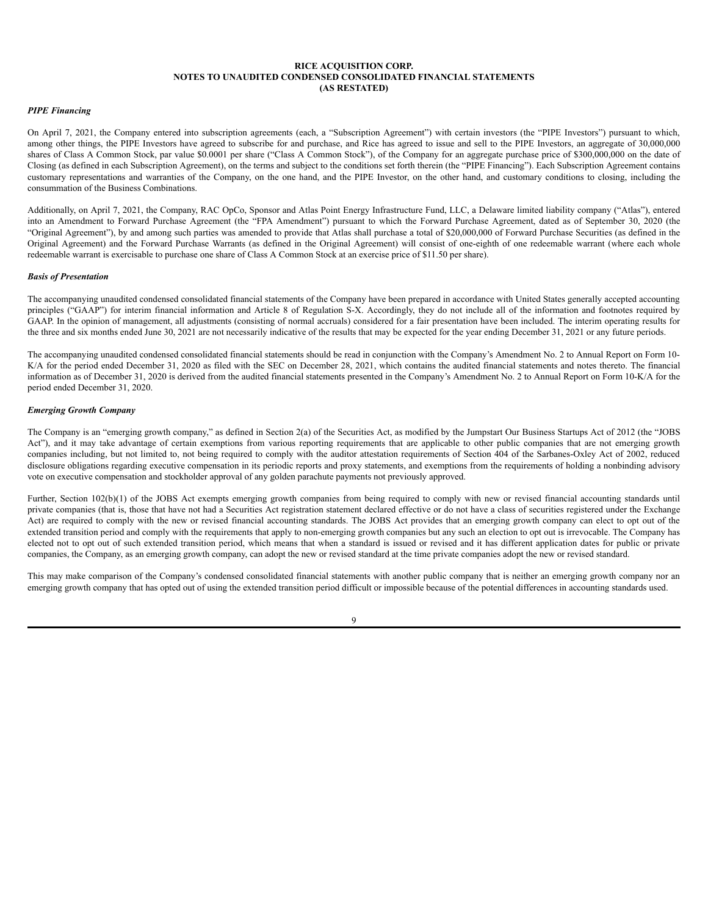**RICE ACQUISITION CORP.**
**NOTES TO UNAUDITED CONDENSED CONSOLIDATED FINANCIAL STATEMENTS**
**(AS RESTATED)**

***PIPE Financing***

On April 7, 2021, the Company entered into subscription agreements (each, a "Subscription Agreement") with certain investors (the "PIPE Investors") pursuant to which, among other things, the PIPE Investors have agreed to subscribe for and purchase, and Rice has agreed to issue and sell to the PIPE Investors, an aggregate of 30,000,000 shares of Class A Common Stock, par value $0.0001 per share ("Class A Common Stock"), of the Company for an aggregate purchase price of $300,000,000 on the date of Closing (as defined in each Subscription Agreement), on the terms and subject to the conditions set forth therein (the "PIPE Financing"). Each Subscription Agreement contains customary representations and warranties of the Company, on the one hand, and the PIPE Investor, on the other hand, and customary conditions to closing, including the consummation of the Business Combinations.

Additionally, on April 7, 2021, the Company, RAC OpCo, Sponsor and Atlas Point Energy Infrastructure Fund, LLC, a Delaware limited liability company ("Atlas"), entered into an Amendment to Forward Purchase Agreement (the "FPA Amendment") pursuant to which the Forward Purchase Agreement, dated as of September 30, 2020 (the "Original Agreement"), by and among such parties was amended to provide that Atlas shall purchase a total of $20,000,000 of Forward Purchase Securities (as defined in the Original Agreement) and the Forward Purchase Warrants (as defined in the Original Agreement) will consist of one-eighth of one redeemable warrant (where each whole redeemable warrant is exercisable to purchase one share of Class A Common Stock at an exercise price of $11.50 per share).

***Basis of Presentation***

The accompanying unaudited condensed consolidated financial statements of the Company have been prepared in accordance with United States generally accepted accounting principles ("GAAP") for interim financial information and Article 8 of Regulation S-X. Accordingly, they do not include all of the information and footnotes required by GAAP. In the opinion of management, all adjustments (consisting of normal accruals) considered for a fair presentation have been included. The interim operating results for the three and six months ended June 30, 2021 are not necessarily indicative of the results that may be expected for the year ending December 31, 2021 or any future periods.

The accompanying unaudited condensed consolidated financial statements should be read in conjunction with the Company's Amendment No. 2 to Annual Report on Form 10-K/A for the period ended December 31, 2020 as filed with the SEC on December 28, 2021, which contains the audited financial statements and notes thereto. The financial information as of December 31, 2020 is derived from the audited financial statements presented in the Company's Amendment No. 2 to Annual Report on Form 10-K/A for the period ended December 31, 2020.

***Emerging Growth Company***

The Company is an "emerging growth company," as defined in Section 2(a) of the Securities Act, as modified by the Jumpstart Our Business Startups Act of 2012 (the "JOBS Act"), and it may take advantage of certain exemptions from various reporting requirements that are applicable to other public companies that are not emerging growth companies including, but not limited to, not being required to comply with the auditor attestation requirements of Section 404 of the Sarbanes-Oxley Act of 2002, reduced disclosure obligations regarding executive compensation in its periodic reports and proxy statements, and exemptions from the requirements of holding a nonbinding advisory vote on executive compensation and stockholder approval of any golden parachute payments not previously approved.

Further, Section 102(b)(1) of the JOBS Act exempts emerging growth companies from being required to comply with new or revised financial accounting standards until private companies (that is, those that have not had a Securities Act registration statement declared effective or do not have a class of securities registered under the Exchange Act) are required to comply with the new or revised financial accounting standards. The JOBS Act provides that an emerging growth company can elect to opt out of the extended transition period and comply with the requirements that apply to non-emerging growth companies but any such an election to opt out is irrevocable. The Company has elected not to opt out of such extended transition period, which means that when a standard is issued or revised and it has different application dates for public or private companies, the Company, as an emerging growth company, can adopt the new or revised standard at the time private companies adopt the new or revised standard.

This may make comparison of the Company's condensed consolidated financial statements with another public company that is neither an emerging growth company nor an emerging growth company that has opted out of using the extended transition period difficult or impossible because of the potential differences in accounting standards used.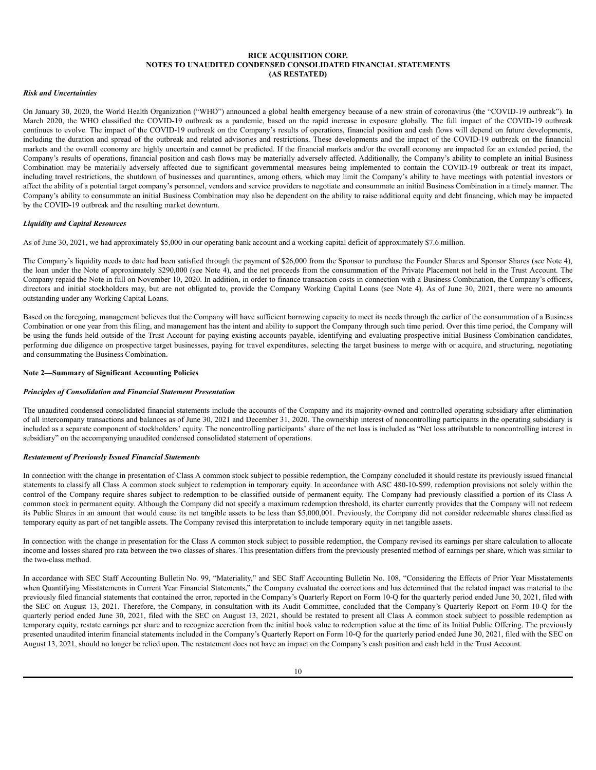### *Risk and Uncertainties*

On January 30, 2020, the World Health Organization ("WHO") announced a global health emergency because of a new strain of coronavirus (the "COVID-19 outbreak"). In March 2020, the WHO classified the COVID-19 outbreak as a pandemic, based on the rapid increase in exposure globally. The full impact of the COVID-19 outbreak continues to evolve. The impact of the COVID-19 outbreak on the Company's results of operations, financial position and cash flows will depend on future developments, including the duration and spread of the outbreak and related advisories and restrictions. These developments and the impact of the COVID-19 outbreak on the financial markets and the overall economy are highly uncertain and cannot be predicted. If the financial markets and/or the overall economy are impacted for an extended period, the Company's results of operations, financial position and cash flows may be materially adversely affected. Additionally, the Company's ability to complete an initial Business Combination may be materially adversely affected due to significant governmental measures being implemented to contain the COVID-19 outbreak or treat its impact, including travel restrictions, the shutdown of businesses and quarantines, among others, which may limit the Company's ability to have meetings with potential investors or affect the ability of a potential target company's personnel, vendors and service providers to negotiate and consummate an initial Business Combination in a timely manner. The Company's ability to consummate an initial Business Combination may also be dependent on the ability to raise additional equity and debt financing, which may be impacted by the COVID-19 outbreak and the resulting market downturn.

### *Liquidity and Capital Resources*

As of June 30, 2021, we had approximately $5,000 in our operating bank account and a working capital deficit of approximately $7.6 million.

The Company's liquidity needs to date had been satisfied through the payment of $26,000 from the Sponsor to purchase the Founder Shares and Sponsor Shares (see Note 4), the loan under the Note of approximately $290,000 (see Note 4), and the net proceeds from the consummation of the Private Placement not held in the Trust Account. The Company repaid the Note in full on November 10, 2020. In addition, in order to finance transaction costs in connection with a Business Combination, the Company's officers, directors and initial stockholders may, but are not obligated to, provide the Company Working Capital Loans (see Note 4). As of June 30, 2021, there were no amounts outstanding under any Working Capital Loans.

Based on the foregoing, management believes that the Company will have sufficient borrowing capacity to meet its needs through the earlier of the consummation of a Business Combination or one year from this filing, and management has the intent and ability to support the Company through such time period. Over this time period, the Company will be using the funds held outside of the Trust Account for paying existing accounts payable, identifying and evaluating prospective initial Business Combination candidates, performing due diligence on prospective target businesses, paying for travel expenditures, selecting the target business to merge with or acquire, and structuring, negotiating and consummating the Business Combination.

## Note 2—Summary of Significant Accounting Policies

### *Principles of Consolidation and Financial Statement Presentation*

The unaudited condensed consolidated financial statements include the accounts of the Company and its majority-owned and controlled operating subsidiary after elimination of all intercompany transactions and balances as of June 30, 2021 and December 31, 2020. The ownership interest of noncontrolling participants in the operating subsidiary is included as a separate component of stockholders' equity. The noncontrolling participants' share of the net loss is included as "Net loss attributable to noncontrolling interest in subsidiary" on the accompanying unaudited condensed consolidated statement of operations.

### *Restatement of Previously Issued Financial Statements*

In connection with the change in presentation of Class A common stock subject to possible redemption, the Company concluded it should restate its previously issued financial statements to classify all Class A common stock subject to redemption in temporary equity. In accordance with ASC 480-10-S99, redemption provisions not solely within the control of the Company require shares subject to redemption to be classified outside of permanent equity. The Company had previously classified a portion of its Class A common stock in permanent equity. Although the Company did not specify a maximum redemption threshold, its charter currently provides that the Company will not redeem its Public Shares in an amount that would cause its net tangible assets to be less than $5,000,001. Previously, the Company did not consider redeemable shares classified as temporary equity as part of net tangible assets. The Company revised this interpretation to include temporary equity in net tangible assets.

In connection with the change in presentation for the Class A common stock subject to possible redemption, the Company revised its earnings per share calculation to allocate income and losses shared pro rata between the two classes of shares. This presentation differs from the previously presented method of earnings per share, which was similar to the two-class method.

In accordance with SEC Staff Accounting Bulletin No. 99, "Materiality," and SEC Staff Accounting Bulletin No. 108, "Considering the Effects of Prior Year Misstatements when Quantifying Misstatements in Current Year Financial Statements," the Company evaluated the corrections and has determined that the related impact was material to the previously filed financial statements that contained the error, reported in the Company's Quarterly Report on Form 10-Q for the quarterly period ended June 30, 2021, filed with the SEC on August 13, 2021. Therefore, the Company, in consultation with its Audit Committee, concluded that the Company's Quarterly Report on Form 10-Q for the quarterly period ended June 30, 2021, filed with the SEC on August 13, 2021, should be restated to present all Class A common stock subject to possible redemption as temporary equity, restate earnings per share and to recognize accretion from the initial book value to redemption value at the time of its Initial Public Offering. The previously presented unaudited interim financial statements included in the Company's Quarterly Report on Form 10-Q for the quarterly period ended June 30, 2021, filed with the SEC on August 13, 2021, should no longer be relied upon. The restatement does not have an impact on the Company's cash position and cash held in the Trust Account.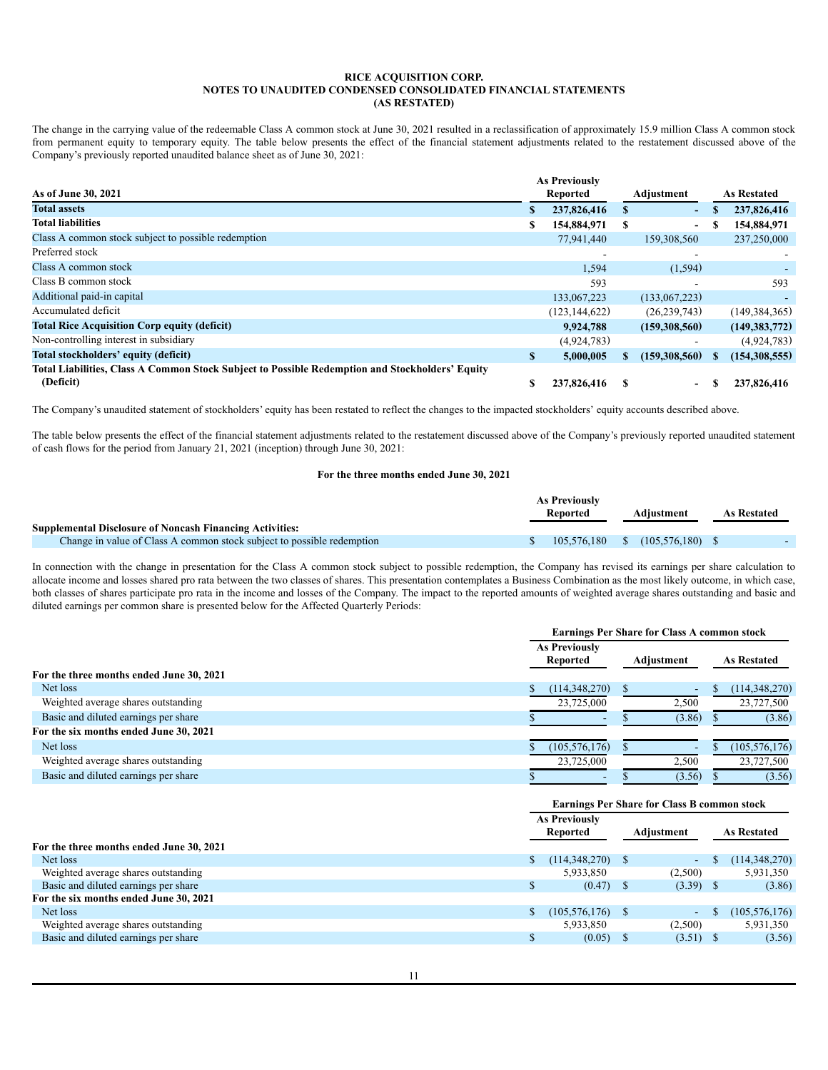**RICE ACQUISITION CORP.**
**NOTES TO UNAUDITED CONDENSED CONSOLIDATED FINANCIAL STATEMENTS**
**(AS RESTATED)**

The change in the carrying value of the redeemable Class A common stock at June 30, 2021 resulted in a reclassification of approximately 15.9 million Class A common stock from permanent equity to temporary equity. The table below presents the effect of the financial statement adjustments related to the restatement discussed above of the Company's previously reported unaudited balance sheet as of June 30, 2021:

| As of June 30, 2021 | As Previously Reported | Adjustment | As Restated |
|---|---|---|---|
| **Total assets** | **$ 237,826,416** | **$ -** | **$ 237,826,416** |
| **Total liabilities** | **$ 154,884,971** | **$ -** | **$ 154,884,971** |
| Class A common stock subject to possible redemption | 77,941,440 | 159,308,560 | 237,250,000 |
| Preferred stock | - | - | - |
| Class A common stock | 1,594 | (1,594) | - |
| Class B common stock | 593 | - | 593 |
| Additional paid-in capital | 133,067,223 | (133,067,223) | - |
| Accumulated deficit | (123,144,622) | (26,239,743) | (149,384,365) |
| **Total Rice Acquisition Corp equity (deficit)** | **9,924,788** | **(159,308,560)** | **(149,383,772)** |
| Non-controlling interest in subsidiary | (4,924,783) | - | (4,924,783) |
| **Total stockholders' equity (deficit)** | **$ 5,000,005** | **$ (159,308,560)** | **$ (154,308,555)** |
| **Total Liabilities, Class A Common Stock Subject to Possible Redemption and Stockholders' Equity (Deficit)** | **$ 237,826,416** | **$ -** | **$ 237,826,416** |

The Company's unaudited statement of stockholders' equity has been restated to reflect the changes to the impacted stockholders' equity accounts described above.

The table below presents the effect of the financial statement adjustments related to the restatement discussed above of the Company's previously reported unaudited statement of cash flows for the period from January 21, 2021 (inception) through June 30, 2021:

**For the three months ended June 30, 2021**

| | As Previously Reported | Adjustment | As Restated |
|---|---|---|---|
| **Supplemental Disclosure of Noncash Financing Activities:** | | | |
| Change in value of Class A common stock subject to possible redemption | $ 105,576,180 | $ (105,576,180) | $ - |

In connection with the change in presentation for the Class A common stock subject to possible redemption, the Company has revised its earnings per share calculation to allocate income and losses shared pro rata between the two classes of shares. This presentation contemplates a Business Combination as the most likely outcome, in which case, both classes of shares participate pro rata in the income and losses of the Company. The impact to the reported amounts of weighted average shares outstanding and basic and diluted earnings per common share is presented below for the Affected Quarterly Periods:

| | Earnings Per Share for Class A common stock | | |
|---|---|---|---|
| | As Previously Reported | Adjustment | As Restated |
| **For the three months ended June 30, 2021** | | | |
| Net loss | $ (114,348,270) | $ - | $ (114,348,270) |
| Weighted average shares outstanding | 23,725,000 | 2,500 | 23,727,500 |
| Basic and diluted earnings per share | $ - | $ (3.86) | $ (3.86) |
| **For the six months ended June 30, 2021** | | | |
| Net loss | $ (105,576,176) | $ - | $ (105,576,176) |
| Weighted average shares outstanding | 23,725,000 | 2,500 | 23,727,500 |
| Basic and diluted earnings per share | $ - | $ (3.56) | $ (3.56) |

| | Earnings Per Share for Class B common stock | | |
|---|---|---|---|
| | As Previously Reported | Adjustment | As Restated |
| **For the three months ended June 30, 2021** | | | |
| Net loss | $ (114,348,270) | $ - | $ (114,348,270) |
| Weighted average shares outstanding | 5,933,850 | (2,500) | 5,931,350 |
| Basic and diluted earnings per share | $ (0.47) | $ (3.39) | $ (3.86) |
| **For the six months ended June 30, 2021** | | | |
| Net loss | $ (105,576,176) | $ - | $ (105,576,176) |
| Weighted average shares outstanding | 5,933,850 | (2,500) | 5,931,350 |
| Basic and diluted earnings per share | $ (0.05) | $ (3.51) | $ (3.56) |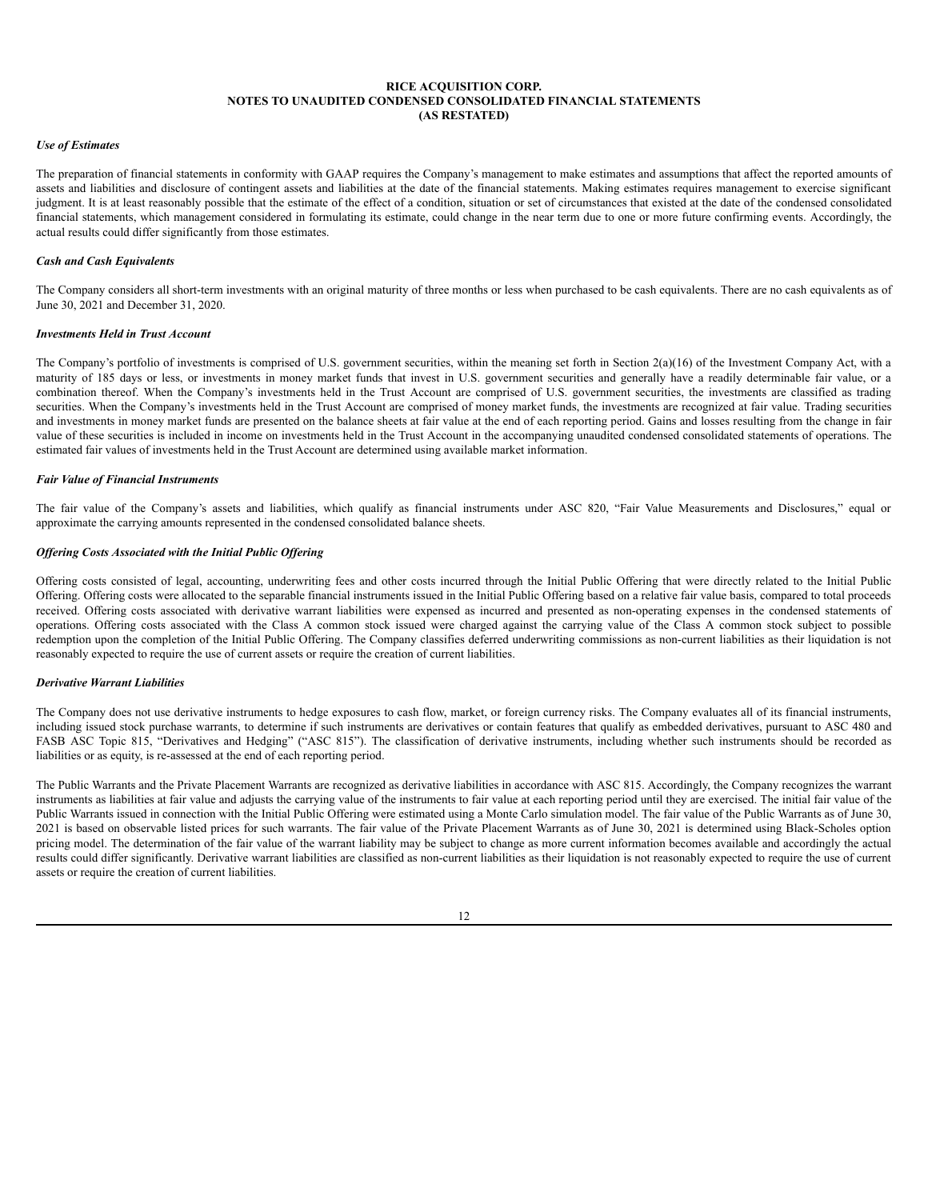### *Use of Estimates*

The preparation of financial statements in conformity with GAAP requires the Company's management to make estimates and assumptions that affect the reported amounts of assets and liabilities and disclosure of contingent assets and liabilities at the date of the financial statements. Making estimates requires management to exercise significant judgment. It is at least reasonably possible that the estimate of the effect of a condition, situation or set of circumstances that existed at the date of the condensed consolidated financial statements, which management considered in formulating its estimate, could change in the near term due to one or more future confirming events. Accordingly, the actual results could differ significantly from those estimates.

### *Cash and Cash Equivalents*

The Company considers all short-term investments with an original maturity of three months or less when purchased to be cash equivalents. There are no cash equivalents as of June 30, 2021 and December 31, 2020.

### *Investments Held in Trust Account*

The Company's portfolio of investments is comprised of U.S. government securities, within the meaning set forth in Section 2(a)(16) of the Investment Company Act, with a maturity of 185 days or less, or investments in money market funds that invest in U.S. government securities and generally have a readily determinable fair value, or a combination thereof. When the Company's investments held in the Trust Account are comprised of U.S. government securities, the investments are classified as trading securities. When the Company's investments held in the Trust Account are comprised of money market funds, the investments are recognized at fair value. Trading securities and investments in money market funds are presented on the balance sheets at fair value at the end of each reporting period. Gains and losses resulting from the change in fair value of these securities is included in income on investments held in the Trust Account in the accompanying unaudited condensed consolidated statements of operations. The estimated fair values of investments held in the Trust Account are determined using available market information.

### *Fair Value of Financial Instruments*

The fair value of the Company's assets and liabilities, which qualify as financial instruments under ASC 820, "Fair Value Measurements and Disclosures," equal or approximate the carrying amounts represented in the condensed consolidated balance sheets.

### *Offering Costs Associated with the Initial Public Offering*

Offering costs consisted of legal, accounting, underwriting fees and other costs incurred through the Initial Public Offering that were directly related to the Initial Public Offering. Offering costs were allocated to the separable financial instruments issued in the Initial Public Offering based on a relative fair value basis, compared to total proceeds received. Offering costs associated with derivative warrant liabilities were expensed as incurred and presented as non-operating expenses in the condensed statements of operations. Offering costs associated with the Class A common stock issued were charged against the carrying value of the Class A common stock subject to possible redemption upon the completion of the Initial Public Offering. The Company classifies deferred underwriting commissions as non-current liabilities as their liquidation is not reasonably expected to require the use of current assets or require the creation of current liabilities.

### *Derivative Warrant Liabilities*

The Company does not use derivative instruments to hedge exposures to cash flow, market, or foreign currency risks. The Company evaluates all of its financial instruments, including issued stock purchase warrants, to determine if such instruments are derivatives or contain features that qualify as embedded derivatives, pursuant to ASC 480 and FASB ASC Topic 815, "Derivatives and Hedging" ("ASC 815"). The classification of derivative instruments, including whether such instruments should be recorded as liabilities or as equity, is re-assessed at the end of each reporting period.

The Public Warrants and the Private Placement Warrants are recognized as derivative liabilities in accordance with ASC 815. Accordingly, the Company recognizes the warrant instruments as liabilities at fair value and adjusts the carrying value of the instruments to fair value at each reporting period until they are exercised. The initial fair value of the Public Warrants issued in connection with the Initial Public Offering were estimated using a Monte Carlo simulation model. The fair value of the Public Warrants as of June 30, 2021 is based on observable listed prices for such warrants. The fair value of the Private Placement Warrants as of June 30, 2021 is determined using Black-Scholes option pricing model. The determination of the fair value of the warrant liability may be subject to change as more current information becomes available and accordingly the actual results could differ significantly. Derivative warrant liabilities are classified as non-current liabilities as their liquidation is not reasonably expected to require the use of current assets or require the creation of current liabilities.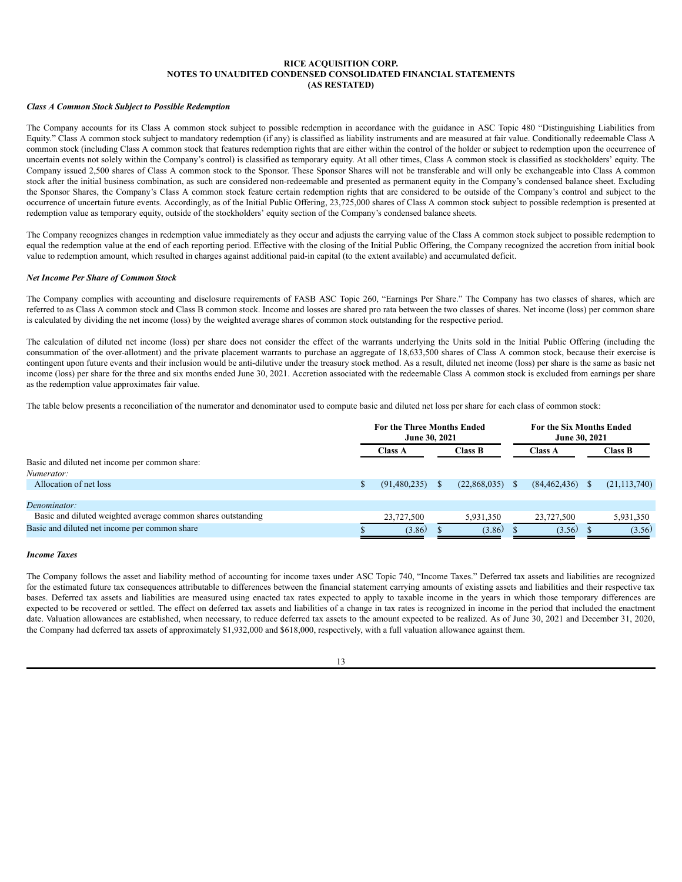**RICE ACQUISITION CORP.**
**NOTES TO UNAUDITED CONDENSED CONSOLIDATED FINANCIAL STATEMENTS**
**(AS RESTATED)**

***Class A Common Stock Subject to Possible Redemption***

The Company accounts for its Class A common stock subject to possible redemption in accordance with the guidance in ASC Topic 480 "Distinguishing Liabilities from Equity." Class A common stock subject to mandatory redemption (if any) is classified as liability instruments and are measured at fair value. Conditionally redeemable Class A common stock (including Class A common stock that features redemption rights that are either within the control of the holder or subject to redemption upon the occurrence of uncertain events not solely within the Company's control) is classified as temporary equity. At all other times, Class A common stock is classified as stockholders' equity. The Company issued 2,500 shares of Class A common stock to the Sponsor. These Sponsor Shares will not be transferable and will only be exchangeable into Class A common stock after the initial business combination, as such are considered non-redeemable and presented as permanent equity in the Company's condensed balance sheet. Excluding the Sponsor Shares, the Company's Class A common stock feature certain redemption rights that are considered to be outside of the Company's control and subject to the occurrence of uncertain future events. Accordingly, as of the Initial Public Offering, 23,725,000 shares of Class A common stock subject to possible redemption is presented at redemption value as temporary equity, outside of the stockholders' equity section of the Company's condensed balance sheets.

The Company recognizes changes in redemption value immediately as they occur and adjusts the carrying value of the Class A common stock subject to possible redemption to equal the redemption value at the end of each reporting period. Effective with the closing of the Initial Public Offering, the Company recognized the accretion from initial book value to redemption amount, which resulted in charges against additional paid-in capital (to the extent available) and accumulated deficit.

***Net Income Per Share of Common Stock***

The Company complies with accounting and disclosure requirements of FASB ASC Topic 260, "Earnings Per Share." The Company has two classes of shares, which are referred to as Class A common stock and Class B common stock. Income and losses are shared pro rata between the two classes of shares. Net income (loss) per common share is calculated by dividing the net income (loss) by the weighted average shares of common stock outstanding for the respective period.

The calculation of diluted net income (loss) per share does not consider the effect of the warrants underlying the Units sold in the Initial Public Offering (including the consummation of the over-allotment) and the private placement warrants to purchase an aggregate of 18,633,500 shares of Class A common stock, because their exercise is contingent upon future events and their inclusion would be anti-dilutive under the treasury stock method. As a result, diluted net income (loss) per share is the same as basic net income (loss) per share for the three and six months ended June 30, 2021. Accretion associated with the redeemable Class A common stock is excluded from earnings per share as the redemption value approximates fair value.

The table below presents a reconciliation of the numerator and denominator used to compute basic and diluted net loss per share for each class of common stock:

| | For the Three Months Ended June 30, 2021 | | For the Six Months Ended June 30, 2021 | |
|---|---|---|---|---|
| | Class A | Class B | Class A | Class B |
| Basic and diluted net income per common share: | | | | |
| *Numerator:* | | | | |
| Allocation of net loss | $ (91,480,235) | $ (22,868,035) | $ (84,462,436) | $ (21,113,740) |
| *Denominator:* | | | | |
| Basic and diluted weighted average common shares outstanding | 23,727,500 | 5,931,350 | 23,727,500 | 5,931,350 |
| Basic and diluted net income per common share | $ (3.86) | $ (3.86) | $ (3.56) | $ (3.56) |

***Income Taxes***

The Company follows the asset and liability method of accounting for income taxes under ASC Topic 740, "Income Taxes." Deferred tax assets and liabilities are recognized for the estimated future tax consequences attributable to differences between the financial statement carrying amounts of existing assets and liabilities and their respective tax bases. Deferred tax assets and liabilities are measured using enacted tax rates expected to apply to taxable income in the years in which those temporary differences are expected to be recovered or settled. The effect on deferred tax assets and liabilities of a change in tax rates is recognized in income in the period that included the enactment date. Valuation allowances are established, when necessary, to reduce deferred tax assets to the amount expected to be realized. As of June 30, 2021 and December 31, 2020, the Company had deferred tax assets of approximately $1,932,000 and $618,000, respectively, with a full valuation allowance against them.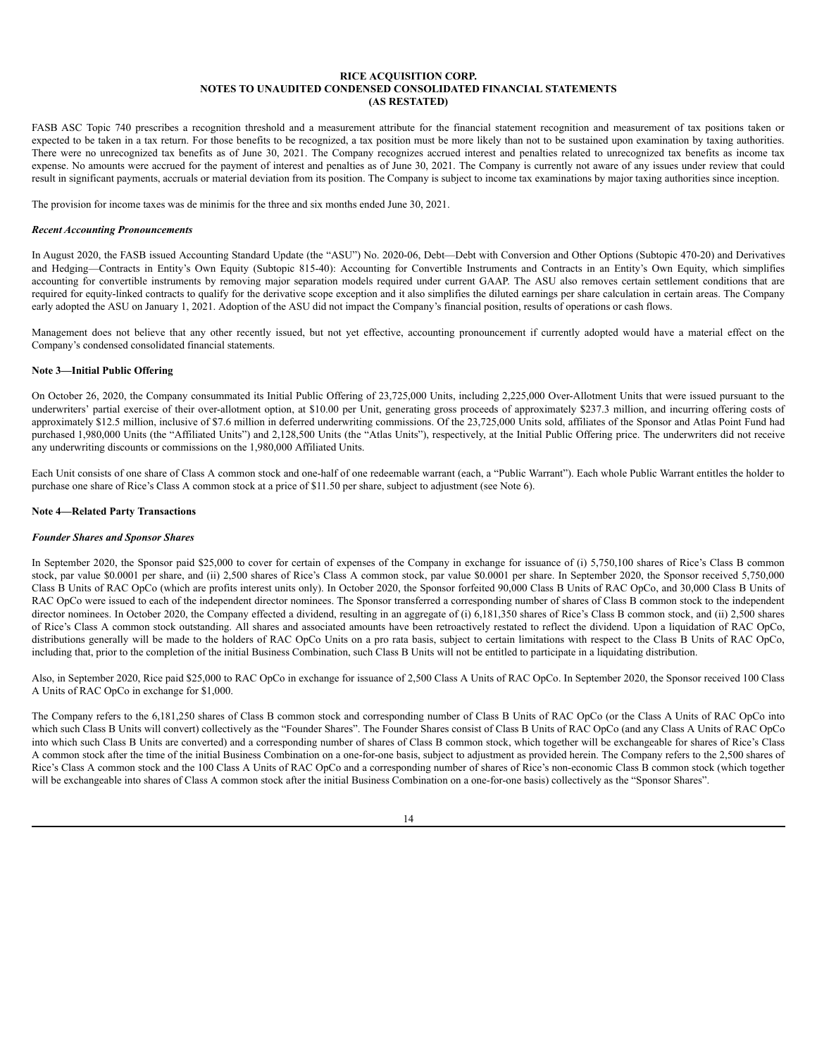FASB ASC Topic 740 prescribes a recognition threshold and a measurement attribute for the financial statement recognition and measurement of tax positions taken or expected to be taken in a tax return. For those benefits to be recognized, a tax position must be more likely than not to be sustained upon examination by taxing authorities. There were no unrecognized tax benefits as of June 30, 2021. The Company recognizes accrued interest and penalties related to unrecognized tax benefits as income tax expense. No amounts were accrued for the payment of interest and penalties as of June 30, 2021. The Company is currently not aware of any issues under review that could result in significant payments, accruals or material deviation from its position. The Company is subject to income tax examinations by major taxing authorities since inception.

The provision for income taxes was de minimis for the three and six months ended June 30, 2021.

***Recent Accounting Pronouncements***

In August 2020, the FASB issued Accounting Standard Update (the "ASU") No. 2020-06, Debt—Debt with Conversion and Other Options (Subtopic 470-20) and Derivatives and Hedging—Contracts in Entity's Own Equity (Subtopic 815-40): Accounting for Convertible Instruments and Contracts in an Entity's Own Equity, which simplifies accounting for convertible instruments by removing major separation models required under current GAAP. The ASU also removes certain settlement conditions that are required for equity-linked contracts to qualify for the derivative scope exception and it also simplifies the diluted earnings per share calculation in certain areas. The Company early adopted the ASU on January 1, 2021. Adoption of the ASU did not impact the Company's financial position, results of operations or cash flows.

Management does not believe that any other recently issued, but not yet effective, accounting pronouncement if currently adopted would have a material effect on the Company's condensed consolidated financial statements.

**Note 3—Initial Public Offering**

On October 26, 2020, the Company consummated its Initial Public Offering of 23,725,000 Units, including 2,225,000 Over-Allotment Units that were issued pursuant to the underwriters' partial exercise of their over-allotment option, at $10.00 per Unit, generating gross proceeds of approximately $237.3 million, and incurring offering costs of approximately $12.5 million, inclusive of $7.6 million in deferred underwriting commissions. Of the 23,725,000 Units sold, affiliates of the Sponsor and Atlas Point Fund had purchased 1,980,000 Units (the "Affiliated Units") and 2,128,500 Units (the "Atlas Units"), respectively, at the Initial Public Offering price. The underwriters did not receive any underwriting discounts or commissions on the 1,980,000 Affiliated Units.

Each Unit consists of one share of Class A common stock and one-half of one redeemable warrant (each, a "Public Warrant"). Each whole Public Warrant entitles the holder to purchase one share of Rice's Class A common stock at a price of $11.50 per share, subject to adjustment (see Note 6).

**Note 4—Related Party Transactions**

***Founder Shares and Sponsor Shares***

In September 2020, the Sponsor paid $25,000 to cover for certain of expenses of the Company in exchange for issuance of (i) 5,750,100 shares of Rice's Class B common stock, par value $0.0001 per share, and (ii) 2,500 shares of Rice's Class A common stock, par value $0.0001 per share. In September 2020, the Sponsor received 5,750,000 Class B Units of RAC OpCo (which are profits interest units only). In October 2020, the Sponsor forfeited 90,000 Class B Units of RAC OpCo, and 30,000 Class B Units of RAC OpCo were issued to each of the independent director nominees. The Sponsor transferred a corresponding number of shares of Class B common stock to the independent director nominees. In October 2020, the Company effected a dividend, resulting in an aggregate of (i) 6,181,350 shares of Rice's Class B common stock, and (ii) 2,500 shares of Rice's Class A common stock outstanding. All shares and associated amounts have been retroactively restated to reflect the dividend. Upon a liquidation of RAC OpCo, distributions generally will be made to the holders of RAC OpCo Units on a pro rata basis, subject to certain limitations with respect to the Class B Units of RAC OpCo, including that, prior to the completion of the initial Business Combination, such Class B Units will not be entitled to participate in a liquidating distribution.

Also, in September 2020, Rice paid $25,000 to RAC OpCo in exchange for issuance of 2,500 Class A Units of RAC OpCo. In September 2020, the Sponsor received 100 Class A Units of RAC OpCo in exchange for $1,000.

The Company refers to the 6,181,250 shares of Class B common stock and corresponding number of Class B Units of RAC OpCo (or the Class A Units of RAC OpCo into which such Class B Units will convert) collectively as the "Founder Shares". The Founder Shares consist of Class B Units of RAC OpCo (and any Class A Units of RAC OpCo into which such Class B Units are converted) and a corresponding number of shares of Class B common stock, which together will be exchangeable for shares of Rice's Class A common stock after the time of the initial Business Combination on a one-for-one basis, subject to adjustment as provided herein. The Company refers to the 2,500 shares of Rice's Class A common stock and the 100 Class A Units of RAC OpCo and a corresponding number of shares of Rice's non-economic Class B common stock (which together will be exchangeable into shares of Class A common stock after the initial Business Combination on a one-for-one basis) collectively as the "Sponsor Shares".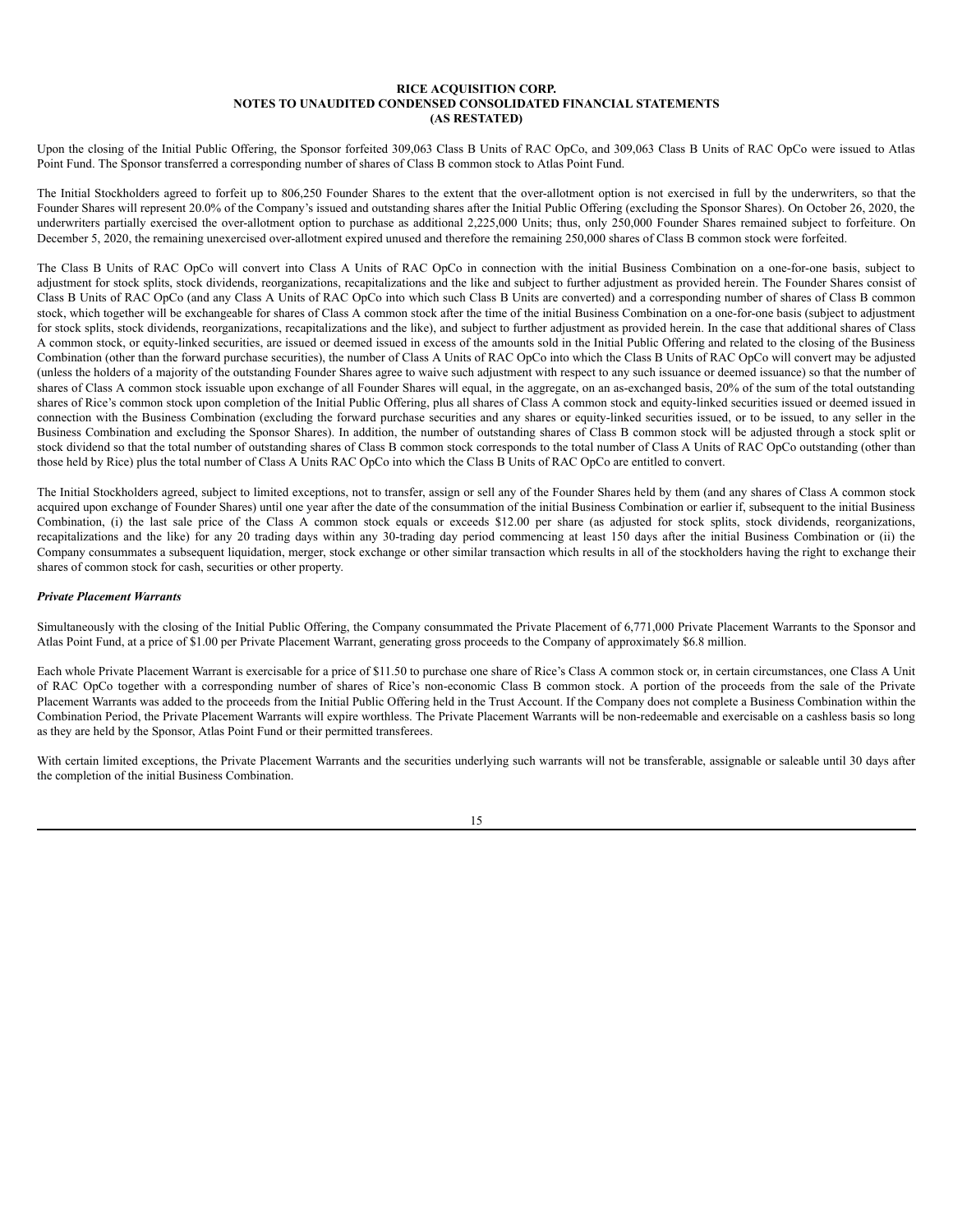Upon the closing of the Initial Public Offering, the Sponsor forfeited 309,063 Class B Units of RAC OpCo, and 309,063 Class B Units of RAC OpCo were issued to Atlas Point Fund. The Sponsor transferred a corresponding number of shares of Class B common stock to Atlas Point Fund.

The Initial Stockholders agreed to forfeit up to 806,250 Founder Shares to the extent that the over-allotment option is not exercised in full by the underwriters, so that the Founder Shares will represent 20.0% of the Company's issued and outstanding shares after the Initial Public Offering (excluding the Sponsor Shares). On October 26, 2020, the underwriters partially exercised the over-allotment option to purchase as additional 2,225,000 Units; thus, only 250,000 Founder Shares remained subject to forfeiture. On December 5, 2020, the remaining unexercised over-allotment expired unused and therefore the remaining 250,000 shares of Class B common stock were forfeited.

The Class B Units of RAC OpCo will convert into Class A Units of RAC OpCo in connection with the initial Business Combination on a one-for-one basis, subject to adjustment for stock splits, stock dividends, reorganizations, recapitalizations and the like and subject to further adjustment as provided herein. The Founder Shares consist of Class B Units of RAC OpCo (and any Class A Units of RAC OpCo into which such Class B Units are converted) and a corresponding number of shares of Class B common stock, which together will be exchangeable for shares of Class A common stock after the time of the initial Business Combination on a one-for-one basis (subject to adjustment for stock splits, stock dividends, reorganizations, recapitalizations and the like), and subject to further adjustment as provided herein. In the case that additional shares of Class A common stock, or equity-linked securities, are issued or deemed issued in excess of the amounts sold in the Initial Public Offering and related to the closing of the Business Combination (other than the forward purchase securities), the number of Class A Units of RAC OpCo into which the Class B Units of RAC OpCo will convert may be adjusted (unless the holders of a majority of the outstanding Founder Shares agree to waive such adjustment with respect to any such issuance or deemed issuance) so that the number of shares of Class A common stock issuable upon exchange of all Founder Shares will equal, in the aggregate, on an as-exchanged basis, 20% of the sum of the total outstanding shares of Rice's common stock upon completion of the Initial Public Offering, plus all shares of Class A common stock and equity-linked securities issued or deemed issued in connection with the Business Combination (excluding the forward purchase securities and any shares or equity-linked securities issued, or to be issued, to any seller in the Business Combination and excluding the Sponsor Shares). In addition, the number of outstanding shares of Class B common stock will be adjusted through a stock split or stock dividend so that the total number of outstanding shares of Class B common stock corresponds to the total number of Class A Units of RAC OpCo outstanding (other than those held by Rice) plus the total number of Class A Units RAC OpCo into which the Class B Units of RAC OpCo are entitled to convert.

The Initial Stockholders agreed, subject to limited exceptions, not to transfer, assign or sell any of the Founder Shares held by them (and any shares of Class A common stock acquired upon exchange of Founder Shares) until one year after the date of the consummation of the initial Business Combination or earlier if, subsequent to the initial Business Combination, (i) the last sale price of the Class A common stock equals or exceeds $12.00 per share (as adjusted for stock splits, stock dividends, reorganizations, recapitalizations and the like) for any 20 trading days within any 30-trading day period commencing at least 150 days after the initial Business Combination or (ii) the Company consummates a subsequent liquidation, merger, stock exchange or other similar transaction which results in all of the stockholders having the right to exchange their shares of common stock for cash, securities or other property.

***Private Placement Warrants***

Simultaneously with the closing of the Initial Public Offering, the Company consummated the Private Placement of 6,771,000 Private Placement Warrants to the Sponsor and Atlas Point Fund, at a price of $1.00 per Private Placement Warrant, generating gross proceeds to the Company of approximately $6.8 million.

Each whole Private Placement Warrant is exercisable for a price of $11.50 to purchase one share of Rice's Class A common stock or, in certain circumstances, one Class A Unit of RAC OpCo together with a corresponding number of shares of Rice's non-economic Class B common stock. A portion of the proceeds from the sale of the Private Placement Warrants was added to the proceeds from the Initial Public Offering held in the Trust Account. If the Company does not complete a Business Combination within the Combination Period, the Private Placement Warrants will expire worthless. The Private Placement Warrants will be non-redeemable and exercisable on a cashless basis so long as they are held by the Sponsor, Atlas Point Fund or their permitted transferees.

With certain limited exceptions, the Private Placement Warrants and the securities underlying such warrants will not be transferable, assignable or saleable until 30 days after the completion of the initial Business Combination.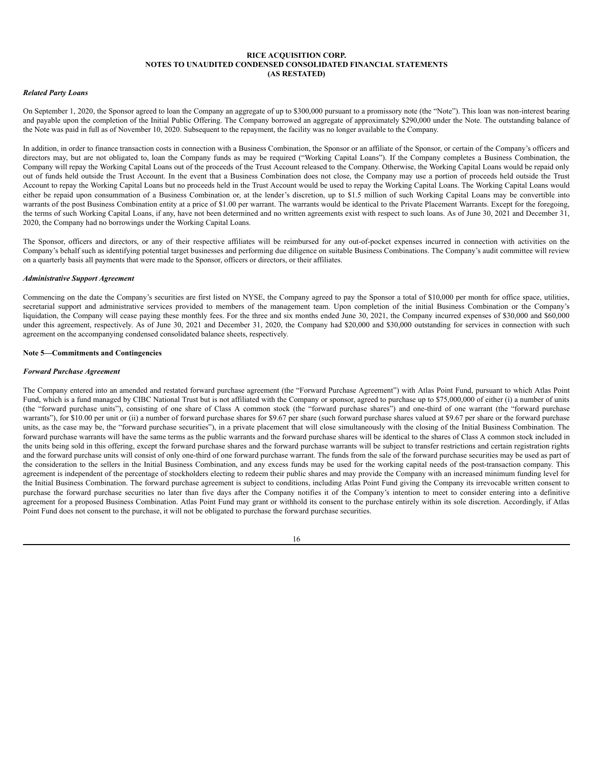# RICE ACQUISITION CORP.
# NOTES TO UNAUDITED CONDENSED CONSOLIDATED FINANCIAL STATEMENTS
# (AS RESTATED)

***Related Party Loans***

On September 1, 2020, the Sponsor agreed to loan the Company an aggregate of up to $300,000 pursuant to a promissory note (the "Note"). This loan was non-interest bearing and payable upon the completion of the Initial Public Offering. The Company borrowed an aggregate of approximately $290,000 under the Note. The outstanding balance of the Note was paid in full as of November 10, 2020. Subsequent to the repayment, the facility was no longer available to the Company.

In addition, in order to finance transaction costs in connection with a Business Combination, the Sponsor or an affiliate of the Sponsor, or certain of the Company's officers and directors may, but are not obligated to, loan the Company funds as may be required ("Working Capital Loans"). If the Company completes a Business Combination, the Company will repay the Working Capital Loans out of the proceeds of the Trust Account released to the Company. Otherwise, the Working Capital Loans would be repaid only out of funds held outside the Trust Account. In the event that a Business Combination does not close, the Company may use a portion of proceeds held outside the Trust Account to repay the Working Capital Loans but no proceeds held in the Trust Account would be used to repay the Working Capital Loans. The Working Capital Loans would either be repaid upon consummation of a Business Combination or, at the lender's discretion, up to $1.5 million of such Working Capital Loans may be convertible into warrants of the post Business Combination entity at a price of $1.00 per warrant. The warrants would be identical to the Private Placement Warrants. Except for the foregoing, the terms of such Working Capital Loans, if any, have not been determined and no written agreements exist with respect to such loans. As of June 30, 2021 and December 31, 2020, the Company had no borrowings under the Working Capital Loans.

The Sponsor, officers and directors, or any of their respective affiliates will be reimbursed for any out-of-pocket expenses incurred in connection with activities on the Company's behalf such as identifying potential target businesses and performing due diligence on suitable Business Combinations. The Company's audit committee will review on a quarterly basis all payments that were made to the Sponsor, officers or directors, or their affiliates.

***Administrative Support Agreement***

Commencing on the date the Company's securities are first listed on NYSE, the Company agreed to pay the Sponsor a total of $10,000 per month for office space, utilities, secretarial support and administrative services provided to members of the management team. Upon completion of the initial Business Combination or the Company's liquidation, the Company will cease paying these monthly fees. For the three and six months ended June 30, 2021, the Company incurred expenses of $30,000 and $60,000 under this agreement, respectively. As of June 30, 2021 and December 31, 2020, the Company had $20,000 and $30,000 outstanding for services in connection with such agreement on the accompanying condensed consolidated balance sheets, respectively.

**Note 5—Commitments and Contingencies**

***Forward Purchase Agreement***

The Company entered into an amended and restated forward purchase agreement (the "Forward Purchase Agreement") with Atlas Point Fund, pursuant to which Atlas Point Fund, which is a fund managed by CIBC National Trust but is not affiliated with the Company or sponsor, agreed to purchase up to $75,000,000 of either (i) a number of units (the "forward purchase units"), consisting of one share of Class A common stock (the "forward purchase shares") and one-third of one warrant (the "forward purchase warrants"), for $10.00 per unit or (ii) a number of forward purchase shares for $9.67 per share (such forward purchase shares valued at $9.67 per share or the forward purchase units, as the case may be, the "forward purchase securities"), in a private placement that will close simultaneously with the closing of the Initial Business Combination. The forward purchase warrants will have the same terms as the public warrants and the forward purchase shares will be identical to the shares of Class A common stock included in the units being sold in this offering, except the forward purchase shares and the forward purchase warrants will be subject to transfer restrictions and certain registration rights and the forward purchase units will consist of only one-third of one forward purchase warrant. The funds from the sale of the forward purchase securities may be used as part of the consideration to the sellers in the Initial Business Combination, and any excess funds may be used for the working capital needs of the post-transaction company. This agreement is independent of the percentage of stockholders electing to redeem their public shares and may provide the Company with an increased minimum funding level for the Initial Business Combination. The forward purchase agreement is subject to conditions, including Atlas Point Fund giving the Company its irrevocable written consent to purchase the forward purchase securities no later than five days after the Company notifies it of the Company's intention to meet to consider entering into a definitive agreement for a proposed Business Combination. Atlas Point Fund may grant or withhold its consent to the purchase entirely within its sole discretion. Accordingly, if Atlas Point Fund does not consent to the purchase, it will not be obligated to purchase the forward purchase securities.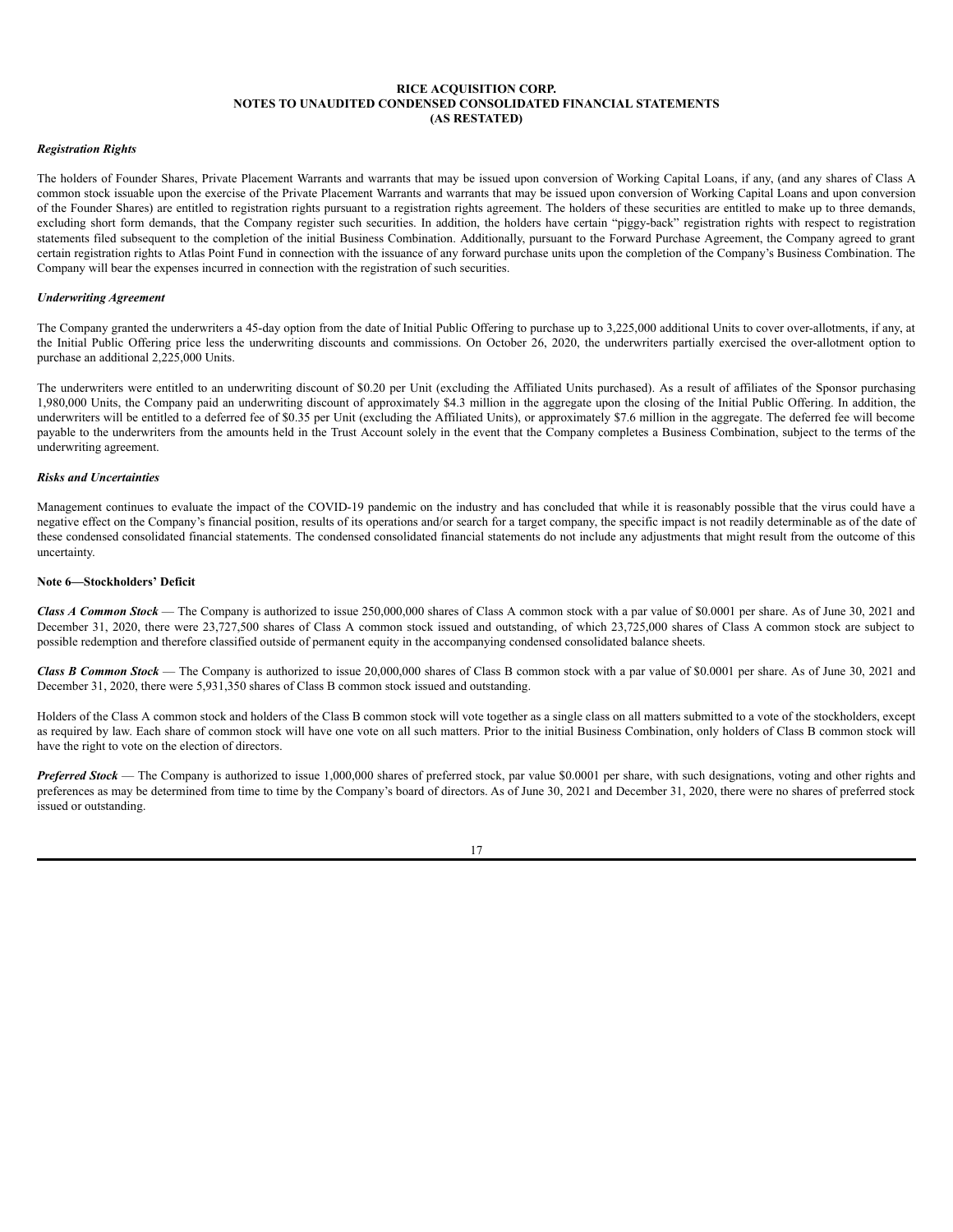*Registration Rights*

The holders of Founder Shares, Private Placement Warrants and warrants that may be issued upon conversion of Working Capital Loans, if any, (and any shares of Class A common stock issuable upon the exercise of the Private Placement Warrants and warrants that may be issued upon conversion of Working Capital Loans and upon conversion of the Founder Shares) are entitled to registration rights pursuant to a registration rights agreement. The holders of these securities are entitled to make up to three demands, excluding short form demands, that the Company register such securities. In addition, the holders have certain "piggy-back" registration rights with respect to registration statements filed subsequent to the completion of the initial Business Combination. Additionally, pursuant to the Forward Purchase Agreement, the Company agreed to grant certain registration rights to Atlas Point Fund in connection with the issuance of any forward purchase units upon the completion of the Company's Business Combination. The Company will bear the expenses incurred in connection with the registration of such securities.

*Underwriting Agreement*

The Company granted the underwriters a 45-day option from the date of Initial Public Offering to purchase up to 3,225,000 additional Units to cover over-allotments, if any, at the Initial Public Offering price less the underwriting discounts and commissions. On October 26, 2020, the underwriters partially exercised the over-allotment option to purchase an additional 2,225,000 Units.

The underwriters were entitled to an underwriting discount of $0.20 per Unit (excluding the Affiliated Units purchased). As a result of affiliates of the Sponsor purchasing 1,980,000 Units, the Company paid an underwriting discount of approximately $4.3 million in the aggregate upon the closing of the Initial Public Offering. In addition, the underwriters will be entitled to a deferred fee of $0.35 per Unit (excluding the Affiliated Units), or approximately $7.6 million in the aggregate. The deferred fee will become payable to the underwriters from the amounts held in the Trust Account solely in the event that the Company completes a Business Combination, subject to the terms of the underwriting agreement.

*Risks and Uncertainties*

Management continues to evaluate the impact of the COVID-19 pandemic on the industry and has concluded that while it is reasonably possible that the virus could have a negative effect on the Company's financial position, results of its operations and/or search for a target company, the specific impact is not readily determinable as of the date of these condensed consolidated financial statements. The condensed consolidated financial statements do not include any adjustments that might result from the outcome of this uncertainty.

**Note 6—Stockholders' Deficit**

***Class A Common Stock*** — The Company is authorized to issue 250,000,000 shares of Class A common stock with a par value of $0.0001 per share. As of June 30, 2021 and December 31, 2020, there were 23,727,500 shares of Class A common stock issued and outstanding, of which 23,725,000 shares of Class A common stock are subject to possible redemption and therefore classified outside of permanent equity in the accompanying condensed consolidated balance sheets.

***Class B Common Stock*** — The Company is authorized to issue 20,000,000 shares of Class B common stock with a par value of $0.0001 per share. As of June 30, 2021 and December 31, 2020, there were 5,931,350 shares of Class B common stock issued and outstanding.

Holders of the Class A common stock and holders of the Class B common stock will vote together as a single class on all matters submitted to a vote of the stockholders, except as required by law. Each share of common stock will have one vote on all such matters. Prior to the initial Business Combination, only holders of Class B common stock will have the right to vote on the election of directors.

***Preferred Stock*** — The Company is authorized to issue 1,000,000 shares of preferred stock, par value $0.0001 per share, with such designations, voting and other rights and preferences as may be determined from time to time by the Company's board of directors. As of June 30, 2021 and December 31, 2020, there were no shares of preferred stock issued or outstanding.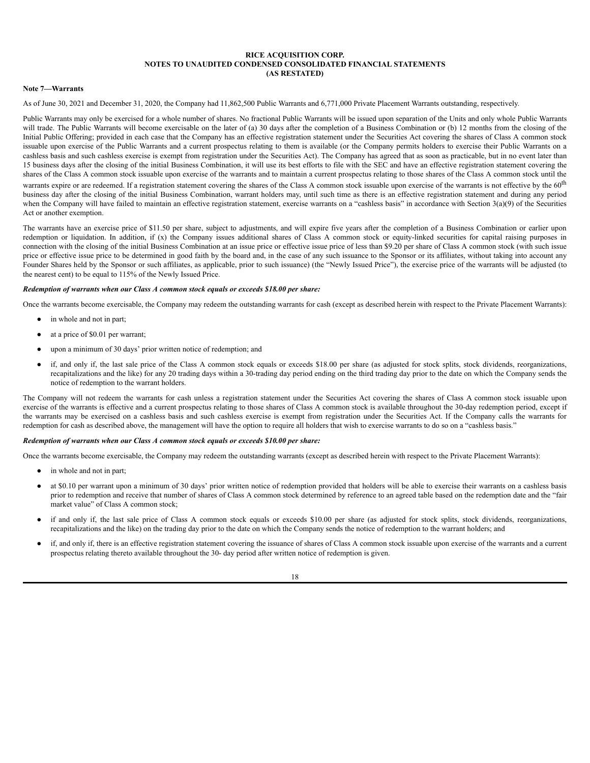**RICE ACQUISITION CORP.**
**NOTES TO UNAUDITED CONDENSED CONSOLIDATED FINANCIAL STATEMENTS**
**(AS RESTATED)**

**Note 7—Warrants**

As of June 30, 2021 and December 31, 2020, the Company had 11,862,500 Public Warrants and 6,771,000 Private Placement Warrants outstanding, respectively.

Public Warrants may only be exercised for a whole number of shares. No fractional Public Warrants will be issued upon separation of the Units and only whole Public Warrants will trade. The Public Warrants will become exercisable on the later of (a) 30 days after the completion of a Business Combination or (b) 12 months from the closing of the Initial Public Offering; provided in each case that the Company has an effective registration statement under the Securities Act covering the shares of Class A common stock issuable upon exercise of the Public Warrants and a current prospectus relating to them is available (or the Company permits holders to exercise their Public Warrants on a cashless basis and such cashless exercise is exempt from registration under the Securities Act). The Company has agreed that as soon as practicable, but in no event later than 15 business days after the closing of the initial Business Combination, it will use its best efforts to file with the SEC and have an effective registration statement covering the shares of the Class A common stock issuable upon exercise of the warrants and to maintain a current prospectus relating to those shares of the Class A common stock until the warrants expire or are redeemed. If a registration statement covering the shares of the Class A common stock issuable upon exercise of the warrants is not effective by the $60^{th}$ business day after the closing of the initial Business Combination, warrant holders may, until such time as there is an effective registration statement and during any period when the Company will have failed to maintain an effective registration statement, exercise warrants on a "cashless basis" in accordance with Section 3(a)(9) of the Securities Act or another exemption.

The warrants have an exercise price of $11.50 per share, subject to adjustments, and will expire five years after the completion of a Business Combination or earlier upon redemption or liquidation. In addition, if (x) the Company issues additional shares of Class A common stock or equity-linked securities for capital raising purposes in connection with the closing of the initial Business Combination at an issue price or effective issue price of less than $9.20 per share of Class A common stock (with such issue price or effective issue price to be determined in good faith by the board and, in the case of any such issuance to the Sponsor or its affiliates, without taking into account any Founder Shares held by the Sponsor or such affiliates, as applicable, prior to such issuance) (the "Newly Issued Price"), the exercise price of the warrants will be adjusted (to the nearest cent) to be equal to 115% of the Newly Issued Price.

***Redemption of warrants when our Class A common stock equals or exceeds $18.00 per share:***

Once the warrants become exercisable, the Company may redeem the outstanding warrants for cash (except as described herein with respect to the Private Placement Warrants):

- in whole and not in part;
- at a price of $0.01 per warrant;
- upon a minimum of 30 days' prior written notice of redemption; and
- if, and only if, the last sale price of the Class A common stock equals or exceeds $18.00 per share (as adjusted for stock splits, stock dividends, reorganizations, recapitalizations and the like) for any 20 trading days within a 30-trading day period ending on the third trading day prior to the date on which the Company sends the notice of redemption to the warrant holders.

The Company will not redeem the warrants for cash unless a registration statement under the Securities Act covering the shares of Class A common stock issuable upon exercise of the warrants is effective and a current prospectus relating to those shares of Class A common stock is available throughout the 30-day redemption period, except if the warrants may be exercised on a cashless basis and such cashless exercise is exempt from registration under the Securities Act. If the Company calls the warrants for redemption for cash as described above, the management will have the option to require all holders that wish to exercise warrants to do so on a "cashless basis."

***Redemption of warrants when our Class A common stock equals or exceeds $10.00 per share:***

Once the warrants become exercisable, the Company may redeem the outstanding warrants (except as described herein with respect to the Private Placement Warrants):

- in whole and not in part;
- at $0.10 per warrant upon a minimum of 30 days' prior written notice of redemption provided that holders will be able to exercise their warrants on a cashless basis prior to redemption and receive that number of shares of Class A common stock determined by reference to an agreed table based on the redemption date and the "fair market value" of Class A common stock;
- if and only if, the last sale price of Class A common stock equals or exceeds $10.00 per share (as adjusted for stock splits, stock dividends, reorganizations, recapitalizations and the like) on the trading day prior to the date on which the Company sends the notice of redemption to the warrant holders; and
- if, and only if, there is an effective registration statement covering the issuance of shares of Class A common stock issuable upon exercise of the warrants and a current prospectus relating thereto available throughout the 30- day period after written notice of redemption is given.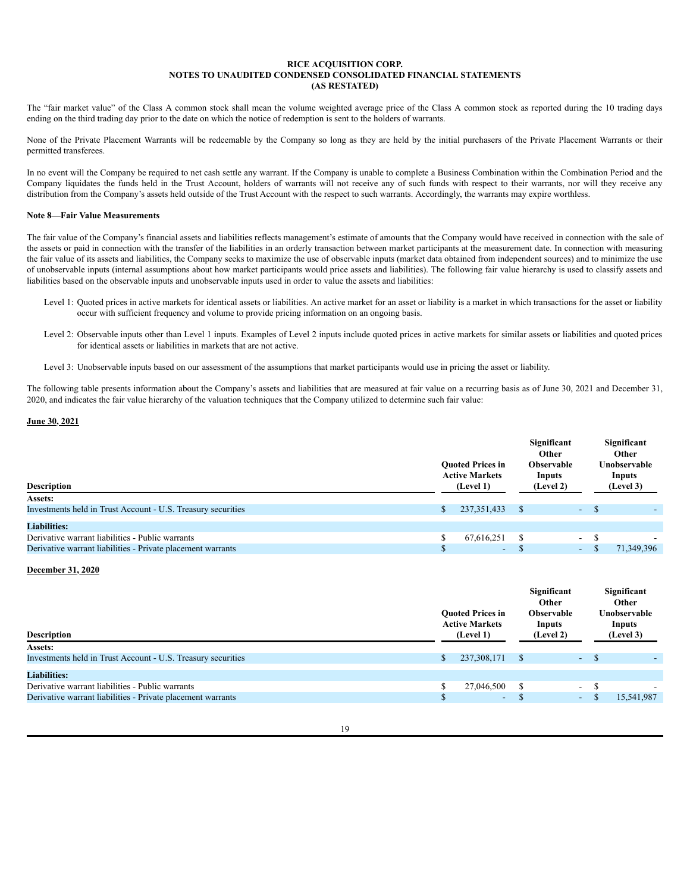**RICE ACQUISITION CORP.**
**NOTES TO UNAUDITED CONDENSED CONSOLIDATED FINANCIAL STATEMENTS**
**(AS RESTATED)**

The "fair market value" of the Class A common stock shall mean the volume weighted average price of the Class A common stock as reported during the 10 trading days ending on the third trading day prior to the date on which the notice of redemption is sent to the holders of warrants.

None of the Private Placement Warrants will be redeemable by the Company so long as they are held by the initial purchasers of the Private Placement Warrants or their permitted transferees.

In no event will the Company be required to net cash settle any warrant. If the Company is unable to complete a Business Combination within the Combination Period and the Company liquidates the funds held in the Trust Account, holders of warrants will not receive any of such funds with respect to their warrants, nor will they receive any distribution from the Company's assets held outside of the Trust Account with the respect to such warrants. Accordingly, the warrants may expire worthless.

**Note 8—Fair Value Measurements**

The fair value of the Company's financial assets and liabilities reflects management's estimate of amounts that the Company would have received in connection with the sale of the assets or paid in connection with the transfer of the liabilities in an orderly transaction between market participants at the measurement date. In connection with measuring the fair value of its assets and liabilities, the Company seeks to maximize the use of observable inputs (market data obtained from independent sources) and to minimize the use of unobservable inputs (internal assumptions about how market participants would price assets and liabilities). The following fair value hierarchy is used to classify assets and liabilities based on the observable inputs and unobservable inputs used in order to value the assets and liabilities:

- Level 1: Quoted prices in active markets for identical assets or liabilities. An active market for an asset or liability is a market in which transactions for the asset or liability occur with sufficient frequency and volume to provide pricing information on an ongoing basis.
- Level 2: Observable inputs other than Level 1 inputs. Examples of Level 2 inputs include quoted prices in active markets for similar assets and quoted prices for identical assets or liabilities in markets that are not active.
- Level 3: Unobservable inputs based on our assessment of the assumptions that market participants would use in pricing the asset or liability.

The following table presents information about the Company's assets and liabilities that are measured at fair value on a recurring basis as of June 30, 2021 and December 31, 2020, and indicates the fair value hierarchy of the valuation techniques that the Company utilized to determine such fair value:

**June 30, 2021**

| Description | Quoted Prices in Active Markets (Level 1) | Significant Other Observable Inputs (Level 2) | Significant Other Unobservable Inputs (Level 3) |
|---|---|---|---|
| **Assets:** | | | |
| Investments held in Trust Account - U.S. Treasury securities | $ 237,351,433 | $ - | $ - |
| **Liabilities:** | | | |
| Derivative warrant liabilities - Public warrants | $ 67,616,251 | $ - | $ - |
| Derivative warrant liabilities - Private placement warrants | $ - | $ - | $ 71,349,396 |

**December 31, 2020**

| Description | Quoted Prices in Active Markets (Level 1) | Significant Other Observable Inputs (Level 2) | Significant Other Unobservable Inputs (Level 3) |
|---|---|---|---|
| **Assets:** | | | |
| Investments held in Trust Account - U.S. Treasury securities | $ 237,308,171 | $ - | $ - |
| **Liabilities:** | | | |
| Derivative warrant liabilities - Public warrants | $ 27,046,500 | $ - | $ - |
| Derivative warrant liabilities - Private placement warrants | $ - | $ - | $ 15,541,987 |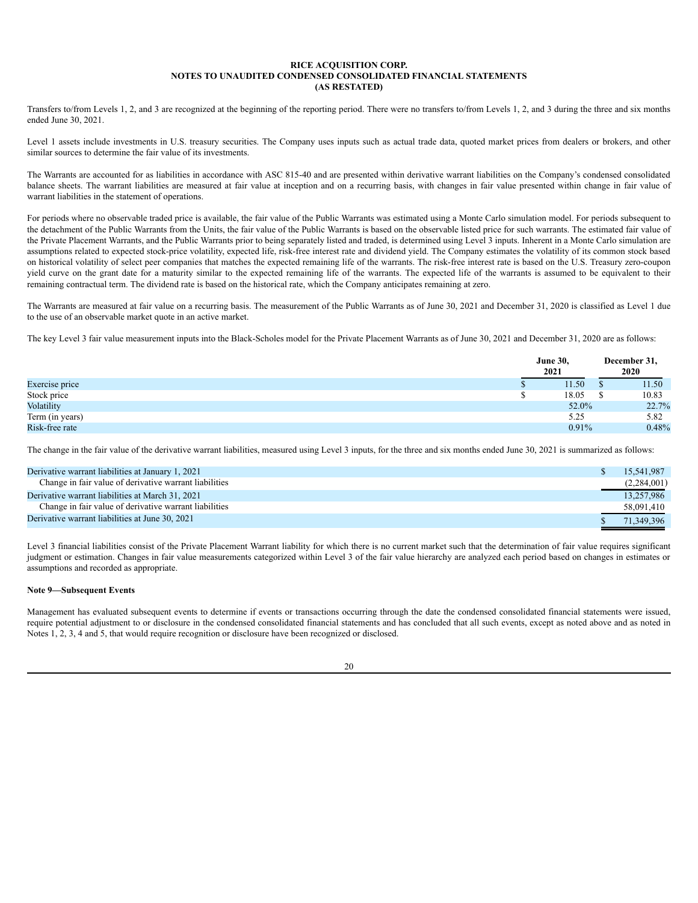**RICE ACQUISITION CORP.**
**NOTES TO UNAUDITED CONDENSED CONSOLIDATED FINANCIAL STATEMENTS**
**(AS RESTATED)**

Transfers to/from Levels 1, 2, and 3 are recognized at the beginning of the reporting period. There were no transfers to/from Levels 1, 2, and 3 during the three and six months ended June 30, 2021.

Level 1 assets include investments in U.S. treasury securities. The Company uses inputs such as actual trade data, quoted market prices from dealers or brokers, and other similar sources to determine the fair value of its investments.

The Warrants are accounted for as liabilities in accordance with ASC 815-40 and are presented within derivative warrant liabilities on the Company's condensed consolidated balance sheets. The warrant liabilities are measured at fair value at inception and on a recurring basis, with changes in fair value presented within change in fair value of warrant liabilities in the statement of operations.

For periods where no observable traded price is available, the fair value of the Public Warrants was estimated using a Monte Carlo simulation model. For periods subsequent to the detachment of the Public Warrants from the Units, the fair value of the Public Warrants is based on the observable listed price for such warrants. The estimated fair value of the Private Placement Warrants, and the Public Warrants prior to being separately listed and traded, is determined using Level 3 inputs. Inherent in a Monte Carlo simulation are assumptions related to expected stock-price volatility, expected life, risk-free interest rate and dividend yield. The Company estimates the volatility of its common stock based on historical volatility of select peer companies that matches the expected remaining life of the warrants. The risk-free interest rate is based on the U.S. Treasury zero-coupon yield curve on the grant date for a maturity similar to the expected remaining life of the warrants. The expected life of the warrants is assumed to be equivalent to their remaining contractual term. The dividend rate is based on the historical rate, which the Company anticipates remaining at zero.

The Warrants are measured at fair value on a recurring basis. The measurement of the Public Warrants as of June 30, 2021 and December 31, 2020 is classified as Level 1 due to the use of an observable market quote in an active market.

The key Level 3 fair value measurement inputs into the Black-Scholes model for the Private Placement Warrants as of June 30, 2021 and December 31, 2020 are as follows:

| | June 30, 2021 | December 31, 2020 |
|---|---|---|
| Exercise price | $ 11.50 | $ 11.50 |
| Stock price | $ 18.05 | $ 10.83 |
| Volatility | 52.0% | 22.7% |
| Term (in years) | 5.25 | 5.82 |
| Risk-free rate | 0.91% | 0.48% |

The change in the fair value of the derivative warrant liabilities, measured using Level 3 inputs, for the three and six months ended June 30, 2021 is summarized as follows:

| | |
|---|---|
| Derivative warrant liabilities at January 1, 2021 | $ 15,541,987 |
| Change in fair value of derivative warrant liabilities | (2,284,001) |
| Derivative warrant liabilities at March 31, 2021 | 13,257,986 |
| Change in fair value of derivative warrant liabilities | 58,091,410 |
| Derivative warrant liabilities at June 30, 2021 | $ 71,349,396 |

Level 3 financial liabilities consist of the Private Placement Warrant liability for which there is no current market such that the determination of fair value requires significant judgment or estimation. Changes in fair value measurements categorized within Level 3 of the fair value hierarchy are analyzed each period based on changes in estimates or assumptions and recorded as appropriate.

**Note 9—Subsequent Events**

Management has evaluated subsequent events to determine if events or transactions occurring through the date the condensed consolidated financial statements were issued, require potential adjustment to or disclosure in the condensed consolidated financial statements and has concluded that all such events, except as noted above and as noted in Notes 1, 2, 3, 4 and 5, that would require recognition or disclosure have been recognized or disclosed.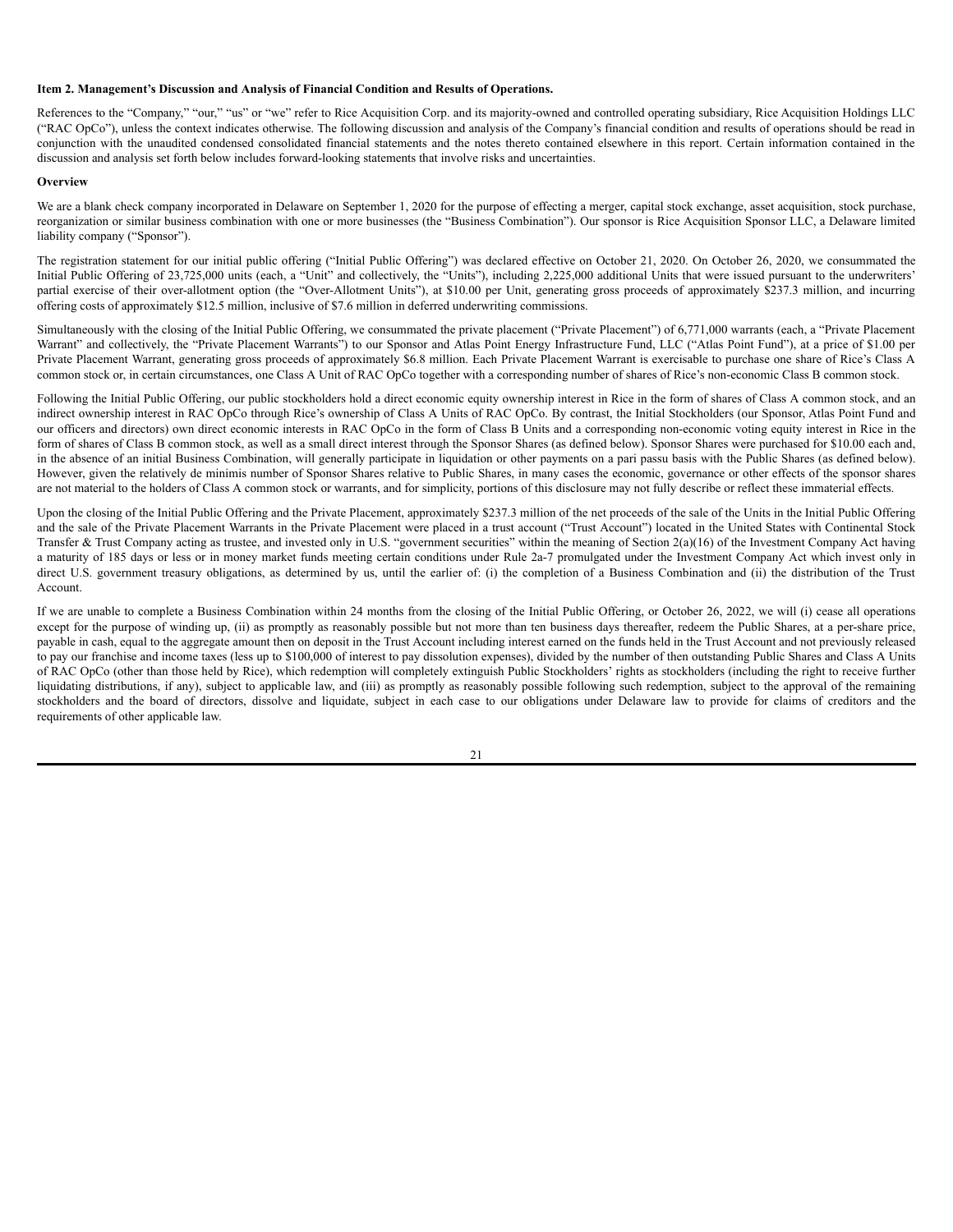**Item 2. Management's Discussion and Analysis of Financial Condition and Results of Operations.**

References to the "Company," "our," "us" or "we" refer to Rice Acquisition Corp. and its majority-owned and controlled operating subsidiary, Rice Acquisition Holdings LLC ("RAC OpCo"), unless the context indicates otherwise. The following discussion and analysis of the Company's financial condition and results of operations should be read in conjunction with the unaudited condensed consolidated financial statements and the notes thereto contained elsewhere in this report. Certain information contained in the discussion and analysis set forth below includes forward-looking statements that involve risks and uncertainties.

**Overview**

We are a blank check company incorporated in Delaware on September 1, 2020 for the purpose of effecting a merger, capital stock exchange, asset acquisition, stock purchase, reorganization or similar business combination with one or more businesses (the "Business Combination"). Our sponsor is Rice Acquisition Sponsor LLC, a Delaware limited liability company ("Sponsor").

The registration statement for our initial public offering ("Initial Public Offering") was declared effective on October 21, 2020. On October 26, 2020, we consummated the Initial Public Offering of 23,725,000 units (each, a "Unit" and collectively, the "Units"), including 2,225,000 additional Units that were issued pursuant to the underwriters' partial exercise of their over-allotment option (the "Over-Allotment Units"), at $10.00 per Unit, generating gross proceeds of approximately $237.3 million, and incurring offering costs of approximately $12.5 million, inclusive of $7.6 million in deferred underwriting commissions.

Simultaneously with the closing of the Initial Public Offering, we consummated the private placement ("Private Placement") of 6,771,000 warrants (each, a "Private Placement Warrant" and collectively, the "Private Placement Warrants") to our Sponsor and Atlas Point Energy Infrastructure Fund, LLC ("Atlas Point Fund"), at a price of $1.00 per Private Placement Warrant, generating gross proceeds of approximately $6.8 million. Each Private Placement Warrant is exercisable to purchase one share of Rice's Class A common stock or, in certain circumstances, one Class A Unit of RAC OpCo together with a corresponding number of shares of Rice's non-economic Class B common stock.

Following the Initial Public Offering, our public stockholders hold a direct economic equity ownership interest in Rice in the form of shares of Class A common stock, and an indirect ownership interest in RAC OpCo through Rice's ownership of Class A Units of RAC OpCo. By contrast, the Initial Stockholders (our Sponsor, Atlas Point Fund and our officers and directors) own direct economic interests in RAC OpCo in the form of Class B Units and a corresponding non-economic voting equity interest in Rice in the form of shares of Class B common stock, as well as a small direct interest through the Sponsor Shares (as defined below). Sponsor Shares were purchased for $10.00 each and, in the absence of an initial Business Combination, will generally participate in liquidation or other payments on a pari passu basis with the Public Shares (as defined below). However, given the relatively de minimis number of Sponsor Shares relative to Public Shares, in many cases the economic, governance or other effects of the sponsor shares are not material to the holders of Class A common stock or warrants, and for simplicity, portions of this disclosure may not fully describe or reflect these immaterial effects.

Upon the closing of the Initial Public Offering and the Private Placement, approximately $237.3 million of the net proceeds of the sale of the Units in the Initial Public Offering and the sale of the Private Placement Warrants in the Private Placement were placed in a trust account ("Trust Account") located in the United States with Continental Stock Transfer & Trust Company acting as trustee, and invested only in U.S. "government securities" within the meaning of Section 2(a)(16) of the Investment Company Act having a maturity of 185 days or less or in money market funds meeting certain conditions under Rule 2a-7 promulgated under the Investment Company Act which invest only in direct U.S. government treasury obligations, as determined by us, until the earlier of: (i) the completion of a Business Combination and (ii) the distribution of the Trust Account.

If we are unable to complete a Business Combination within 24 months from the closing of the Initial Public Offering, or October 26, 2022, we will (i) cease all operations except for the purpose of winding up, (ii) as promptly as reasonably possible but not more than ten business days thereafter, redeem the Public Shares, at a per-share price, payable in cash, equal to the aggregate amount then on deposit in the Trust Account including interest earned on the funds held in the Trust Account and not previously released to pay our franchise and income taxes (less up to $100,000 of interest to pay dissolution expenses), divided by the number of then outstanding Public Shares and Class A Units of RAC OpCo (other than those held by Rice), which redemption will completely extinguish Public Stockholders' rights as stockholders (including the right to receive further liquidating distributions, if any), subject to applicable law, and (iii) as promptly as reasonably possible following such redemption, subject to the approval of the remaining stockholders and the board of directors, dissolve and liquidate, subject in each case to our obligations under Delaware law to provide for claims of creditors and the requirements of other applicable law.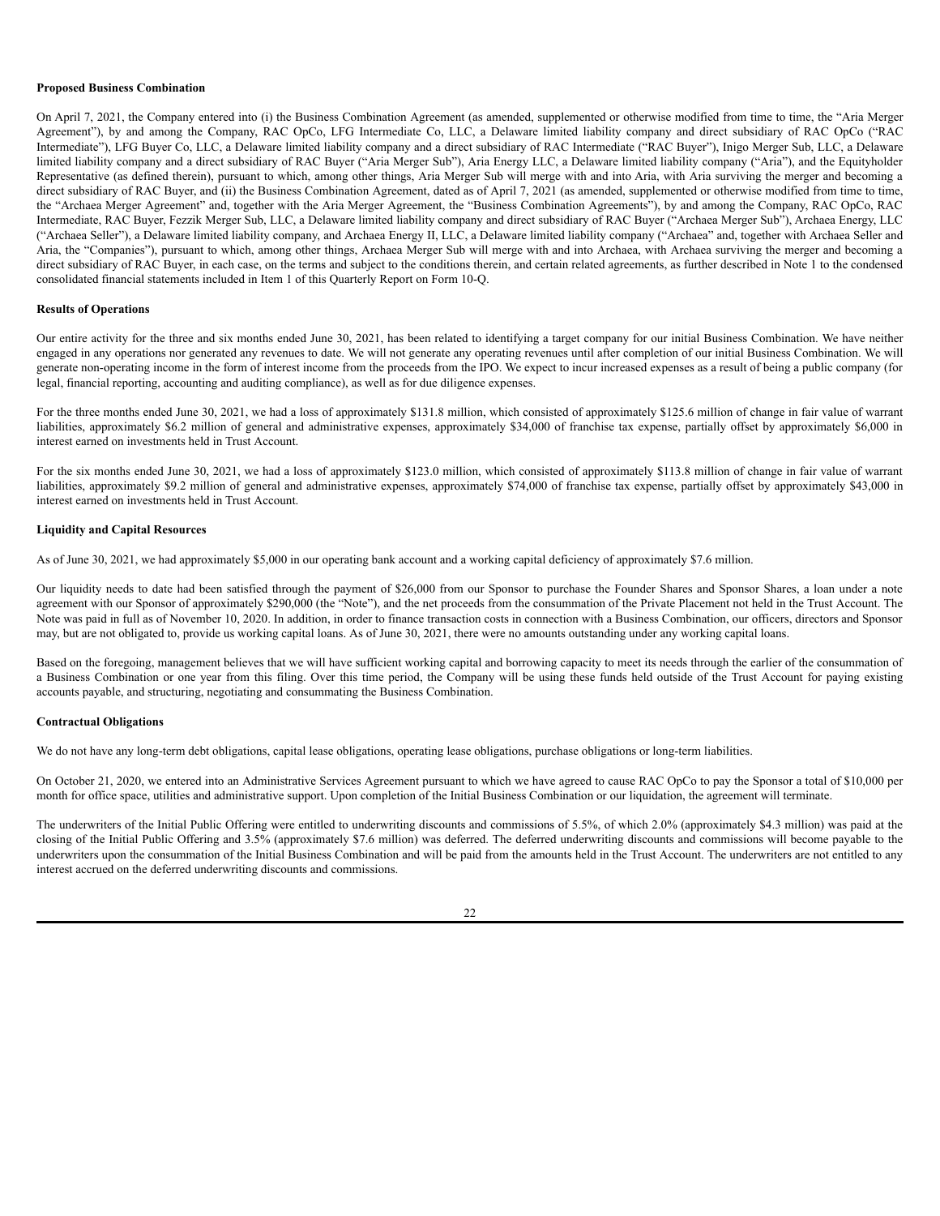**Proposed Business Combination**

On April 7, 2021, the Company entered into (i) the Business Combination Agreement (as amended, supplemented or otherwise modified from time to time, the "Aria Merger Agreement"), by and among the Company, RAC OpCo, LFG Intermediate Co, LLC, a Delaware limited liability company and direct subsidiary of RAC OpCo ("RAC Intermediate"), LFG Buyer Co, LLC, a Delaware limited liability company and a direct subsidiary of RAC Intermediate ("RAC Buyer"), Inigo Merger Sub, LLC, a Delaware limited liability company and a direct subsidiary of RAC Buyer ("Aria Merger Sub"), Aria Energy LLC, a Delaware limited liability company ("Aria"), and the Equityholder Representative (as defined therein), pursuant to which, among other things, Aria Merger Sub will merge with and into Aria, with Aria surviving the merger and becoming a direct subsidiary of RAC Buyer, and (ii) the Business Combination Agreement, dated as of April 7, 2021 (as amended, supplemented or otherwise modified from time to time, the "Archaea Merger Agreement" and, together with the Aria Merger Agreement, the "Business Combination Agreements"), by and among the Company, RAC OpCo, RAC Intermediate, RAC Buyer, Fezzik Merger Sub, LLC, a Delaware limited liability company and direct subsidiary of RAC Buyer ("Archaea Merger Sub"), Archaea Energy, LLC ("Archaea Seller"), a Delaware limited liability company, and Archaea Energy II, LLC, a Delaware limited liability company ("Archaea" and, together with Archaea Seller and Aria, the "Companies"), pursuant to which, among other things, Archaea Merger Sub will merge with and into Archaea, with Archaea surviving the merger and becoming a direct subsidiary of RAC Buyer, in each case, on the terms and subject to the conditions therein, and certain related agreements, as further described in Note 1 to the condensed consolidated financial statements included in Item 1 of this Quarterly Report on Form 10-Q.

**Results of Operations**

Our entire activity for the three and six months ended June 30, 2021, has been related to identifying a target company for our initial Business Combination. We have neither engaged in any operations nor generated any revenues to date. We will not generate any operating revenues until after completion of our initial Business Combination. We will generate non-operating income in the form of interest income from the proceeds from the IPO. We expect to incur increased expenses as a result of being a public company (for legal, financial reporting, accounting and auditing compliance), as well as for due diligence expenses.

For the three months ended June 30, 2021, we had a loss of approximately $131.8 million, which consisted of approximately $125.6 million of change in fair value of warrant liabilities, approximately $6.2 million of general and administrative expenses, approximately $34,000 of franchise tax expense, partially offset by approximately $6,000 in interest earned on investments held in Trust Account.

For the six months ended June 30, 2021, we had a loss of approximately $123.0 million, which consisted of approximately $113.8 million of change in fair value of warrant liabilities, approximately $9.2 million of general and administrative expenses, approximately $74,000 of franchise tax expense, partially offset by approximately $43,000 in interest earned on investments held in Trust Account.

**Liquidity and Capital Resources**

As of June 30, 2021, we had approximately $5,000 in our operating bank account and a working capital deficiency of approximately $7.6 million.

Our liquidity needs to date had been satisfied through the payment of $26,000 from our Sponsor to purchase the Founder Shares and Sponsor Shares, a loan under a note agreement with our Sponsor of approximately $290,000 (the "Note"), and the net proceeds from the consummation of the Private Placement not held in the Trust Account. The Note was paid in full as of November 10, 2020. In addition, in order to finance transaction costs in connection with a Business Combination, our officers, directors and Sponsor may, but are not obligated to, provide us working capital loans. As of June 30, 2021, there were no amounts outstanding under any working capital loans.

Based on the foregoing, management believes that we will have sufficient working capital and borrowing capacity to meet its needs through the earlier of the consummation of a Business Combination or one year from this filing. Over this time period, the Company will be using these funds held outside of the Trust Account for paying existing accounts payable, and structuring, negotiating and consummating the Business Combination.

**Contractual Obligations**

We do not have any long-term debt obligations, capital lease obligations, operating lease obligations, purchase obligations or long-term liabilities.

On October 21, 2020, we entered into an Administrative Services Agreement pursuant to which we have agreed to cause RAC OpCo to pay the Sponsor a total of $10,000 per month for office space, utilities and administrative support. Upon completion of the Initial Business Combination or our liquidation, the agreement will terminate.

The underwriters of the Initial Public Offering were entitled to underwriting discounts and commissions of 5.5%, of which 2.0% (approximately $4.3 million) was paid at the closing of the Initial Public Offering and 3.5% (approximately $7.6 million) was deferred. The deferred underwriting discounts and commissions will become payable to the underwriters upon the consummation of the Initial Business Combination and will be paid from the amounts held in the Trust Account. The underwriters are not entitled to any interest accrued on the deferred underwriting discounts and commissions.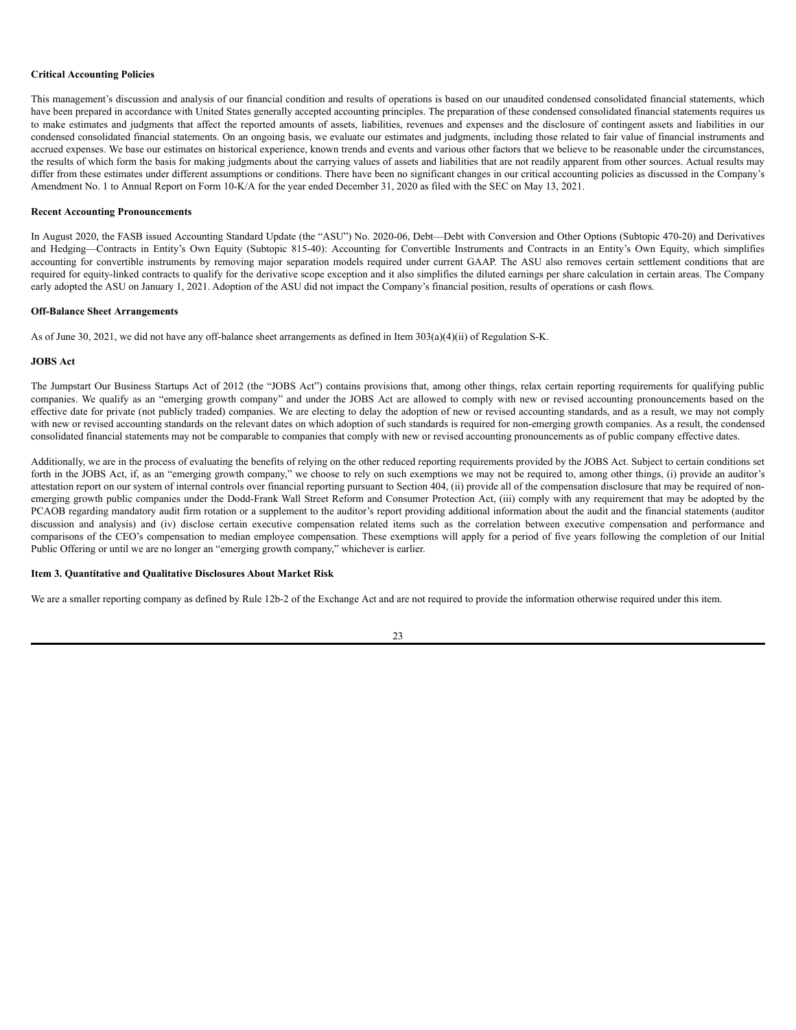**Critical Accounting Policies**

This management's discussion and analysis of our financial condition and results of operations is based on our unaudited condensed consolidated financial statements, which have been prepared in accordance with United States generally accepted accounting principles. The preparation of these condensed consolidated financial statements requires us to make estimates and judgments that affect the reported amounts of assets, liabilities, revenues and expenses and the disclosure of contingent assets and liabilities in our condensed consolidated financial statements. On an ongoing basis, we evaluate our estimates and judgments, including those related to fair value of financial instruments and accrued expenses. We base our estimates on historical experience, known trends and events and various other factors that we believe to be reasonable under the circumstances, the results of which form the basis for making judgments about the carrying values of assets and liabilities that are not readily apparent from other sources. Actual results may differ from these estimates under different assumptions or conditions. There have been no significant changes in our critical accounting policies as discussed in the Company's Amendment No. 1 to Annual Report on Form 10-K/A for the year ended December 31, 2020 as filed with the SEC on May 13, 2021.

**Recent Accounting Pronouncements**

In August 2020, the FASB issued Accounting Standard Update (the "ASU") No. 2020-06, Debt—Debt with Conversion and Other Options (Subtopic 470-20) and Derivatives and Hedging—Contracts in Entity's Own Equity (Subtopic 815-40): Accounting for Convertible Instruments and Contracts in an Entity's Own Equity, which simplifies accounting for convertible instruments by removing major separation models required under current GAAP. The ASU also removes certain settlement conditions that are required for equity-linked contracts to qualify for the derivative scope exception and it also simplifies the diluted earnings per share calculation in certain areas. The Company early adopted the ASU on January 1, 2021. Adoption of the ASU did not impact the Company's financial position, results of operations or cash flows.

**Off-Balance Sheet Arrangements**

As of June 30, 2021, we did not have any off-balance sheet arrangements as defined in Item 303(a)(4)(ii) of Regulation S-K.

**JOBS Act**

The Jumpstart Our Business Startups Act of 2012 (the "JOBS Act") contains provisions that, among other things, relax certain reporting requirements for qualifying public companies. We qualify as an "emerging growth company" and under the JOBS Act are allowed to comply with new or revised accounting pronouncements based on the effective date for private (not publicly traded) companies. We are electing to delay the adoption of new or revised accounting standards, and as a result, we may not comply with new or revised accounting standards on the relevant dates on which adoption of such standards is required for non-emerging growth companies. As a result, the condensed consolidated financial statements may not be comparable to companies that comply with new or revised accounting pronouncements as of public company effective dates.

Additionally, we are in the process of evaluating the benefits of relying on the other reduced reporting requirements provided by the JOBS Act. Subject to certain conditions set forth in the JOBS Act, if, as an "emerging growth company," we choose to rely on such exemptions we may not be required to, among other things, (i) provide an auditor's attestation report on our system of internal controls over financial reporting pursuant to Section 404, (ii) provide all of the compensation disclosure that may be required of non-emerging growth public companies under the Dodd-Frank Wall Street Reform and Consumer Protection Act, (iii) comply with any requirement that may be adopted by the PCAOB regarding mandatory audit firm rotation or a supplement to the auditor's report providing additional information about the audit and the financial statements (auditor discussion and analysis) and (iv) disclose certain executive compensation related items such as the correlation between executive compensation and performance and comparisons of the CEO's compensation to median employee compensation. These exemptions will apply for a period of five years following the completion of our Initial Public Offering or until we are no longer an "emerging growth company," whichever is earlier.

**Item 3. Quantitative and Qualitative Disclosures About Market Risk**

We are a smaller reporting company as defined by Rule 12b-2 of the Exchange Act and are not required to provide the information otherwise required under this item.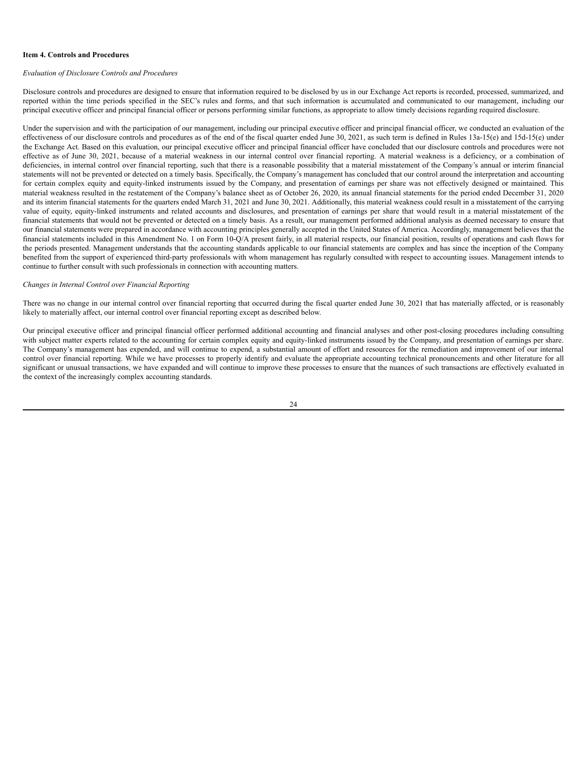### Item 4. Controls and Procedures

*Evaluation of Disclosure Controls and Procedures*

Disclosure controls and procedures are designed to ensure that information required to be disclosed by us in our Exchange Act reports is recorded, processed, summarized, and reported within the time periods specified in the SEC's rules and forms, and that such information is accumulated and communicated to our management, including our principal executive officer and principal financial officer or persons performing similar functions, as appropriate to allow timely decisions regarding required disclosure.

Under the supervision and with the participation of our management, including our principal executive officer and principal financial officer, we conducted an evaluation of the effectiveness of our disclosure controls and procedures as of the end of the fiscal quarter ended June 30, 2021, as such term is defined in Rules 13a-15(e) and 15d-15(e) under the Exchange Act. Based on this evaluation, our principal executive officer and principal financial officer have concluded that our disclosure controls and procedures were not effective as of June 30, 2021, because of a material weakness in our internal control over financial reporting. A material weakness is a deficiency, or a combination of deficiencies, in internal control over financial reporting, such that there is a reasonable possibility that a material misstatement of the Company's annual or interim financial statements will not be prevented or detected on a timely basis. Specifically, the Company's management has concluded that our control around the interpretation and accounting for certain complex equity and equity-linked instruments issued by the Company, and presentation of earnings per share was not effectively designed or maintained. This material weakness resulted in the restatement of the Company's balance sheet as of October 26, 2020, its annual financial statements for the period ended December 31, 2020 and its interim financial statements for the quarters ended March 31, 2021 and June 30, 2021. Additionally, this material weakness could result in a misstatement of the carrying value of equity, equity-linked instruments and related accounts and disclosures, and presentation of earnings per share that would result in a material misstatement of the financial statements that would not be prevented or detected on a timely basis. As a result, our management performed additional analysis as deemed necessary to ensure that our financial statements were prepared in accordance with accounting principles generally accepted in the United States of America. Accordingly, management believes that the financial statements included in this Amendment No. 1 on Form 10-Q/A present fairly, in all material respects, our financial position, results of operations and cash flows for the periods presented. Management understands that the accounting standards applicable to our financial statements are complex and has since the inception of the Company benefited from the support of experienced third-party professionals with whom management has regularly consulted with respect to accounting issues. Management intends to continue to further consult with such professionals in connection with accounting matters.

*Changes in Internal Control over Financial Reporting*

There was no change in our internal control over financial reporting that occurred during the fiscal quarter ended June 30, 2021 that has materially affected, or is reasonably likely to materially affect, our internal control over financial reporting except as described below.

Our principal executive officer and principal financial officer performed additional accounting and financial analyses and other post-closing procedures including consulting with subject matter experts related to the accounting for certain complex equity and equity-linked instruments issued by the Company, and presentation of earnings per share. The Company's management has expended, and will continue to expend, a substantial amount of effort and resources for the remediation and improvement of our internal control over financial reporting. While we have processes to properly identify and evaluate the appropriate accounting technical pronouncements and other literature for all significant or unusual transactions, we have expanded and will continue to improve these processes to ensure that the nuances of such transactions are effectively evaluated in the context of the increasingly complex accounting standards.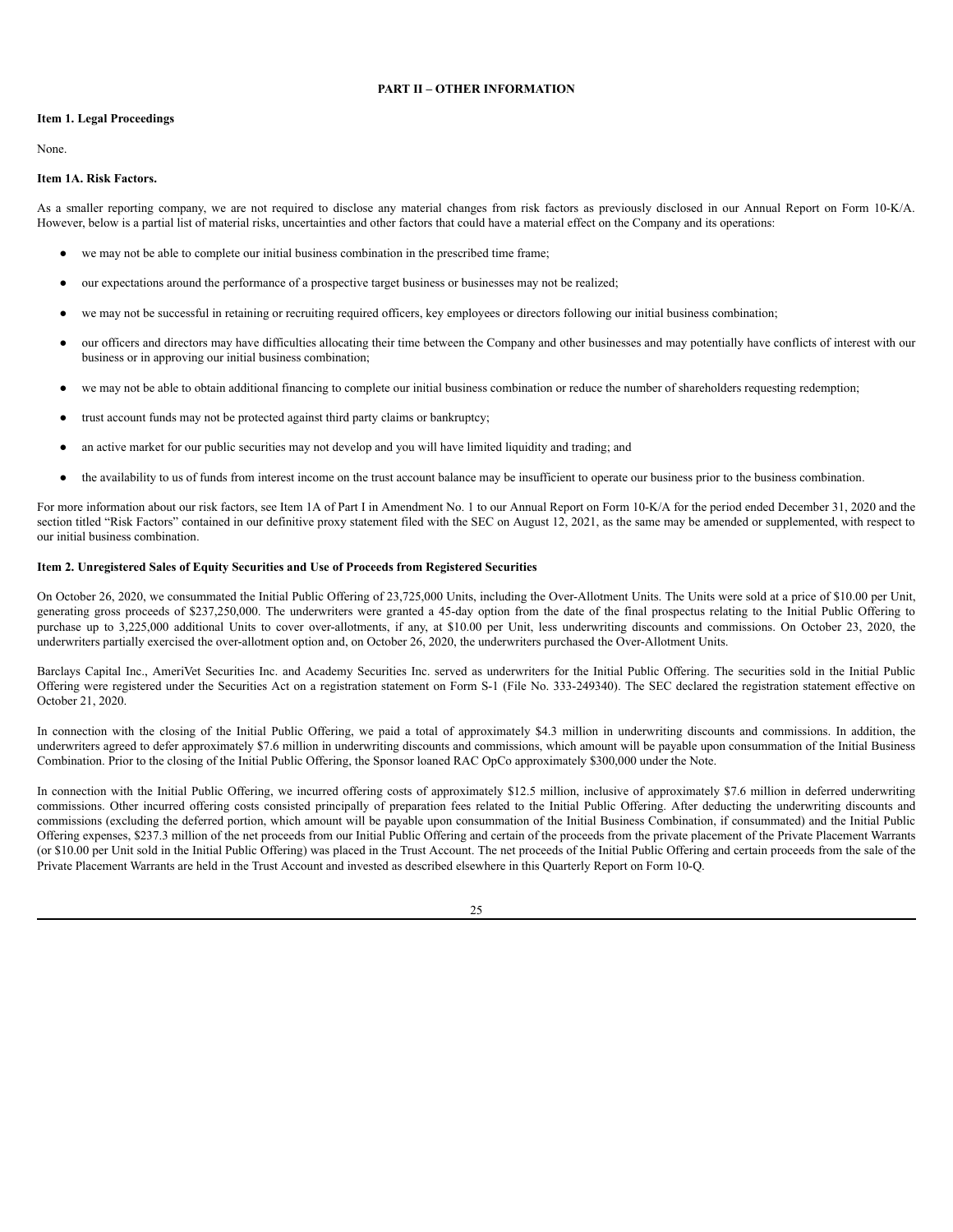# PART II – OTHER INFORMATION

**Item 1. Legal Proceedings**

None.

**Item 1A. Risk Factors.**

As a smaller reporting company, we are not required to disclose any material changes from risk factors as previously disclosed in our Annual Report on Form 10-K/A. However, below is a partial list of material risks, uncertainties and other factors that could have a material effect on the Company and its operations:

- we may not be able to complete our initial business combination in the prescribed time frame;
- our expectations around the performance of a prospective target business or businesses may not be realized;
- we may not be successful in retaining or recruiting required officers, key employees or directors following our initial business combination;
- our officers and directors may have difficulties allocating their time between the Company and other businesses and may potentially have conflicts of interest with our business or in approving our initial business combination;
- we may not be able to obtain additional financing to complete our initial business combination or reduce the number of shareholders requesting redemption;
- trust account funds may not be protected against third party claims or bankruptcy;
- an active market for our public securities may not develop and you will have limited liquidity and trading; and
- the availability to us of funds from interest income on the trust account balance may be insufficient to operate our business prior to the business combination.

For more information about our risk factors, see Item 1A of Part I in Amendment No. 1 to our Annual Report on Form 10-K/A for the period ended December 31, 2020 and the section titled "Risk Factors" contained in our definitive proxy statement filed with the SEC on August 12, 2021, as the same may be amended or supplemented, with respect to our initial business combination.

**Item 2. Unregistered Sales of Equity Securities and Use of Proceeds from Registered Securities**

On October 26, 2020, we consummated the Initial Public Offering of 23,725,000 Units, including the Over-Allotment Units. The Units were sold at a price of $10.00 per Unit, generating gross proceeds of $237,250,000. The underwriters were granted a 45-day option from the date of the final prospectus relating to the Initial Public Offering to purchase up to 3,225,000 additional Units to cover over-allotments, if any, at $10.00 per Unit, less underwriting discounts and commissions. On October 23, 2020, the underwriters partially exercised the over-allotment option and, on October 26, 2020, the underwriters purchased the Over-Allotment Units.

Barclays Capital Inc., AmeriVet Securities Inc. and Academy Securities Inc. served as underwriters for the Initial Public Offering. The securities sold in the Initial Public Offering were registered under the Securities Act on a registration statement on Form S-1 (File No. 333-249340). The SEC declared the registration statement effective on October 21, 2020.

In connection with the closing of the Initial Public Offering, we paid a total of approximately $4.3 million in underwriting discounts and commissions. In addition, the underwriters agreed to defer approximately $7.6 million in underwriting discounts and commissions, which amount will be payable upon consummation of the Initial Business Combination. Prior to the closing of the Initial Public Offering, the Sponsor loaned RAC OpCo approximately $300,000 under the Note.

In connection with the Initial Public Offering, we incurred offering costs of approximately $12.5 million, inclusive of approximately $7.6 million in deferred underwriting commissions. Other incurred offering costs consisted principally of preparation fees related to the Initial Public Offering. After deducting the underwriting discounts and commissions (excluding the deferred portion, which amount will be payable upon consummation of the Initial Business Combination, if consummated) and the Initial Public Offering expenses, $237.3 million of the net proceeds from our Initial Public Offering and certain of the proceeds from the private placement of the Private Placement Warrants (or $10.00 per Unit sold in the Initial Public Offering) was placed in the Trust Account. The net proceeds of the Initial Public Offering and certain proceeds from the sale of the Private Placement Warrants are held in the Trust Account and invested as described elsewhere in this Quarterly Report on Form 10-Q.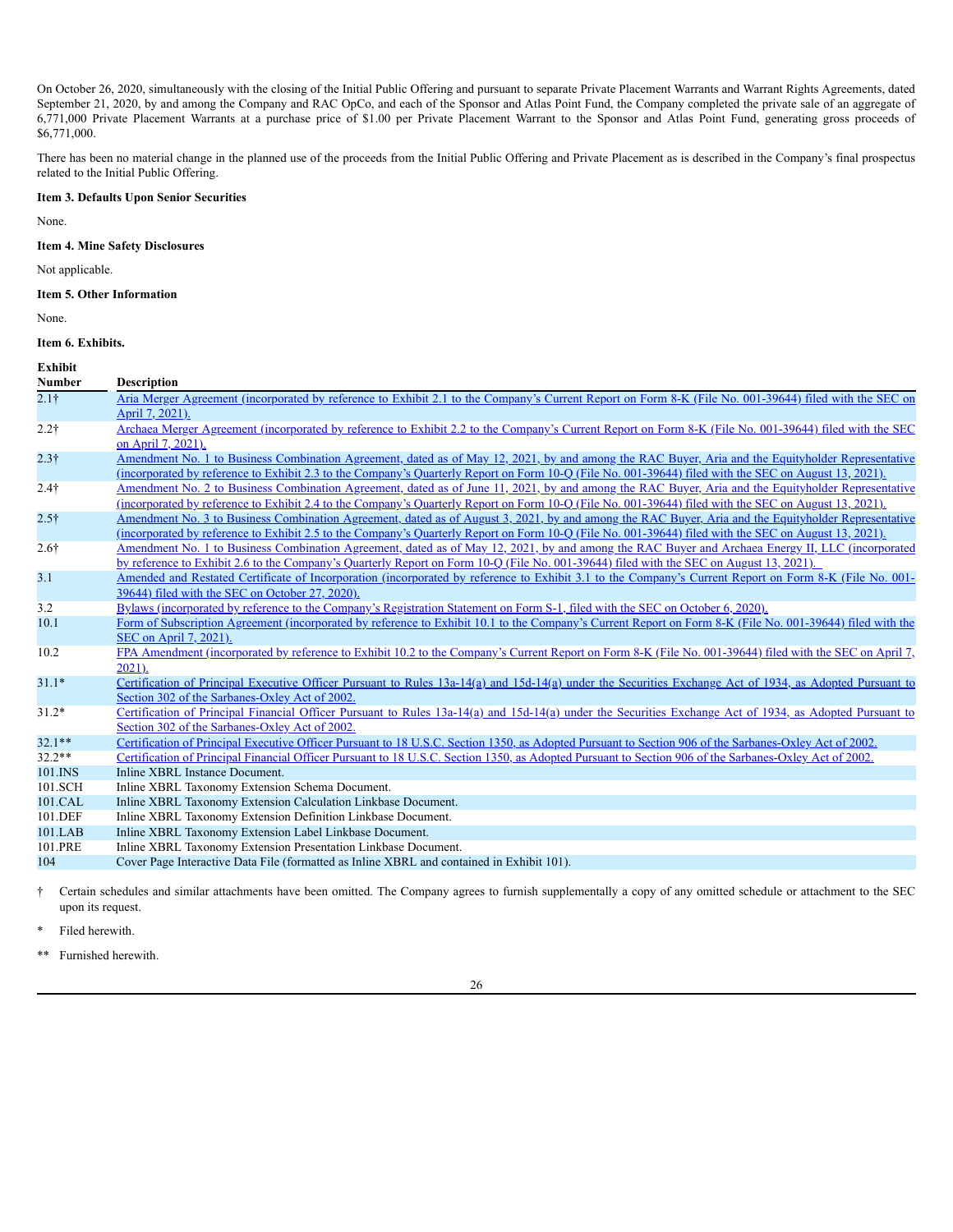On October 26, 2020, simultaneously with the closing of the Initial Public Offering and pursuant to separate Private Placement Warrants and Warrant Rights Agreements, dated September 21, 2020, by and among the Company and RAC OpCo, and each of the Sponsor and Atlas Point Fund, the Company completed the private sale of an aggregate of 6,771,000 Private Placement Warrants at a purchase price of $1.00 per Private Placement Warrant to the Sponsor and Atlas Point Fund, generating gross proceeds of $6,771,000.

There has been no material change in the planned use of the proceeds from the Initial Public Offering and Private Placement as is described in the Company's final prospectus related to the Initial Public Offering.

**Item 3. Defaults Upon Senior Securities**

None.

**Item 4. Mine Safety Disclosures**

Not applicable.

**Item 5. Other Information**

None.

**Item 6. Exhibits.**

| Exhibit Number | Description |
|---|---|
| 2.1† | Aria Merger Agreement (incorporated by reference to Exhibit 2.1 to the Company's Current Report on Form 8-K (File No. 001-39644) filed with the SEC on April 7, 2021). |
| 2.2† | Archaea Merger Agreement (incorporated by reference to Exhibit 2.2 to the Company's Current Report on Form 8-K (File No. 001-39644) filed with the SEC on April 7, 2021). |
| 2.3† | Amendment No. 1 to Business Combination Agreement, dated as of May 12, 2021, by and among the RAC Buyer, Aria and the Equityholder Representative (incorporated by reference to Exhibit 2.3 to the Company's Quarterly Report on Form 10-Q (File No. 001-39644) filed with the SEC on August 13, 2021). |
| 2.4† | Amendment No. 2 to Business Combination Agreement, dated as of June 11, 2021, by and among the RAC Buyer, Aria and the Equityholder Representative (incorporated by reference to Exhibit 2.4 to the Company's Quarterly Report on Form 10-Q (File No. 001-39644) filed with the SEC on August 13, 2021). |
| 2.5† | Amendment No. 3 to Business Combination Agreement, dated as of August 3, 2021, by and among the RAC Buyer, Aria and the Equityholder Representative (incorporated by reference to Exhibit 2.5 to the Company's Quarterly Report on Form 10-Q (File No. 001-39644) filed with the SEC on August 13, 2021). |
| 2.6† | Amendment No. 1 to Business Combination Agreement, dated as of May 12, 2021, by and among the RAC Buyer and Archaea Energy II, LLC (incorporated by reference to Exhibit 2.6 to the Company's Quarterly Report on Form 10-Q (File No. 001-39644) filed with the SEC on August 13, 2021). |
| 3.1 | Amended and Restated Certificate of Incorporation (incorporated by reference to Exhibit 3.1 to the Company's Current Report on Form 8-K (File No. 001-39644) filed with the SEC on October 27, 2020). |
| 3.2 | Bylaws (incorporated by reference to the Company's Registration Statement on Form S-1, filed with the SEC on October 6, 2020). |
| 10.1 | Form of Subscription Agreement (incorporated by reference to Exhibit 10.1 to the Company's Current Report on Form 8-K (File No. 001-39644) filed with the SEC on April 7, 2021). |
| 10.2 | FPA Amendment (incorporated by reference to Exhibit 10.2 to the Company's Current Report on Form 8-K (File No. 001-39644) filed with the SEC on April 7, 2021). |
| 31.1* | Certification of Principal Executive Officer Pursuant to Rules 13a-14(a) and 15d-14(a) under the Securities Exchange Act of 1934, as Adopted Pursuant to Section 302 of the Sarbanes-Oxley Act of 2002. |
| 31.2* | Certification of Principal Financial Officer Pursuant to Rules 13a-14(a) and 15d-14(a) under the Securities Exchange Act of 1934, as Adopted Pursuant to Section 302 of the Sarbanes-Oxley Act of 2002. |
| 32.1** | Certification of Principal Executive Officer Pursuant to 18 U.S.C. Section 1350, as Adopted Pursuant to Section 906 of the Sarbanes-Oxley Act of 2002. |
| 32.2** | Certification of Principal Financial Officer Pursuant to 18 U.S.C. Section 1350, as Adopted Pursuant to Section 906 of the Sarbanes-Oxley Act of 2002. |
| 101.INS | Inline XBRL Instance Document. |
| 101.SCH | Inline XBRL Taxonomy Extension Schema Document. |
| 101.CAL | Inline XBRL Taxonomy Extension Calculation Linkbase Document. |
| 101.DEF | Inline XBRL Taxonomy Extension Definition Linkbase Document. |
| 101.LAB | Inline XBRL Taxonomy Extension Label Linkbase Document. |
| 101.PRE | Inline XBRL Taxonomy Extension Presentation Linkbase Document. |
| 104 | Cover Page Interactive Data File (formatted as Inline XBRL and contained in Exhibit 101). |

† Certain schedules and similar attachments have been omitted. The Company agrees to furnish supplementally a copy of any omitted schedule or attachment to the SEC upon its request.

* Filed herewith.

** Furnished herewith.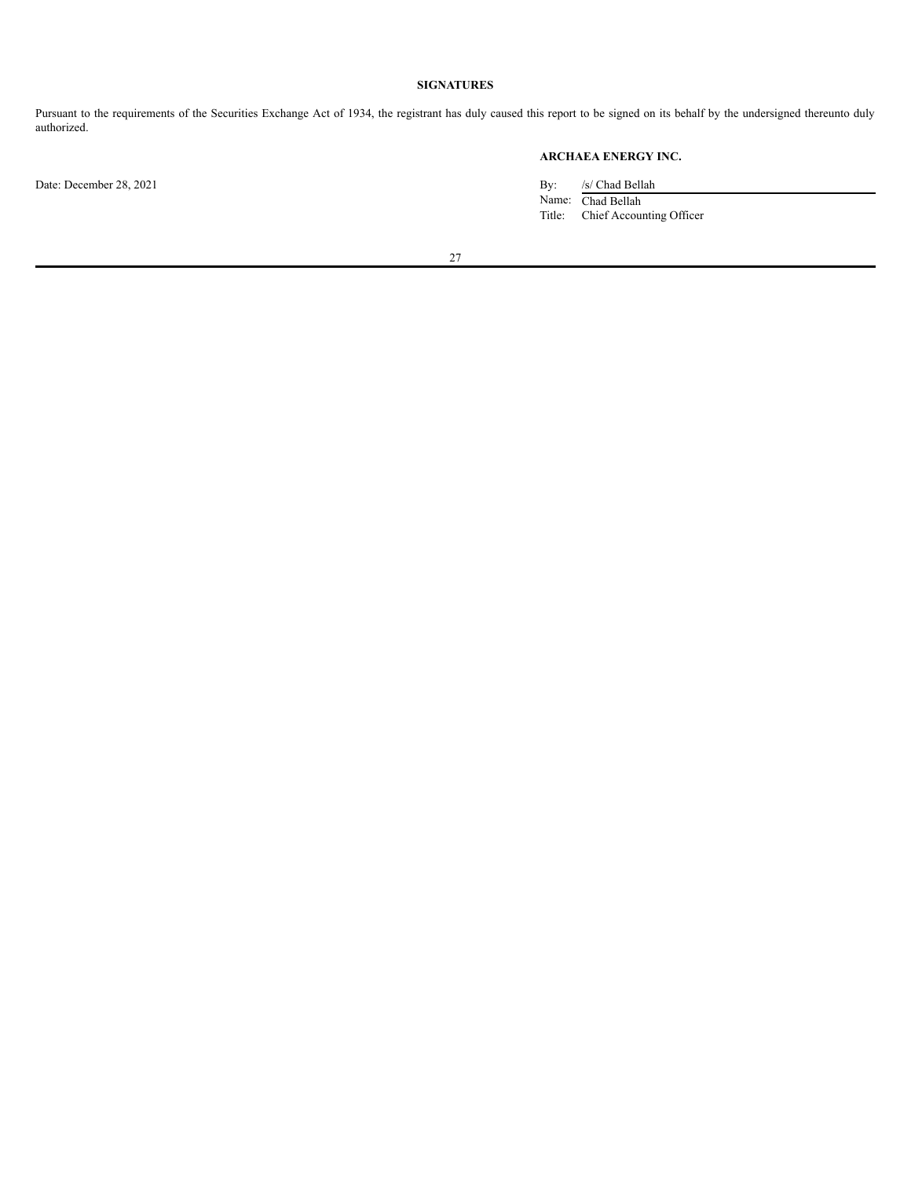## SIGNATURES

Pursuant to the requirements of the Securities Exchange Act of 1934, the registrant has duly caused this report to be signed on its behalf by the undersigned thereunto duly authorized.

**ARCHAEA ENERGY INC.**

Date: December 28, 2021

By: /s/ Chad Bellah
Name: Chad Bellah
Title: Chief Accounting Officer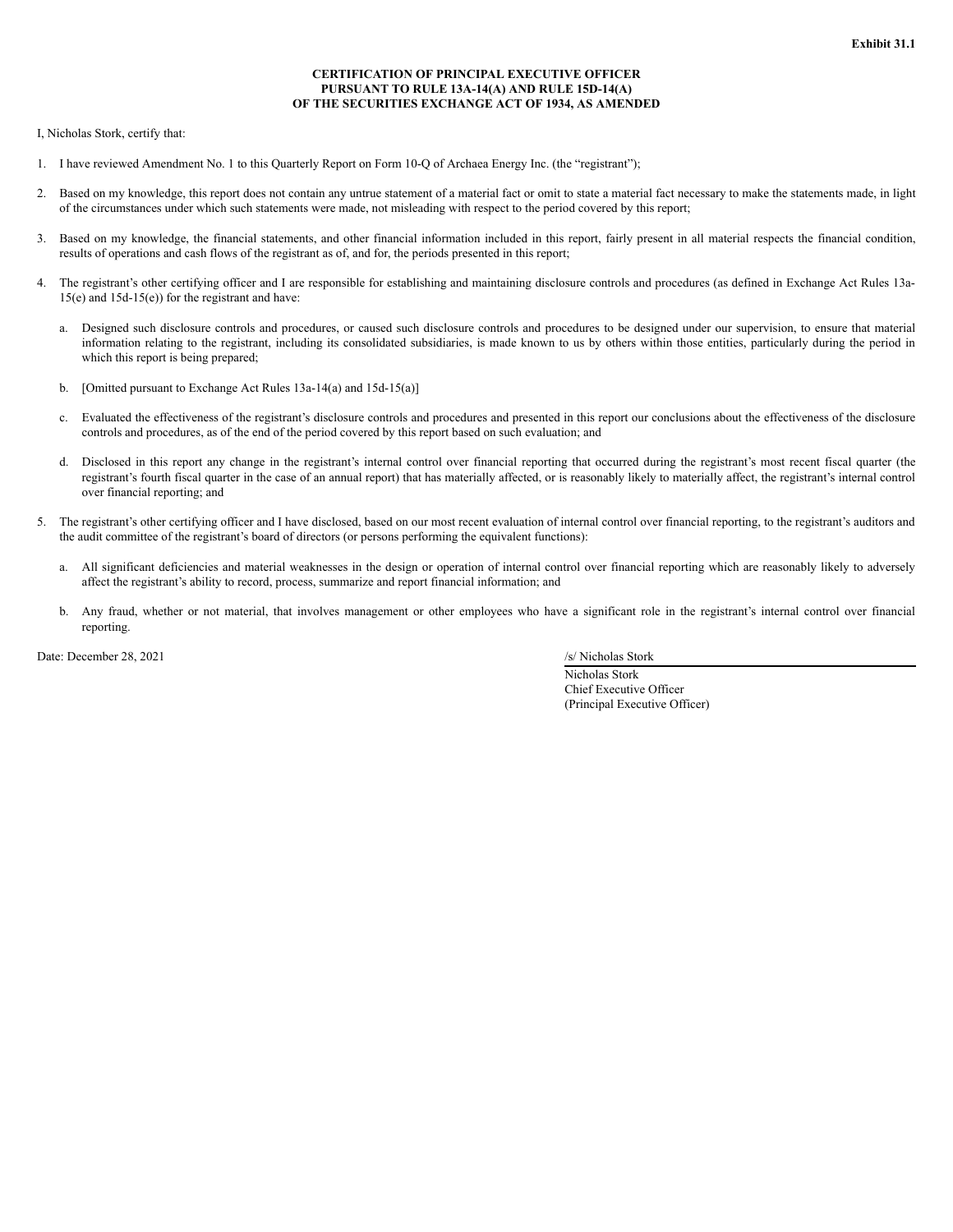**Exhibit 31.1**

**CERTIFICATION OF PRINCIPAL EXECUTIVE OFFICER PURSUANT TO RULE 13A-14(A) AND RULE 15D-14(A) OF THE SECURITIES EXCHANGE ACT OF 1934, AS AMENDED**

I, Nicholas Stork, certify that:

1. I have reviewed Amendment No. 1 to this Quarterly Report on Form 10-Q of Archaea Energy Inc. (the "registrant");

2. Based on my knowledge, this report does not contain any untrue statement of a material fact or omit to state a material fact necessary to make the statements made, in light of the circumstances under which such statements were made, not misleading with respect to the period covered by this report;

3. Based on my knowledge, the financial statements, and other financial information included in this report, fairly present in all material respects the financial condition, results of operations and cash flows of the registrant as of, and for, the periods presented in this report;

4. The registrant's other certifying officer and I are responsible for establishing and maintaining disclosure controls and procedures (as defined in Exchange Act Rules 13a-15(e) and 15d-15(e)) for the registrant and have:

   a. Designed such disclosure controls and procedures, or caused such disclosure controls and procedures to be designed under our supervision, to ensure that material information relating to the registrant, including its consolidated subsidiaries, is made known to us by others within those entities, particularly during the period in which this report is being prepared;

   b. [Omitted pursuant to Exchange Act Rules 13a-14(a) and 15d-15(a)]

   c. Evaluated the effectiveness of the registrant's disclosure controls and procedures and presented in this report our conclusions about the effectiveness of the disclosure controls and procedures, as of the end of the period covered by this report based on such evaluation; and

   d. Disclosed in this report any change in the registrant's internal control over financial reporting that occurred during the registrant's most recent fiscal quarter (the registrant's fourth fiscal quarter in the case of an annual report) that has materially affected, or is reasonably likely to materially affect, the registrant's internal control over financial reporting; and

5. The registrant's other certifying officer and I have disclosed, based on our most recent evaluation of internal control over financial reporting, to the registrant's auditors and the audit committee of the registrant's board of directors (or persons performing the equivalent functions):

   a. All significant deficiencies and material weaknesses in the design or operation of internal control over financial reporting which are reasonably likely to adversely affect the registrant's ability to record, process, summarize and report financial information; and

   b. Any fraud, whether or not material, that involves management or other employees who have a significant role in the registrant's internal control over financial reporting.

Date: December 28, 2021

/s/ Nicholas Stork

Nicholas Stork
Chief Executive Officer
(Principal Executive Officer)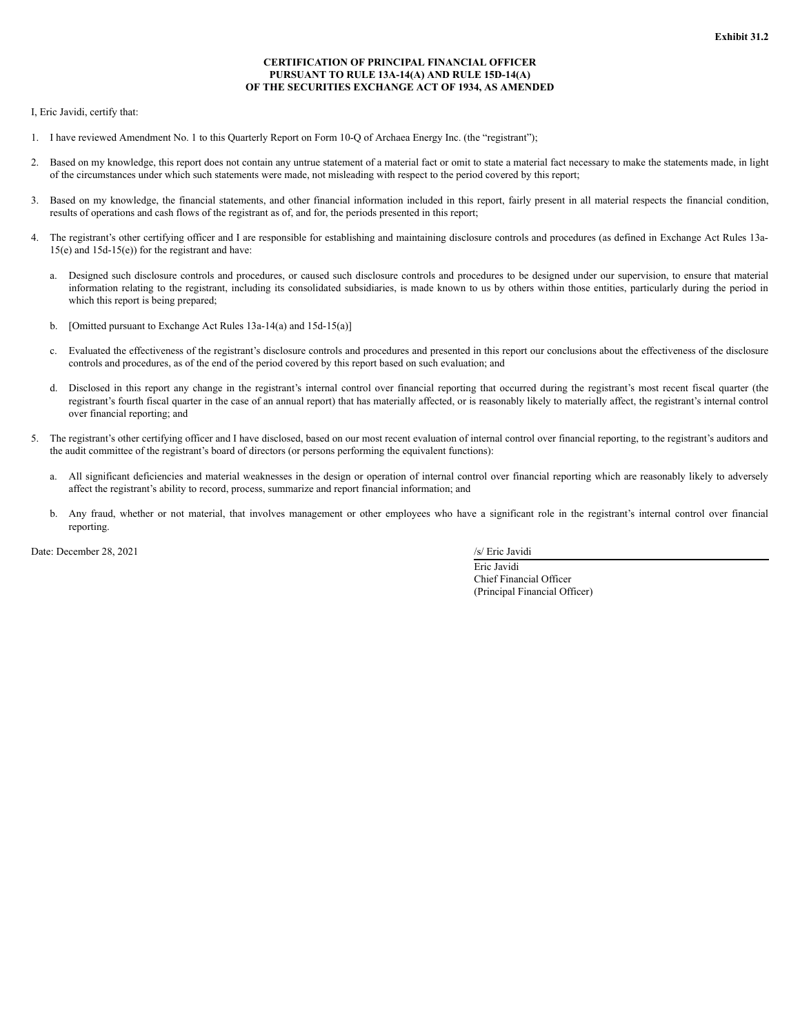**Exhibit 31.2**

**CERTIFICATION OF PRINCIPAL FINANCIAL OFFICER**
**PURSUANT TO RULE 13A-14(A) AND RULE 15D-14(A)**
**OF THE SECURITIES EXCHANGE ACT OF 1934, AS AMENDED**

I, Eric Javidi, certify that:

1. I have reviewed Amendment No. 1 to this Quarterly Report on Form 10-Q of Archaea Energy Inc. (the "registrant");

2. Based on my knowledge, this report does not contain any untrue statement of a material fact or omit to state a material fact necessary to make the statements made, in light of the circumstances under which such statements were made, not misleading with respect to the period covered by this report;

3. Based on my knowledge, the financial statements, and other financial information included in this report, fairly present in all material respects the financial condition, results of operations and cash flows of the registrant as of, and for, the periods presented in this report;

4. The registrant's other certifying officer and I are responsible for establishing and maintaining disclosure controls and procedures (as defined in Exchange Act Rules 13a-15(e) and 15d-15(e)) for the registrant and have:

   a. Designed such disclosure controls and procedures, or caused such disclosure controls and procedures to be designed under our supervision, to ensure that material information relating to the registrant, including its consolidated subsidiaries, is made known to us by others within those entities, particularly during the period in which this report is being prepared;

   b. [Omitted pursuant to Exchange Act Rules 13a-14(a) and 15d-15(a)]

   c. Evaluated the effectiveness of the registrant's disclosure controls and procedures and presented in this report our conclusions about the effectiveness of the disclosure controls and procedures, as of the end of the period covered by this report based on such evaluation; and

   d. Disclosed in this report any change in the registrant's internal control over financial reporting that occurred during the registrant's most recent fiscal quarter (the registrant's fourth fiscal quarter in the case of an annual report) that has materially affected, or is reasonably likely to materially affect, the registrant's internal control over financial reporting; and

5. The registrant's other certifying officer and I have disclosed, based on our most recent evaluation of internal control over financial reporting, to the registrant's auditors and the audit committee of the registrant's board of directors (or persons performing the equivalent functions):

   a. All significant deficiencies and material weaknesses in the design or operation of internal control over financial reporting which are reasonably likely to adversely affect the registrant's ability to record, process, summarize and report financial information; and

   b. Any fraud, whether or not material, that involves management or other employees who have a significant role in the registrant's internal control over financial reporting.

Date: December 28, 2021

/s/ Eric Javidi

Eric Javidi
Chief Financial Officer
(Principal Financial Officer)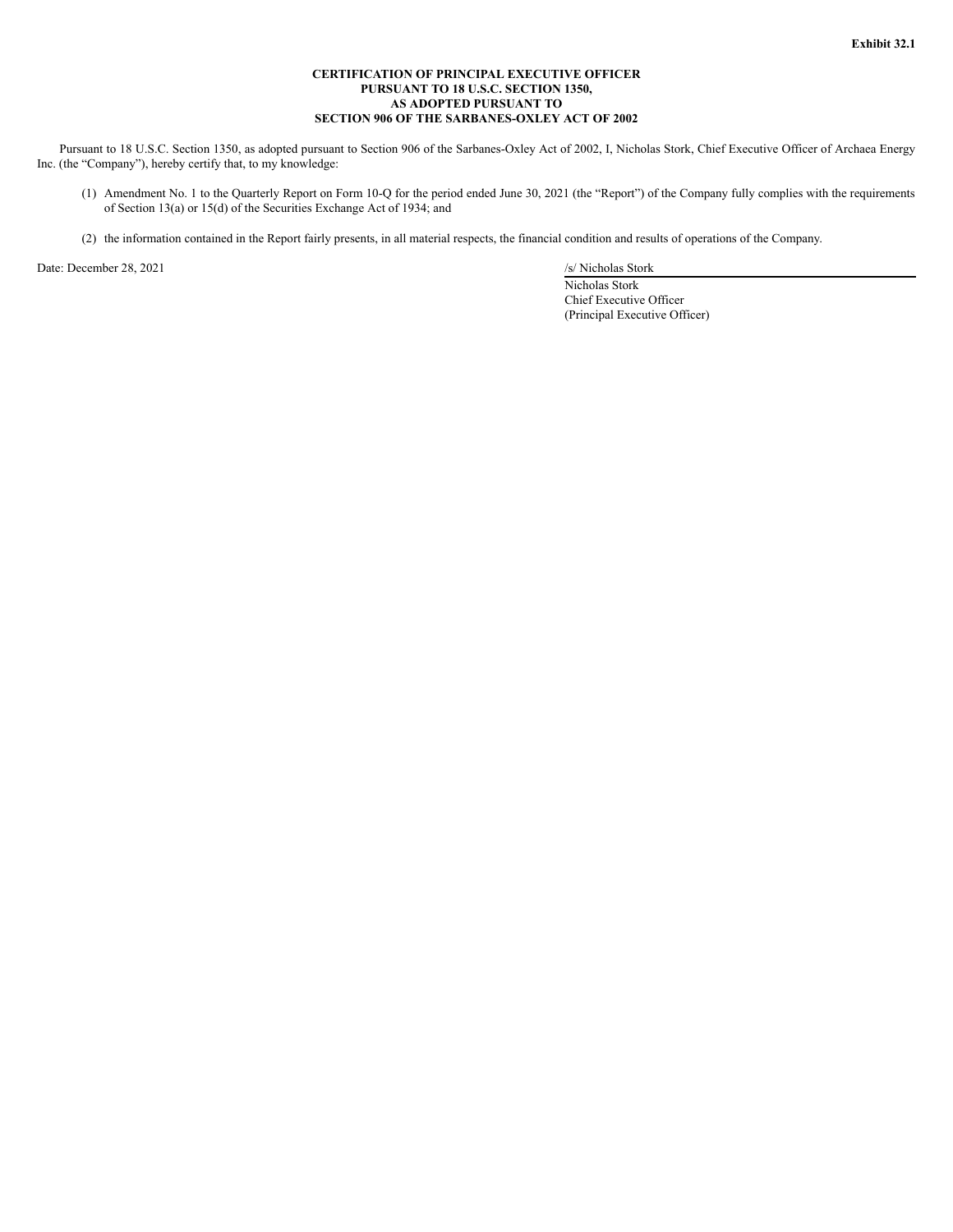**Exhibit 32.1**

**CERTIFICATION OF PRINCIPAL EXECUTIVE OFFICER**
**PURSUANT TO 18 U.S.C. SECTION 1350,**
**AS ADOPTED PURSUANT TO**
**SECTION 906 OF THE SARBANES-OXLEY ACT OF 2002**

Pursuant to 18 U.S.C. Section 1350, as adopted pursuant to Section 906 of the Sarbanes-Oxley Act of 2002, I, Nicholas Stork, Chief Executive Officer of Archaea Energy Inc. (the "Company"), hereby certify that, to my knowledge:

(1) Amendment No. 1 to the Quarterly Report on Form 10-Q for the period ended June 30, 2021 (the "Report") of the Company fully complies with the requirements of Section 13(a) or 15(d) of the Securities Exchange Act of 1934; and

(2) the information contained in the Report fairly presents, in all material respects, the financial condition and results of operations of the Company.

Date: December 28, 2021

/s/ Nicholas Stork
Nicholas Stork
Chief Executive Officer
(Principal Executive Officer)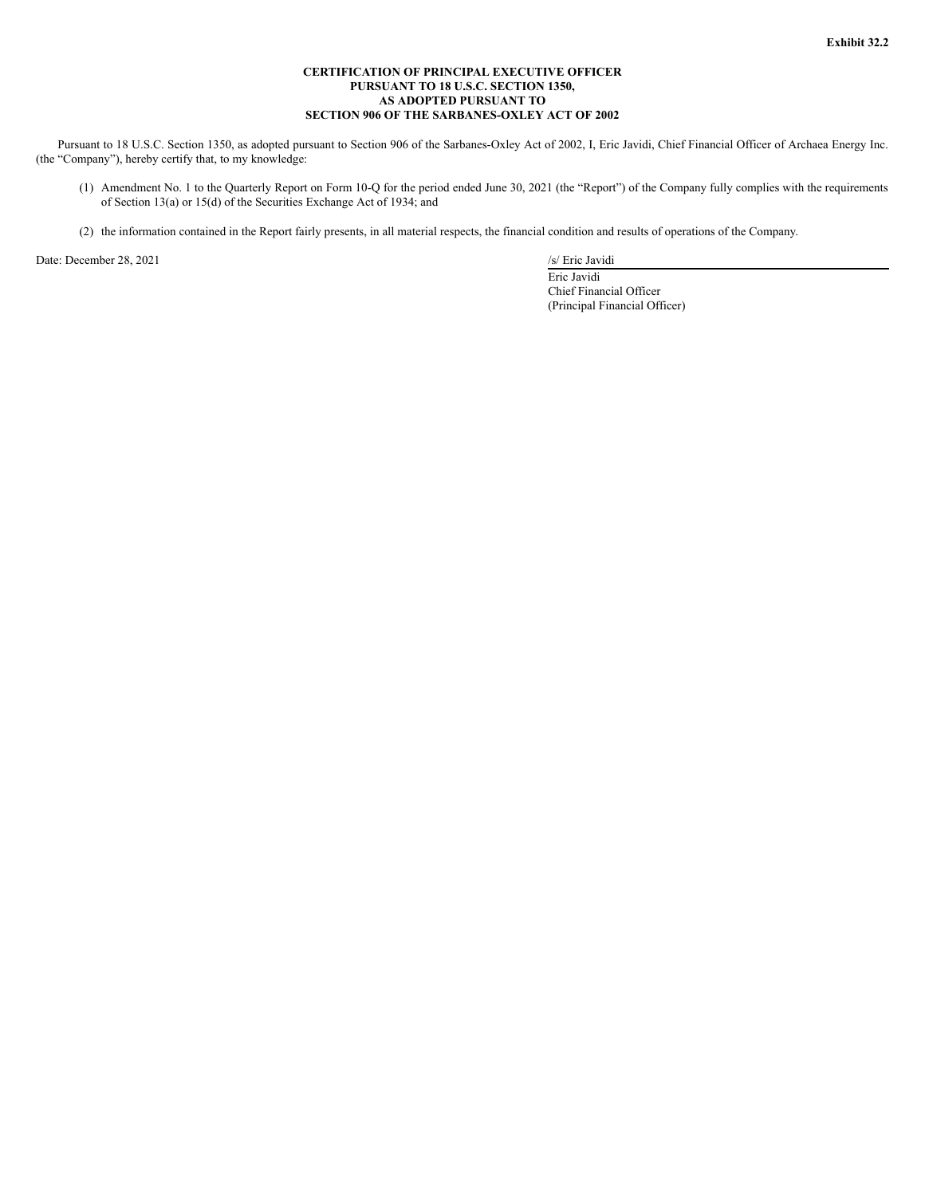**Exhibit 32.2**

**CERTIFICATION OF PRINCIPAL EXECUTIVE OFFICER
PURSUANT TO 18 U.S.C. SECTION 1350,
AS ADOPTED PURSUANT TO
SECTION 906 OF THE SARBANES-OXLEY ACT OF 2002**

Pursuant to 18 U.S.C. Section 1350, as adopted pursuant to Section 906 of the Sarbanes-Oxley Act of 2002, I, Eric Javidi, Chief Financial Officer of Archaea Energy Inc. (the "Company"), hereby certify that, to my knowledge:

(1) Amendment No. 1 to the Quarterly Report on Form 10-Q for the period ended June 30, 2021 (the "Report") of the Company fully complies with the requirements of Section 13(a) or 15(d) of the Securities Exchange Act of 1934; and

(2) the information contained in the Report fairly presents, in all material respects, the financial condition and results of operations of the Company.

Date: December 28, 2021

/s/ Eric Javidi
Eric Javidi
Chief Financial Officer
(Principal Financial Officer)